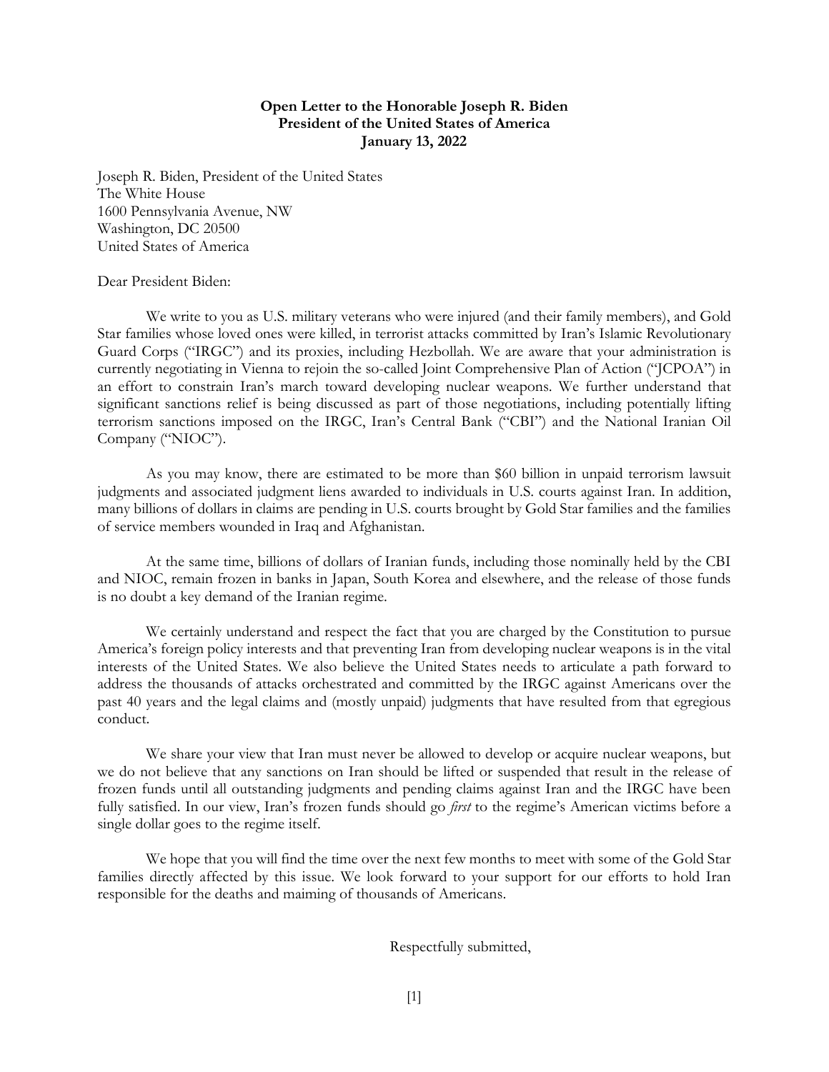**Open Letter to the Honorable Joseph R. Biden**
**President of the United States of America**
**January 13, 2022**

Joseph R. Biden, President of the United States
The White House
1600 Pennsylvania Avenue, NW
Washington, DC 20500
United States of America

Dear President Biden:

We write to you as U.S. military veterans who were injured (and their family members), and Gold Star families whose loved ones were killed, in terrorist attacks committed by Iran's Islamic Revolutionary Guard Corps ("IRGC") and its proxies, including Hezbollah. We are aware that your administration is currently negotiating in Vienna to rejoin the so-called Joint Comprehensive Plan of Action ("JCPOA") in an effort to constrain Iran's march toward developing nuclear weapons. We further understand that significant sanctions relief is being discussed as part of those negotiations, including potentially lifting terrorism sanctions imposed on the IRGC, Iran's Central Bank ("CBI") and the National Iranian Oil Company ("NIOC").

As you may know, there are estimated to be more than $60 billion in unpaid terrorism lawsuit judgments and associated judgment liens awarded to individuals in U.S. courts against Iran. In addition, many billions of dollars in claims are pending in U.S. courts brought by Gold Star families and the families of service members wounded in Iraq and Afghanistan.

At the same time, billions of dollars of Iranian funds, including those nominally held by the CBI and NIOC, remain frozen in banks in Japan, South Korea and elsewhere, and the release of those funds is no doubt a key demand of the Iranian regime.

We certainly understand and respect the fact that you are charged by the Constitution to pursue America's foreign policy interests and that preventing Iran from developing nuclear weapons is in the vital interests of the United States. We also believe the United States needs to articulate a path forward to address the thousands of attacks orchestrated and committed by the IRGC against Americans over the past 40 years and the legal claims and (mostly unpaid) judgments that have resulted from that egregious conduct.

We share your view that Iran must never be allowed to develop or acquire nuclear weapons, but we do not believe that any sanctions on Iran should be lifted or suspended that result in the release of frozen funds until all outstanding judgments and pending claims against Iran and the IRGC have been fully satisfied. In our view, Iran's frozen funds should go *first* to the regime's American victims before a single dollar goes to the regime itself.

We hope that you will find the time over the next few months to meet with some of the Gold Star families directly affected by this issue. We look forward to your support for our efforts to hold Iran responsible for the deaths and maiming of thousands of Americans.

Respectfully submitted,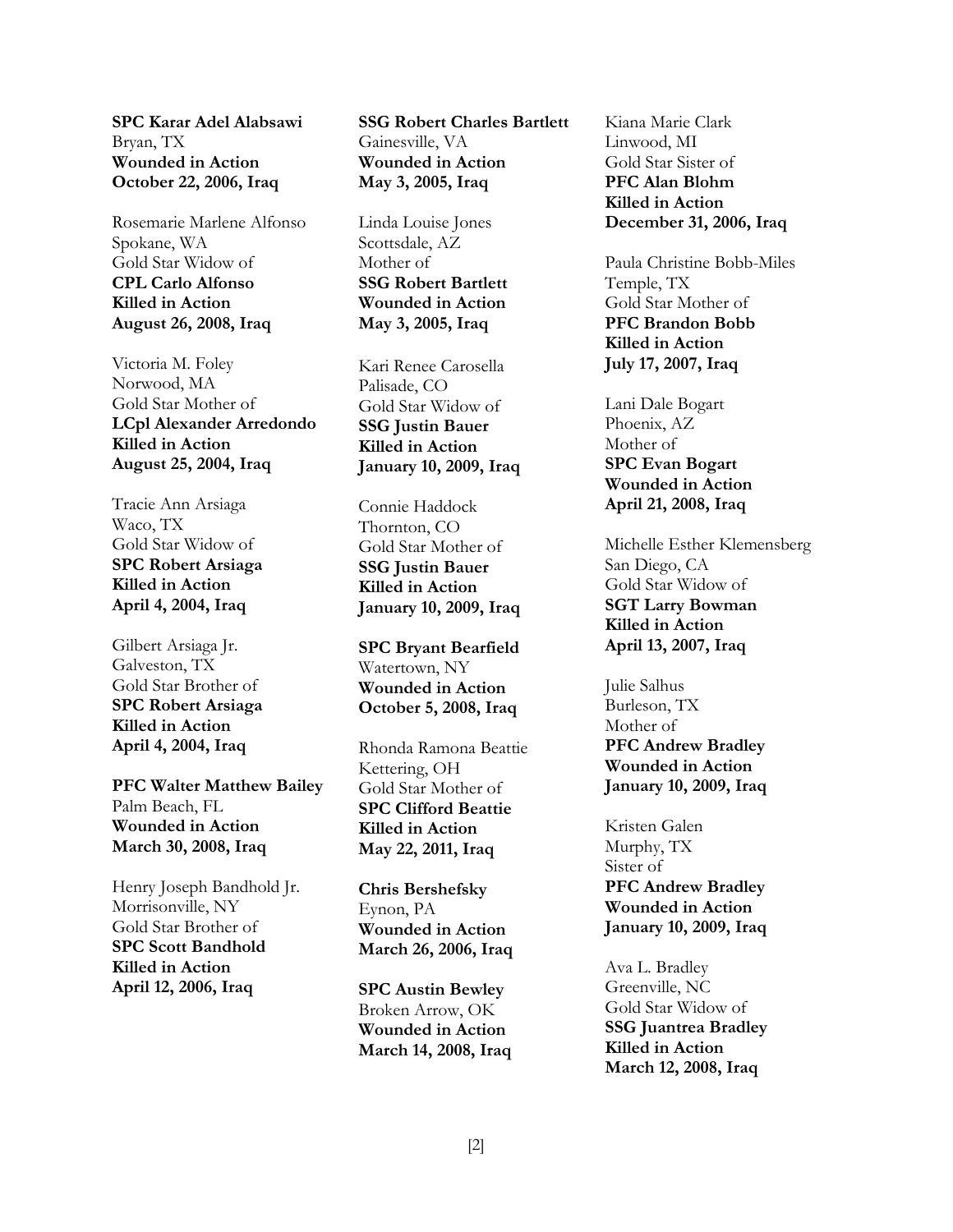**SPC Karar Adel Alabsawi**
Bryan, TX
**Wounded in Action**
**October 22, 2006, Iraq**

Rosemarie Marlene Alfonso
Spokane, WA
Gold Star Widow of
**CPL Carlo Alfonso**
**Killed in Action**
**August 26, 2008, Iraq**

Victoria M. Foley
Norwood, MA
Gold Star Mother of
**LCpl Alexander Arredondo**
**Killed in Action**
**August 25, 2004, Iraq**

Tracie Ann Arsiaga
Waco, TX
Gold Star Widow of
**SPC Robert Arsiaga**
**Killed in Action**
**April 4, 2004, Iraq**

Gilbert Arsiaga Jr.
Galveston, TX
Gold Star Brother of
**SPC Robert Arsiaga**
**Killed in Action**
**April 4, 2004, Iraq**

**PFC Walter Matthew Bailey**
Palm Beach, FL
**Wounded in Action**
**March 30, 2008, Iraq**

Henry Joseph Bandhold Jr.
Morrisonville, NY
Gold Star Brother of
**SPC Scott Bandhold**
**Killed in Action**
**April 12, 2006, Iraq**

**SSG Robert Charles Bartlett**
Gainesville, VA
**Wounded in Action**
**May 3, 2005, Iraq**

Linda Louise Jones
Scottsdale, AZ
Mother of
**SSG Robert Bartlett**
**Wounded in Action**
**May 3, 2005, Iraq**

Kari Renee Carosella
Palisade, CO
Gold Star Widow of
**SSG Justin Bauer**
**Killed in Action**
**January 10, 2009, Iraq**

Connie Haddock
Thornton, CO
Gold Star Mother of
**SSG Justin Bauer**
**Killed in Action**
**January 10, 2009, Iraq**

**SPC Bryant Bearfield**
Watertown, NY
**Wounded in Action**
**October 5, 2008, Iraq**

Rhonda Ramona Beattie
Kettering, OH
Gold Star Mother of
**SPC Clifford Beattie**
**Killed in Action**
**May 22, 2011, Iraq**

**Chris Bershefsky**
Eynon, PA
**Wounded in Action**
**March 26, 2006, Iraq**

**SPC Austin Bewley**
Broken Arrow, OK
**Wounded in Action**
**March 14, 2008, Iraq**

Kiana Marie Clark
Linwood, MI
Gold Star Sister of
**PFC Alan Blohm**
**Killed in Action**
**December 31, 2006, Iraq**

Paula Christine Bobb-Miles
Temple, TX
Gold Star Mother of
**PFC Brandon Bobb**
**Killed in Action**
**July 17, 2007, Iraq**

Lani Dale Bogart
Phoenix, AZ
Mother of
**SPC Evan Bogart**
**Wounded in Action**
**April 21, 2008, Iraq**

Michelle Esther Klemensberg
San Diego, CA
Gold Star Widow of
**SGT Larry Bowman**
**Killed in Action**
**April 13, 2007, Iraq**

Julie Salhus
Burleson, TX
Mother of
**PFC Andrew Bradley**
**Wounded in Action**
**January 10, 2009, Iraq**

Kristen Galen
Murphy, TX
Sister of
**PFC Andrew Bradley**
**Wounded in Action**
**January 10, 2009, Iraq**

Ava L. Bradley
Greenville, NC
Gold Star Widow of
**SSG Juantrea Bradley**
**Killed in Action**
**March 12, 2008, Iraq**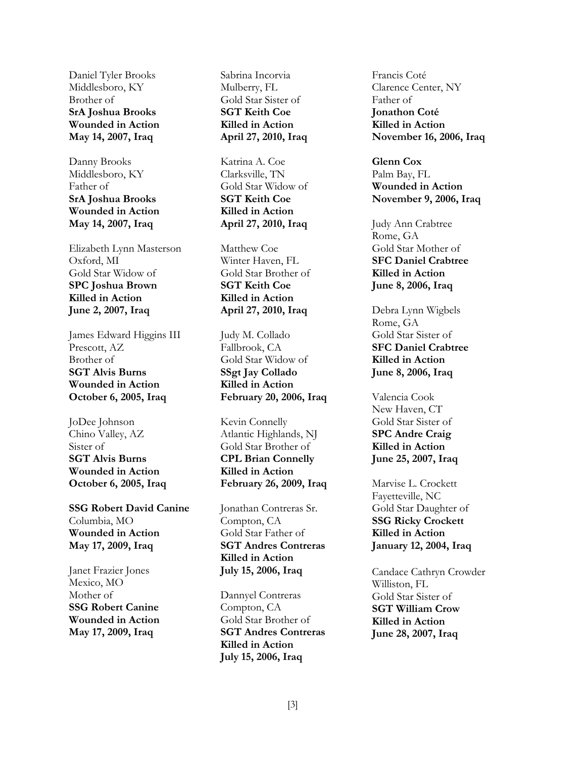Daniel Tyler Brooks
Middlesboro, KY
Brother of
**SrA Joshua Brooks**
**Wounded in Action**
**May 14, 2007, Iraq**

Danny Brooks
Middlesboro, KY
Father of
**SrA Joshua Brooks**
**Wounded in Action**
**May 14, 2007, Iraq**

Elizabeth Lynn Masterson
Oxford, MI
Gold Star Widow of
**SPC Joshua Brown**
**Killed in Action**
**June 2, 2007, Iraq**

James Edward Higgins III
Prescott, AZ
Brother of
**SGT Alvis Burns**
**Wounded in Action**
**October 6, 2005, Iraq**

JoDee Johnson
Chino Valley, AZ
Sister of
**SGT Alvis Burns**
**Wounded in Action**
**October 6, 2005, Iraq**

**SSG Robert David Canine**
Columbia, MO
**Wounded in Action**
**May 17, 2009, Iraq**

Janet Frazier Jones
Mexico, MO
Mother of
**SSG Robert Canine**
**Wounded in Action**
**May 17, 2009, Iraq**

Sabrina Incorvia
Mulberry, FL
Gold Star Sister of
**SGT Keith Coe**
**Killed in Action**
**April 27, 2010, Iraq**

Katrina A. Coe
Clarksville, TN
Gold Star Widow of
**SGT Keith Coe**
**Killed in Action**
**April 27, 2010, Iraq**

Matthew Coe
Winter Haven, FL
Gold Star Brother of
**SGT Keith Coe**
**Killed in Action**
**April 27, 2010, Iraq**

Judy M. Collado
Fallbrook, CA
Gold Star Widow of
**SSgt Jay Collado**
**Killed in Action**
**February 20, 2006, Iraq**

Kevin Connelly
Atlantic Highlands, NJ
Gold Star Brother of
**CPL Brian Connelly**
**Killed in Action**
**February 26, 2009, Iraq**

Jonathan Contreras Sr.
Compton, CA
Gold Star Father of
**SGT Andres Contreras**
**Killed in Action**
**July 15, 2006, Iraq**

Dannyel Contreras
Compton, CA
Gold Star Brother of
**SGT Andres Contreras**
**Killed in Action**
**July 15, 2006, Iraq**

Francis Coté
Clarence Center, NY
Father of
**Jonathon Coté**
**Killed in Action**
**November 16, 2006, Iraq**

**Glenn Cox**
Palm Bay, FL
**Wounded in Action**
**November 9, 2006, Iraq**

Judy Ann Crabtree
Rome, GA
Gold Star Mother of
**SFC Daniel Crabtree**
**Killed in Action**
**June 8, 2006, Iraq**

Debra Lynn Wigbels
Rome, GA
Gold Star Sister of
**SFC Daniel Crabtree**
**Killed in Action**
**June 8, 2006, Iraq**

Valencia Cook
New Haven, CT
Gold Star Sister of
**SPC Andre Craig**
**Killed in Action**
**June 25, 2007, Iraq**

Marvise L. Crockett
Fayetteville, NC
Gold Star Daughter of
**SSG Ricky Crockett**
**Killed in Action**
**January 12, 2004, Iraq**

Candace Cathryn Crowder
Williston, FL
Gold Star Sister of
**SGT William Crow**
**Killed in Action**
**June 28, 2007, Iraq**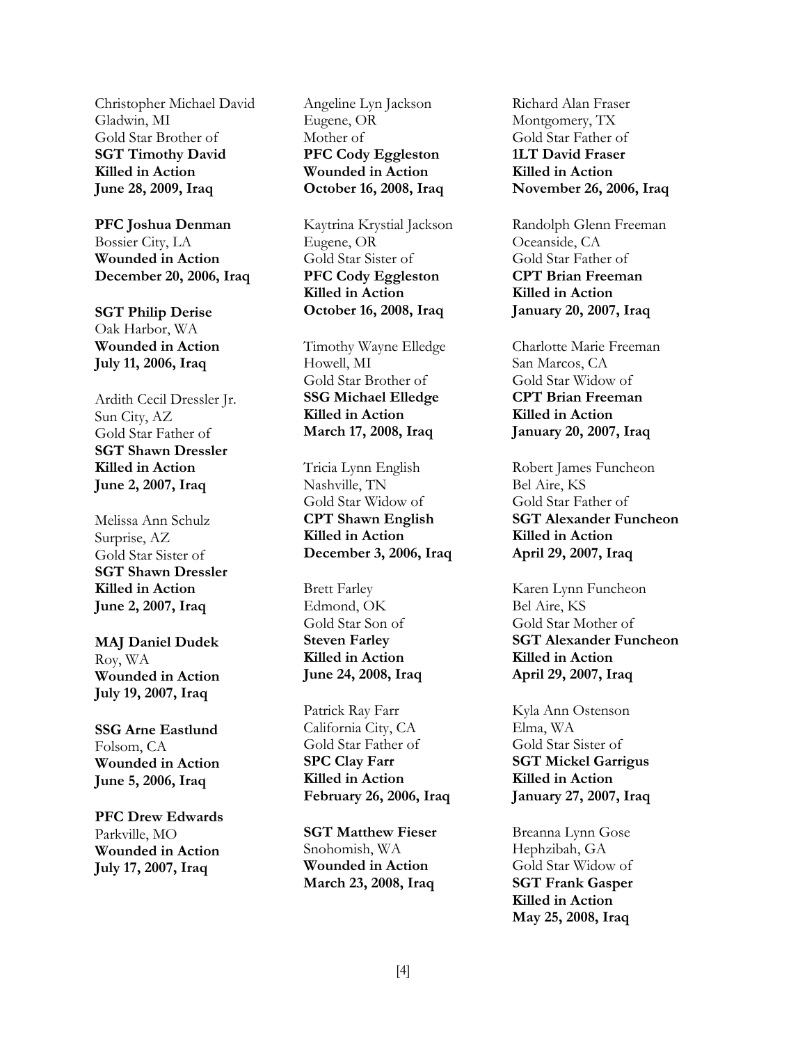Christopher Michael David
Gladwin, MI
Gold Star Brother of
**SGT Timothy David**
**Killed in Action**
**June 28, 2009, Iraq**

**PFC Joshua Denman**
Bossier City, LA
**Wounded in Action**
**December 20, 2006, Iraq**

**SGT Philip Derise**
Oak Harbor, WA
**Wounded in Action**
**July 11, 2006, Iraq**

Ardith Cecil Dressler Jr.
Sun City, AZ
Gold Star Father of
**SGT Shawn Dressler**
**Killed in Action**
**June 2, 2007, Iraq**

Melissa Ann Schulz
Surprise, AZ
Gold Star Sister of
**SGT Shawn Dressler**
**Killed in Action**
**June 2, 2007, Iraq**

**MAJ Daniel Dudek**
Roy, WA
**Wounded in Action**
**July 19, 2007, Iraq**

**SSG Arne Eastlund**
Folsom, CA
**Wounded in Action**
**June 5, 2006, Iraq**

**PFC Drew Edwards**
Parkville, MO
**Wounded in Action**
**July 17, 2007, Iraq**

Angeline Lyn Jackson
Eugene, OR
Mother of
**PFC Cody Eggleston**
**Wounded in Action**
**October 16, 2008, Iraq**

Kaytrina Krystial Jackson
Eugene, OR
Gold Star Sister of
**PFC Cody Eggleston**
**Killed in Action**
**October 16, 2008, Iraq**

Timothy Wayne Elledge
Howell, MI
Gold Star Brother of
**SSG Michael Elledge**
**Killed in Action**
**March 17, 2008, Iraq**

Tricia Lynn English
Nashville, TN
Gold Star Widow of
**CPT Shawn English**
**Killed in Action**
**December 3, 2006, Iraq**

Brett Farley
Edmond, OK
Gold Star Son of
**Steven Farley**
**Killed in Action**
**June 24, 2008, Iraq**

Patrick Ray Farr
California City, CA
Gold Star Father of
**SPC Clay Farr**
**Killed in Action**
**February 26, 2006, Iraq**

**SGT Matthew Fieser**
Snohomish, WA
**Wounded in Action**
**March 23, 2008, Iraq**

Richard Alan Fraser
Montgomery, TX
Gold Star Father of
**1LT David Fraser**
**Killed in Action**
**November 26, 2006, Iraq**

Randolph Glenn Freeman
Oceanside, CA
Gold Star Father of
**CPT Brian Freeman**
**Killed in Action**
**January 20, 2007, Iraq**

Charlotte Marie Freeman
San Marcos, CA
Gold Star Widow of
**CPT Brian Freeman**
**Killed in Action**
**January 20, 2007, Iraq**

Robert James Funcheon
Bel Aire, KS
Gold Star Father of
**SGT Alexander Funcheon**
**Killed in Action**
**April 29, 2007, Iraq**

Karen Lynn Funcheon
Bel Aire, KS
Gold Star Mother of
**SGT Alexander Funcheon**
**Killed in Action**
**April 29, 2007, Iraq**

Kyla Ann Ostenson
Elma, WA
Gold Star Sister of
**SGT Mickel Garrigus**
**Killed in Action**
**January 27, 2007, Iraq**

Breanna Lynn Gose
Hephzibah, GA
Gold Star Widow of
**SGT Frank Gasper**
**Killed in Action**
**May 25, 2008, Iraq**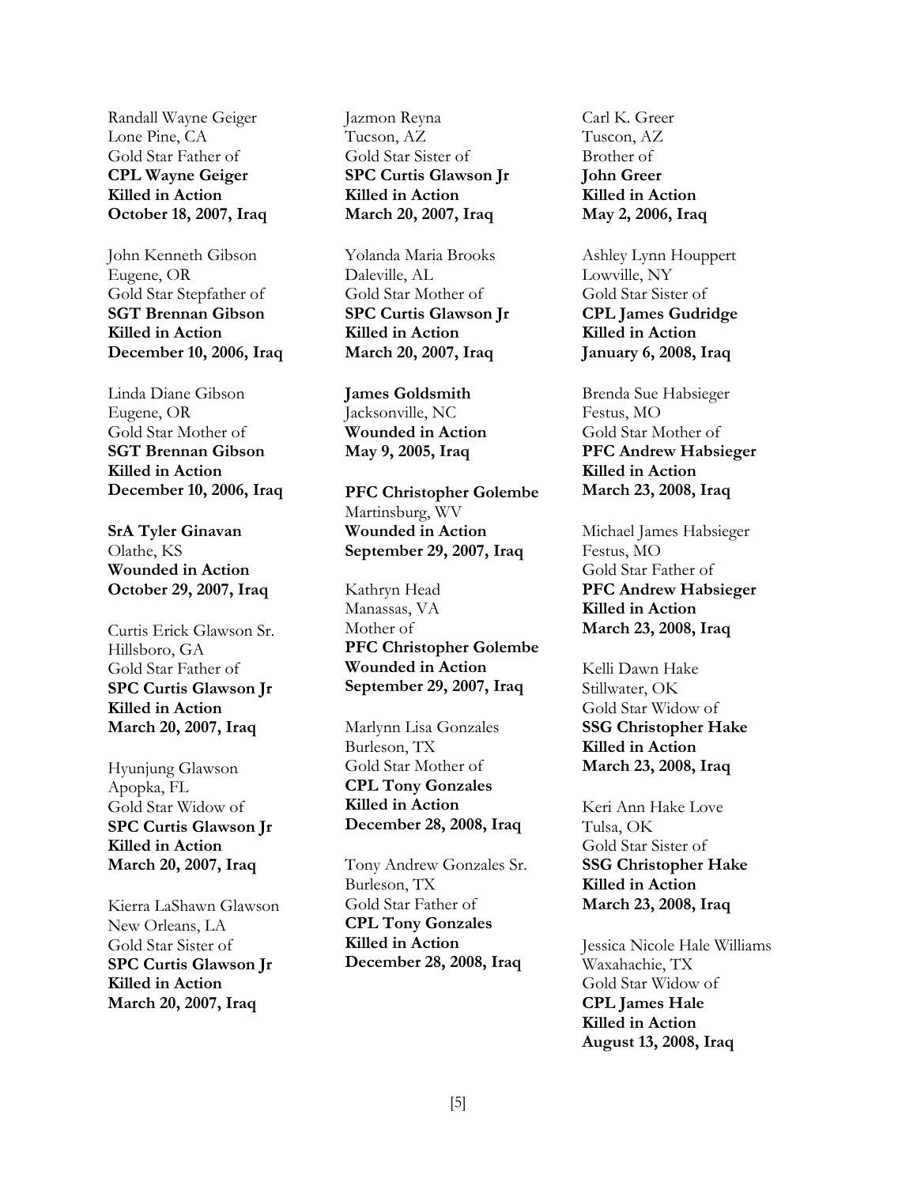Randall Wayne Geiger
Lone Pine, CA
Gold Star Father of
**CPL Wayne Geiger**
**Killed in Action**
**October 18, 2007, Iraq**

John Kenneth Gibson
Eugene, OR
Gold Star Stepfather of
**SGT Brennan Gibson**
**Killed in Action**
**December 10, 2006, Iraq**

Linda Diane Gibson
Eugene, OR
Gold Star Mother of
**SGT Brennan Gibson**
**Killed in Action**
**December 10, 2006, Iraq**

**SrA Tyler Ginavan**
Olathe, KS
**Wounded in Action**
**October 29, 2007, Iraq**

Curtis Erick Glawson Sr.
Hillsboro, GA
Gold Star Father of
**SPC Curtis Glawson Jr**
**Killed in Action**
**March 20, 2007, Iraq**

Hyunjung Glawson
Apopka, FL
Gold Star Widow of
**SPC Curtis Glawson Jr**
**Killed in Action**
**March 20, 2007, Iraq**

Kierra LaShawn Glawson
New Orleans, LA
Gold Star Sister of
**SPC Curtis Glawson Jr**
**Killed in Action**
**March 20, 2007, Iraq**

Jazmon Reyna
Tucson, AZ
Gold Star Sister of
**SPC Curtis Glawson Jr**
**Killed in Action**
**March 20, 2007, Iraq**

Yolanda Maria Brooks
Daleville, AL
Gold Star Mother of
**SPC Curtis Glawson Jr**
**Killed in Action**
**March 20, 2007, Iraq**

**James Goldsmith**
Jacksonville, NC
**Wounded in Action**
**May 9, 2005, Iraq**

**PFC Christopher Golembe**
Martinsburg, WV
**Wounded in Action**
**September 29, 2007, Iraq**

Kathryn Head
Manassas, VA
Mother of
**PFC Christopher Golembe**
**Wounded in Action**
**September 29, 2007, Iraq**

Marlynn Lisa Gonzales
Burleson, TX
Gold Star Mother of
**CPL Tony Gonzales**
**Killed in Action**
**December 28, 2008, Iraq**

Tony Andrew Gonzales Sr.
Burleson, TX
Gold Star Father of
**CPL Tony Gonzales**
**Killed in Action**
**December 28, 2008, Iraq**

Carl K. Greer
Tuscon, AZ
Brother of
**John Greer**
**Killed in Action**
**May 2, 2006, Iraq**

Ashley Lynn Houppert
Lowville, NY
Gold Star Sister of
**CPL James Gudridge**
**Killed in Action**
**January 6, 2008, Iraq**

Brenda Sue Habsieger
Festus, MO
Gold Star Mother of
**PFC Andrew Habsieger**
**Killed in Action**
**March 23, 2008, Iraq**

Michael James Habsieger
Festus, MO
Gold Star Father of
**PFC Andrew Habsieger**
**Killed in Action**
**March 23, 2008, Iraq**

Kelli Dawn Hake
Stillwater, OK
Gold Star Widow of
**SSG Christopher Hake**
**Killed in Action**
**March 23, 2008, Iraq**

Keri Ann Hake Love
Tulsa, OK
Gold Star Sister of
**SSG Christopher Hake**
**Killed in Action**
**March 23, 2008, Iraq**

Jessica Nicole Hale Williams
Waxahachie, TX
Gold Star Widow of
**CPL James Hale**
**Killed in Action**
**August 13, 2008, Iraq**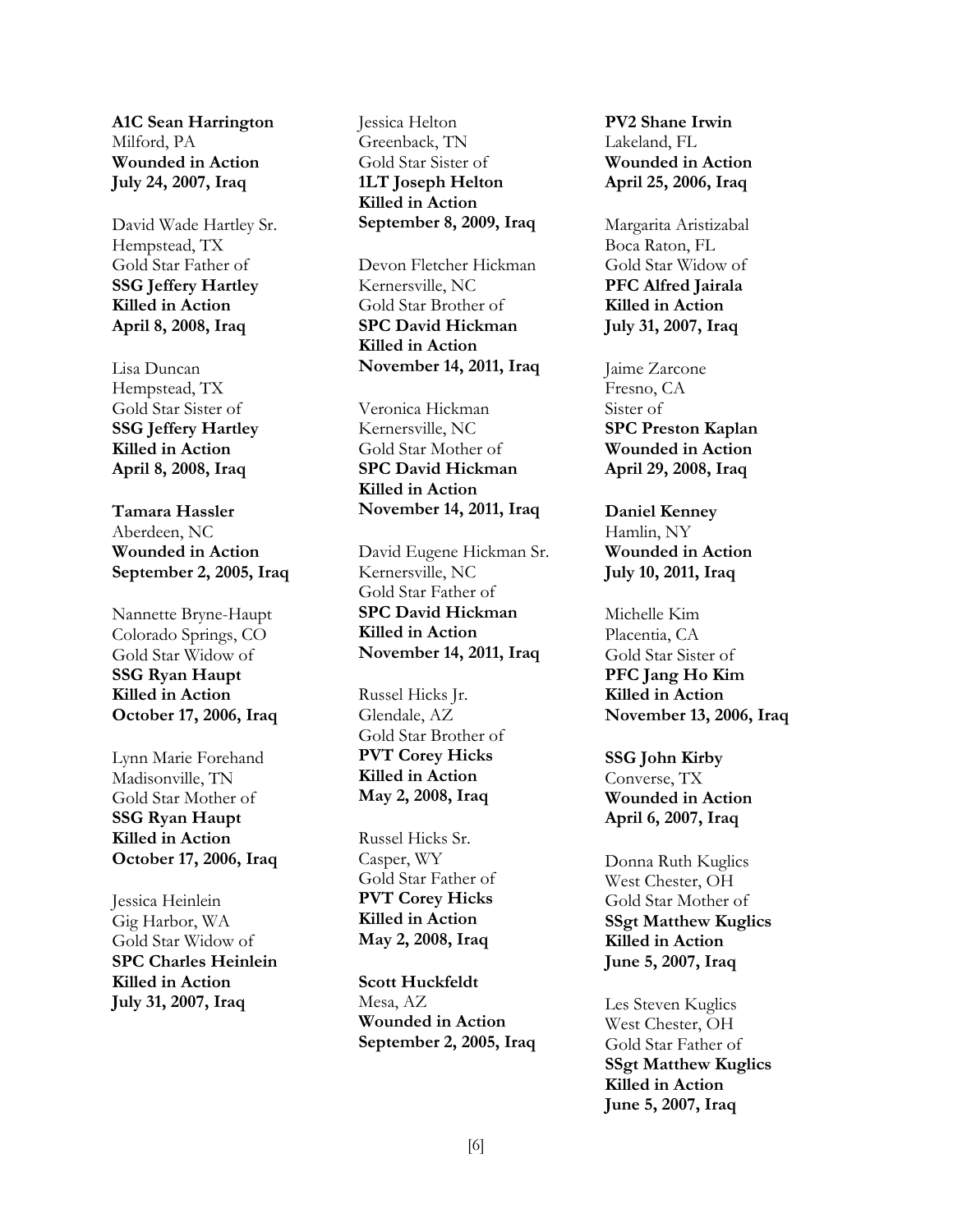**A1C Sean Harrington**
Milford, PA
**Wounded in Action**
**July 24, 2007, Iraq**

David Wade Hartley Sr.
Hempstead, TX
Gold Star Father of
**SSG Jeffery Hartley**
**Killed in Action**
**April 8, 2008, Iraq**

Lisa Duncan
Hempstead, TX
Gold Star Sister of
**SSG Jeffery Hartley**
**Killed in Action**
**April 8, 2008, Iraq**

**Tamara Hassler**
Aberdeen, NC
**Wounded in Action**
**September 2, 2005, Iraq**

Nannette Bryne-Haupt
Colorado Springs, CO
Gold Star Widow of
**SSG Ryan Haupt**
**Killed in Action**
**October 17, 2006, Iraq**

Lynn Marie Forehand
Madisonville, TN
Gold Star Mother of
**SSG Ryan Haupt**
**Killed in Action**
**October 17, 2006, Iraq**

Jessica Heinlein
Gig Harbor, WA
Gold Star Widow of
**SPC Charles Heinlein**
**Killed in Action**
**July 31, 2007, Iraq**

Jessica Helton
Greenback, TN
Gold Star Sister of
**1LT Joseph Helton**
**Killed in Action**
**September 8, 2009, Iraq**

Devon Fletcher Hickman
Kernersville, NC
Gold Star Brother of
**SPC David Hickman**
**Killed in Action**
**November 14, 2011, Iraq**

Veronica Hickman
Kernersville, NC
Gold Star Mother of
**SPC David Hickman**
**Killed in Action**
**November 14, 2011, Iraq**

David Eugene Hickman Sr.
Kernersville, NC
Gold Star Father of
**SPC David Hickman**
**Killed in Action**
**November 14, 2011, Iraq**

Russel Hicks Jr.
Glendale, AZ
Gold Star Brother of
**PVT Corey Hicks**
**Killed in Action**
**May 2, 2008, Iraq**

Russel Hicks Sr.
Casper, WY
Gold Star Father of
**PVT Corey Hicks**
**Killed in Action**
**May 2, 2008, Iraq**

**Scott Huckfeldt**
Mesa, AZ
**Wounded in Action**
**September 2, 2005, Iraq**

**PV2 Shane Irwin**
Lakeland, FL
**Wounded in Action**
**April 25, 2006, Iraq**

Margarita Aristizabal
Boca Raton, FL
Gold Star Widow of
**PFC Alfred Jairala**
**Killed in Action**
**July 31, 2007, Iraq**

Jaime Zarcone
Fresno, CA
Sister of
**SPC Preston Kaplan**
**Wounded in Action**
**April 29, 2008, Iraq**

**Daniel Kenney**
Hamlin, NY
**Wounded in Action**
**July 10, 2011, Iraq**

Michelle Kim
Placentia, CA
Gold Star Sister of
**PFC Jang Ho Kim**
**Killed in Action**
**November 13, 2006, Iraq**

**SSG John Kirby**
Converse, TX
**Wounded in Action**
**April 6, 2007, Iraq**

Donna Ruth Kuglics
West Chester, OH
Gold Star Mother of
**SSgt Matthew Kuglics**
**Killed in Action**
**June 5, 2007, Iraq**

Les Steven Kuglics
West Chester, OH
Gold Star Father of
**SSgt Matthew Kuglics**
**Killed in Action**
**June 5, 2007, Iraq**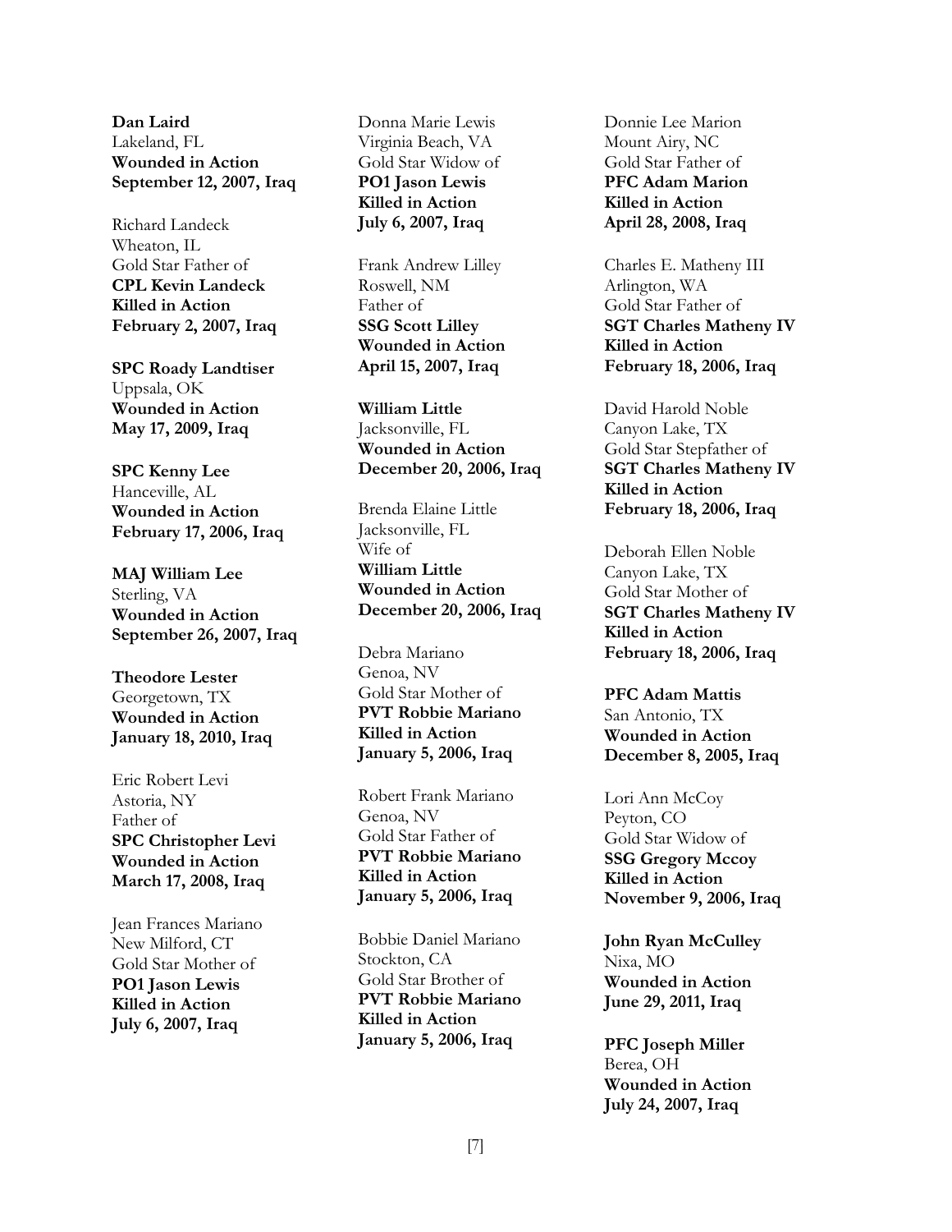**Dan Laird**
Lakeland, FL
**Wounded in Action**
**September 12, 2007, Iraq**

Richard Landeck
Wheaton, IL
Gold Star Father of
**CPL Kevin Landeck**
**Killed in Action**
**February 2, 2007, Iraq**

**SPC Roady Landtiser**
Uppsala, OK
**Wounded in Action**
**May 17, 2009, Iraq**

**SPC Kenny Lee**
Hanceville, AL
**Wounded in Action**
**February 17, 2006, Iraq**

**MAJ William Lee**
Sterling, VA
**Wounded in Action**
**September 26, 2007, Iraq**

**Theodore Lester**
Georgetown, TX
**Wounded in Action**
**January 18, 2010, Iraq**

Eric Robert Levi
Astoria, NY
Father of
**SPC Christopher Levi**
**Wounded in Action**
**March 17, 2008, Iraq**

Jean Frances Mariano
New Milford, CT
Gold Star Mother of
**PO1 Jason Lewis**
**Killed in Action**
**July 6, 2007, Iraq**

Donna Marie Lewis
Virginia Beach, VA
Gold Star Widow of
**PO1 Jason Lewis**
**Killed in Action**
**July 6, 2007, Iraq**

Frank Andrew Lilley
Roswell, NM
Father of
**SSG Scott Lilley**
**Wounded in Action**
**April 15, 2007, Iraq**

**William Little**
Jacksonville, FL
**Wounded in Action**
**December 20, 2006, Iraq**

Brenda Elaine Little
Jacksonville, FL
Wife of
**William Little**
**Wounded in Action**
**December 20, 2006, Iraq**

Debra Mariano
Genoa, NV
Gold Star Mother of
**PVT Robbie Mariano**
**Killed in Action**
**January 5, 2006, Iraq**

Robert Frank Mariano
Genoa, NV
Gold Star Father of
**PVT Robbie Mariano**
**Killed in Action**
**January 5, 2006, Iraq**

Bobbie Daniel Mariano
Stockton, CA
Gold Star Brother of
**PVT Robbie Mariano**
**Killed in Action**
**January 5, 2006, Iraq**

Donnie Lee Marion
Mount Airy, NC
Gold Star Father of
**PFC Adam Marion**
**Killed in Action**
**April 28, 2008, Iraq**

Charles E. Matheny III
Arlington, WA
Gold Star Father of
**SGT Charles Matheny IV**
**Killed in Action**
**February 18, 2006, Iraq**

David Harold Noble
Canyon Lake, TX
Gold Star Stepfather of
**SGT Charles Matheny IV**
**Killed in Action**
**February 18, 2006, Iraq**

Deborah Ellen Noble
Canyon Lake, TX
Gold Star Mother of
**SGT Charles Matheny IV**
**Killed in Action**
**February 18, 2006, Iraq**

**PFC Adam Mattis**
San Antonio, TX
**Wounded in Action**
**December 8, 2005, Iraq**

Lori Ann McCoy
Peyton, CO
Gold Star Widow of
**SSG Gregory Mccoy**
**Killed in Action**
**November 9, 2006, Iraq**

**John Ryan McCulley**
Nixa, MO
**Wounded in Action**
**June 29, 2011, Iraq**

**PFC Joseph Miller**
Berea, OH
**Wounded in Action**
**July 24, 2007, Iraq**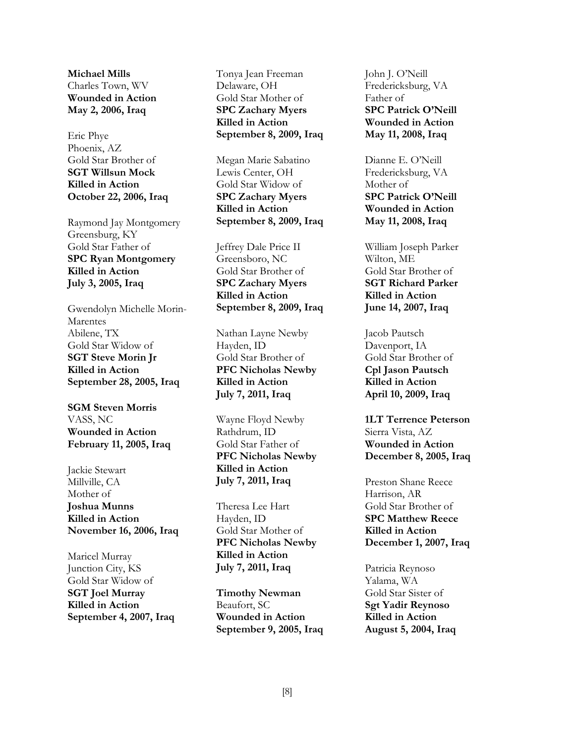**Michael Mills**
Charles Town, WV
**Wounded in Action**
**May 2, 2006, Iraq**

Eric Phye
Phoenix, AZ
Gold Star Brother of
**SGT Willsun Mock**
**Killed in Action**
**October 22, 2006, Iraq**

Raymond Jay Montgomery
Greensburg, KY
Gold Star Father of
**SPC Ryan Montgomery**
**Killed in Action**
**July 3, 2005, Iraq**

Gwendolyn Michelle Morin-Marentes
Abilene, TX
Gold Star Widow of
**SGT Steve Morin Jr**
**Killed in Action**
**September 28, 2005, Iraq**

**SGM Steven Morris**
VASS, NC
**Wounded in Action**
**February 11, 2005, Iraq**

Jackie Stewart
Millville, CA
Mother of
**Joshua Munns**
**Killed in Action**
**November 16, 2006, Iraq**

Maricel Murray
Junction City, KS
Gold Star Widow of
**SGT Joel Murray**
**Killed in Action**
**September 4, 2007, Iraq**

Tonya Jean Freeman
Delaware, OH
Gold Star Mother of
**SPC Zachary Myers**
**Killed in Action**
**September 8, 2009, Iraq**

Megan Marie Sabatino
Lewis Center, OH
Gold Star Widow of
**SPC Zachary Myers**
**Killed in Action**
**September 8, 2009, Iraq**

Jeffrey Dale Price II
Greensboro, NC
Gold Star Brother of
**SPC Zachary Myers**
**Killed in Action**
**September 8, 2009, Iraq**

Nathan Layne Newby
Hayden, ID
Gold Star Brother of
**PFC Nicholas Newby**
**Killed in Action**
**July 7, 2011, Iraq**

Wayne Floyd Newby
Rathdrum, ID
Gold Star Father of
**PFC Nicholas Newby**
**Killed in Action**
**July 7, 2011, Iraq**

Theresa Lee Hart
Hayden, ID
Gold Star Mother of
**PFC Nicholas Newby**
**Killed in Action**
**July 7, 2011, Iraq**

**Timothy Newman**
Beaufort, SC
**Wounded in Action**
**September 9, 2005, Iraq**

John J. O'Neill
Fredericksburg, VA
Father of
**SPC Patrick O'Neill**
**Wounded in Action**
**May 11, 2008, Iraq**

Dianne E. O'Neill
Fredericksburg, VA
Mother of
**SPC Patrick O'Neill**
**Wounded in Action**
**May 11, 2008, Iraq**

William Joseph Parker
Wilton, ME
Gold Star Brother of
**SGT Richard Parker**
**Killed in Action**
**June 14, 2007, Iraq**

Jacob Pautsch
Davenport, IA
Gold Star Brother of
**Cpl Jason Pautsch**
**Killed in Action**
**April 10, 2009, Iraq**

**1LT Terrence Peterson**
Sierra Vista, AZ
**Wounded in Action**
**December 8, 2005, Iraq**

Preston Shane Reece
Harrison, AR
Gold Star Brother of
**SPC Matthew Reece**
**Killed in Action**
**December 1, 2007, Iraq**

Patricia Reynoso
Yalama, WA
Gold Star Sister of
**Sgt Yadir Reynoso**
**Killed in Action**
**August 5, 2004, Iraq**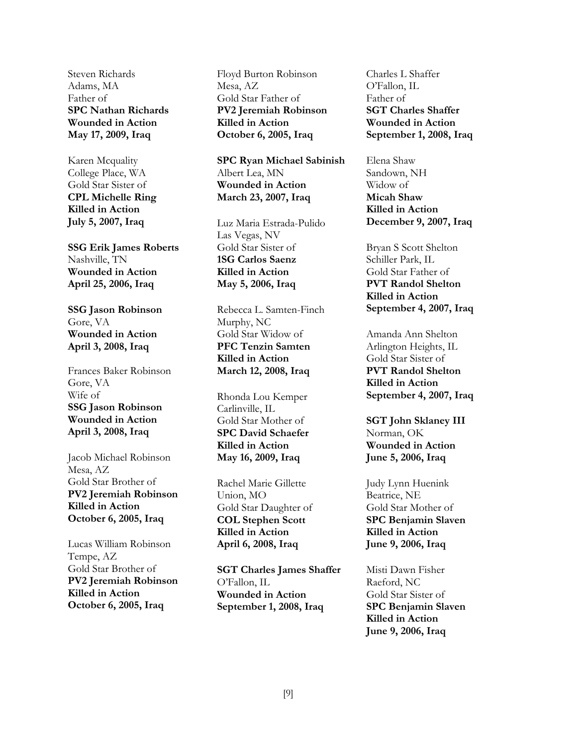Steven Richards
Adams, MA
Father of
**SPC Nathan Richards**
**Wounded in Action**
**May 17, 2009, Iraq**

Karen Mcquality
College Place, WA
Gold Star Sister of
**CPL Michelle Ring**
**Killed in Action**
**July 5, 2007, Iraq**

**SSG Erik James Roberts**
Nashville, TN
**Wounded in Action**
**April 25, 2006, Iraq**

**SSG Jason Robinson**
Gore, VA
**Wounded in Action**
**April 3, 2008, Iraq**

Frances Baker Robinson
Gore, VA
Wife of
**SSG Jason Robinson**
**Wounded in Action**
**April 3, 2008, Iraq**

Jacob Michael Robinson
Mesa, AZ
Gold Star Brother of
**PV2 Jeremiah Robinson**
**Killed in Action**
**October 6, 2005, Iraq**

Lucas William Robinson
Tempe, AZ
Gold Star Brother of
**PV2 Jeremiah Robinson**
**Killed in Action**
**October 6, 2005, Iraq**

Floyd Burton Robinson
Mesa, AZ
Gold Star Father of
**PV2 Jeremiah Robinson**
**Killed in Action**
**October 6, 2005, Iraq**

**SPC Ryan Michael Sabinish**
Albert Lea, MN
**Wounded in Action**
**March 23, 2007, Iraq**

Luz Maria Estrada-Pulido
Las Vegas, NV
Gold Star Sister of
**1SG Carlos Saenz**
**Killed in Action**
**May 5, 2006, Iraq**

Rebecca L. Samten-Finch
Murphy, NC
Gold Star Widow of
**PFC Tenzin Samten**
**Killed in Action**
**March 12, 2008, Iraq**

Rhonda Lou Kemper
Carlinville, IL
Gold Star Mother of
**SPC David Schaefer**
**Killed in Action**
**May 16, 2009, Iraq**

Rachel Marie Gillette
Union, MO
Gold Star Daughter of
**COL Stephen Scott**
**Killed in Action**
**April 6, 2008, Iraq**

**SGT Charles James Shaffer**
O'Fallon, IL
**Wounded in Action**
**September 1, 2008, Iraq**

Charles L Shaffer
O'Fallon, IL
Father of
**SGT Charles Shaffer**
**Wounded in Action**
**September 1, 2008, Iraq**

Elena Shaw
Sandown, NH
Widow of
**Micah Shaw**
**Killed in Action**
**December 9, 2007, Iraq**

Bryan S Scott Shelton
Schiller Park, IL
Gold Star Father of
**PVT Randol Shelton**
**Killed in Action**
**September 4, 2007, Iraq**

Amanda Ann Shelton
Arlington Heights, IL
Gold Star Sister of
**PVT Randol Shelton**
**Killed in Action**
**September 4, 2007, Iraq**

**SGT John Sklaney III**
Norman, OK
**Wounded in Action**
**June 5, 2006, Iraq**

Judy Lynn Huenink
Beatrice, NE
Gold Star Mother of
**SPC Benjamin Slaven**
**Killed in Action**
**June 9, 2006, Iraq**

Misti Dawn Fisher
Raeford, NC
Gold Star Sister of
**SPC Benjamin Slaven**
**Killed in Action**
**June 9, 2006, Iraq**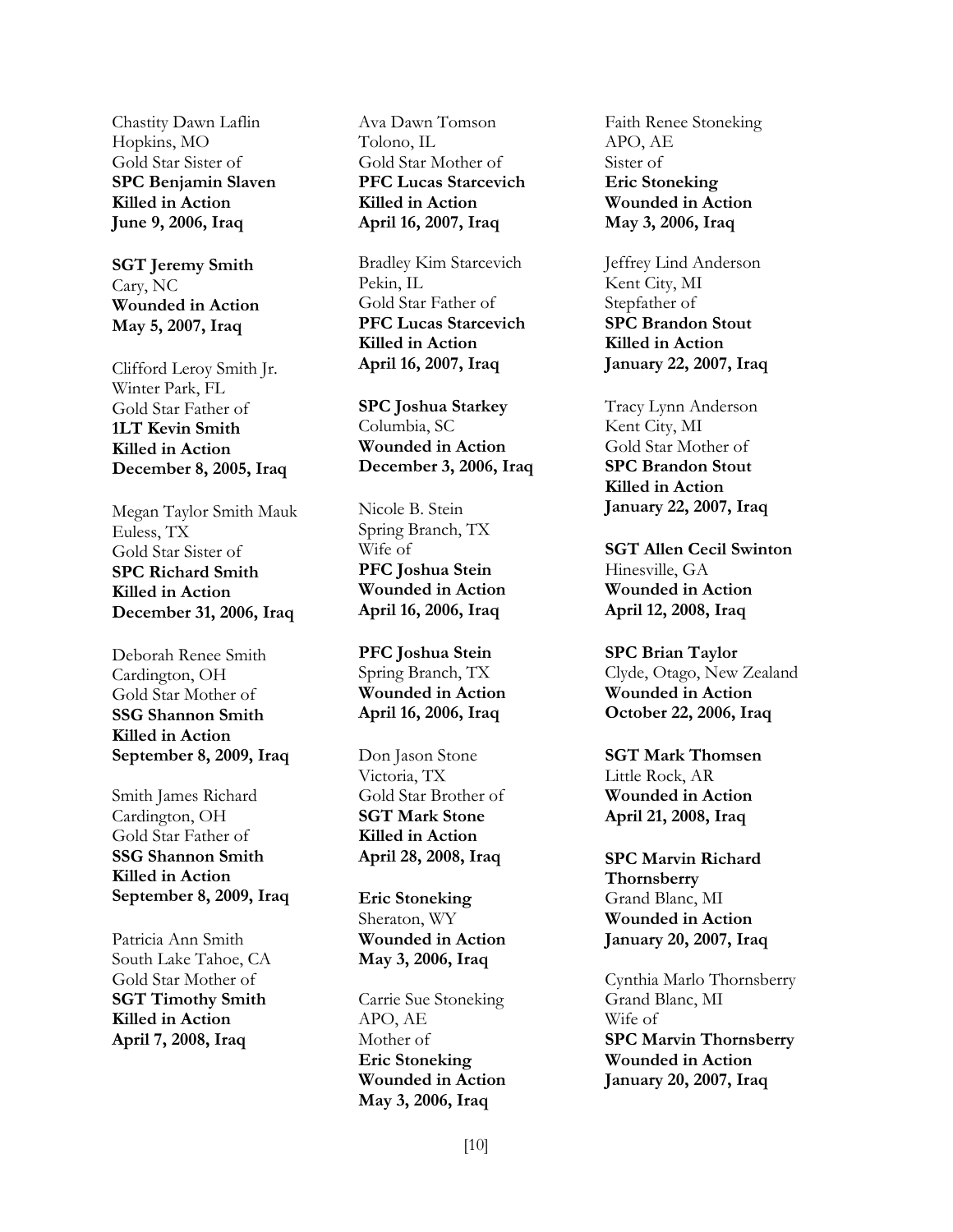Chastity Dawn Laflin
Hopkins, MO
Gold Star Sister of
**SPC Benjamin Slaven**
**Killed in Action**
**June 9, 2006, Iraq**

**SGT Jeremy Smith**
Cary, NC
**Wounded in Action**
**May 5, 2007, Iraq**

Clifford Leroy Smith Jr.
Winter Park, FL
Gold Star Father of
**1LT Kevin Smith**
**Killed in Action**
**December 8, 2005, Iraq**

Megan Taylor Smith Mauk
Euless, TX
Gold Star Sister of
**SPC Richard Smith**
**Killed in Action**
**December 31, 2006, Iraq**

Deborah Renee Smith
Cardington, OH
Gold Star Mother of
**SSG Shannon Smith**
**Killed in Action**
**September 8, 2009, Iraq**

Smith James Richard
Cardington, OH
Gold Star Father of
**SSG Shannon Smith**
**Killed in Action**
**September 8, 2009, Iraq**

Patricia Ann Smith
South Lake Tahoe, CA
Gold Star Mother of
**SGT Timothy Smith**
**Killed in Action**
**April 7, 2008, Iraq**

Ava Dawn Tomson
Tolono, IL
Gold Star Mother of
**PFC Lucas Starcevich**
**Killed in Action**
**April 16, 2007, Iraq**

Bradley Kim Starcevich
Pekin, IL
Gold Star Father of
**PFC Lucas Starcevich**
**Killed in Action**
**April 16, 2007, Iraq**

**SPC Joshua Starkey**
Columbia, SC
**Wounded in Action**
**December 3, 2006, Iraq**

Nicole B. Stein
Spring Branch, TX
Wife of
**PFC Joshua Stein**
**Wounded in Action**
**April 16, 2006, Iraq**

**PFC Joshua Stein**
Spring Branch, TX
**Wounded in Action**
**April 16, 2006, Iraq**

Don Jason Stone
Victoria, TX
Gold Star Brother of
**SGT Mark Stone**
**Killed in Action**
**April 28, 2008, Iraq**

**Eric Stoneking**
Sheraton, WY
**Wounded in Action**
**May 3, 2006, Iraq**

Carrie Sue Stoneking
APO, AE
Mother of
**Eric Stoneking**
**Wounded in Action**
**May 3, 2006, Iraq**

Faith Renee Stoneking
APO, AE
Sister of
**Eric Stoneking**
**Wounded in Action**
**May 3, 2006, Iraq**

Jeffrey Lind Anderson
Kent City, MI
Stepfather of
**SPC Brandon Stout**
**Killed in Action**
**January 22, 2007, Iraq**

Tracy Lynn Anderson
Kent City, MI
Gold Star Mother of
**SPC Brandon Stout**
**Killed in Action**
**January 22, 2007, Iraq**

**SGT Allen Cecil Swinton**
Hinesville, GA
**Wounded in Action**
**April 12, 2008, Iraq**

**SPC Brian Taylor**
Clyde, Otago, New Zealand
**Wounded in Action**
**October 22, 2006, Iraq**

**SGT Mark Thomsen**
Little Rock, AR
**Wounded in Action**
**April 21, 2008, Iraq**

**SPC Marvin Richard Thornsberry**
Grand Blanc, MI
**Wounded in Action**
**January 20, 2007, Iraq**

Cynthia Marlo Thornsberry
Grand Blanc, MI
Wife of
**SPC Marvin Thornsberry**
**Wounded in Action**
**January 20, 2007, Iraq**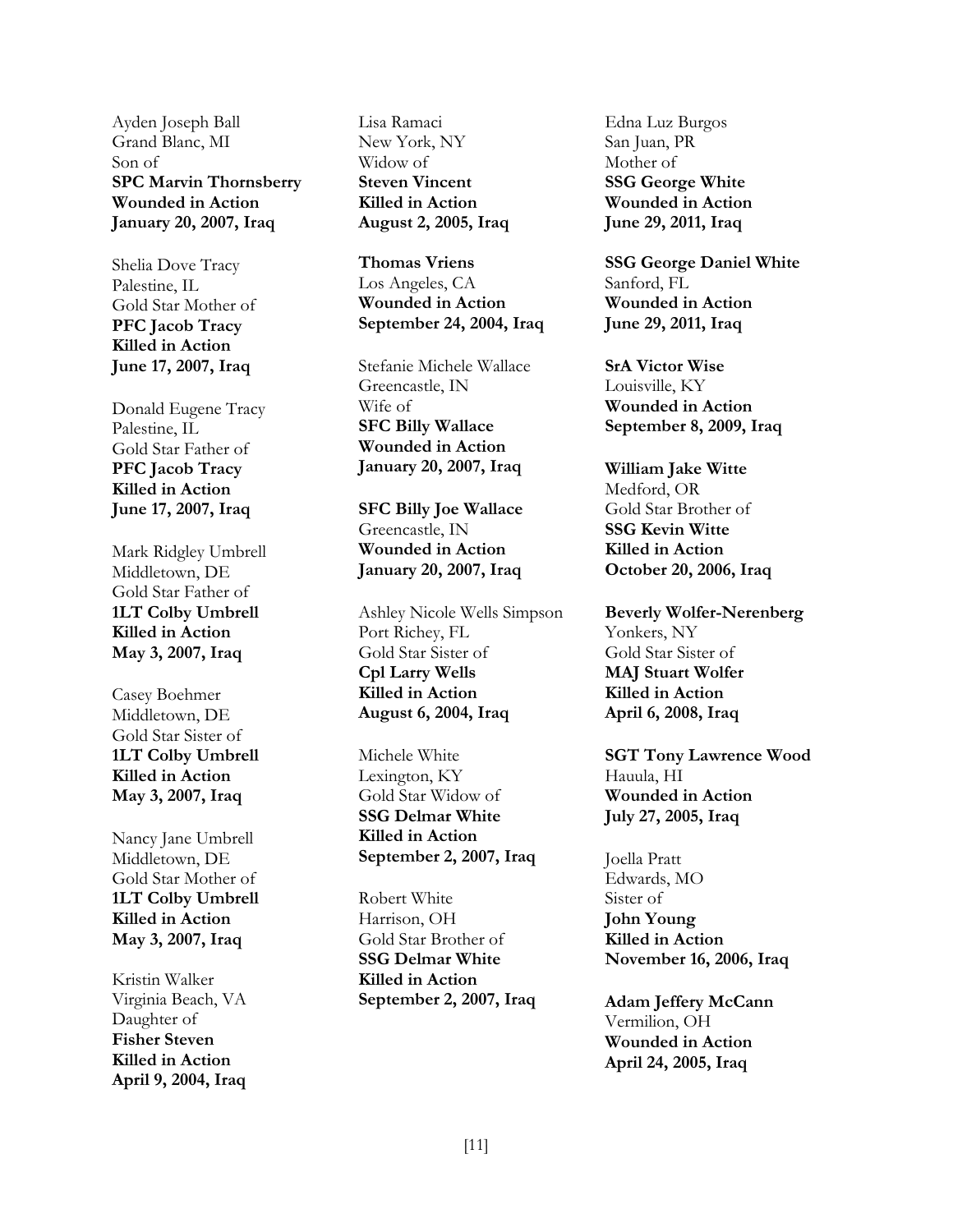Ayden Joseph Ball
Grand Blanc, MI
Son of
**SPC Marvin Thornsberry**
**Wounded in Action**
**January 20, 2007, Iraq**

Shelia Dove Tracy
Palestine, IL
Gold Star Mother of
**PFC Jacob Tracy**
**Killed in Action**
**June 17, 2007, Iraq**

Donald Eugene Tracy
Palestine, IL
Gold Star Father of
**PFC Jacob Tracy**
**Killed in Action**
**June 17, 2007, Iraq**

Mark Ridgley Umbrell
Middletown, DE
Gold Star Father of
**1LT Colby Umbrell**
**Killed in Action**
**May 3, 2007, Iraq**

Casey Boehmer
Middletown, DE
Gold Star Sister of
**1LT Colby Umbrell**
**Killed in Action**
**May 3, 2007, Iraq**

Nancy Jane Umbrell
Middletown, DE
Gold Star Mother of
**1LT Colby Umbrell**
**Killed in Action**
**May 3, 2007, Iraq**

Kristin Walker
Virginia Beach, VA
Daughter of
**Fisher Steven**
**Killed in Action**
**April 9, 2004, Iraq**

Lisa Ramaci
New York, NY
Widow of
**Steven Vincent**
**Killed in Action**
**August 2, 2005, Iraq**

**Thomas Vriens**
Los Angeles, CA
**Wounded in Action**
**September 24, 2004, Iraq**

Stefanie Michele Wallace
Greencastle, IN
Wife of
**SFC Billy Wallace**
**Wounded in Action**
**January 20, 2007, Iraq**

**SFC Billy Joe Wallace**
Greencastle, IN
**Wounded in Action**
**January 20, 2007, Iraq**

Ashley Nicole Wells Simpson
Port Richey, FL
Gold Star Sister of
**Cpl Larry Wells**
**Killed in Action**
**August 6, 2004, Iraq**

Michele White
Lexington, KY
Gold Star Widow of
**SSG Delmar White**
**Killed in Action**
**September 2, 2007, Iraq**

Robert White
Harrison, OH
Gold Star Brother of
**SSG Delmar White**
**Killed in Action**
**September 2, 2007, Iraq**

Edna Luz Burgos
San Juan, PR
Mother of
**SSG George White**
**Wounded in Action**
**June 29, 2011, Iraq**

**SSG George Daniel White**
Sanford, FL
**Wounded in Action**
**June 29, 2011, Iraq**

**SrA Victor Wise**
Louisville, KY
**Wounded in Action**
**September 8, 2009, Iraq**

**William Jake Witte**
Medford, OR
Gold Star Brother of
**SSG Kevin Witte**
**Killed in Action**
**October 20, 2006, Iraq**

**Beverly Wolfer-Nerenberg**
Yonkers, NY
Gold Star Sister of
**MAJ Stuart Wolfer**
**Killed in Action**
**April 6, 2008, Iraq**

**SGT Tony Lawrence Wood**
Hauula, HI
**Wounded in Action**
**July 27, 2005, Iraq**

Joella Pratt
Edwards, MO
Sister of
**John Young**
**Killed in Action**
**November 16, 2006, Iraq**

**Adam Jeffery McCann**
Vermilion, OH
**Wounded in Action**
**April 24, 2005, Iraq**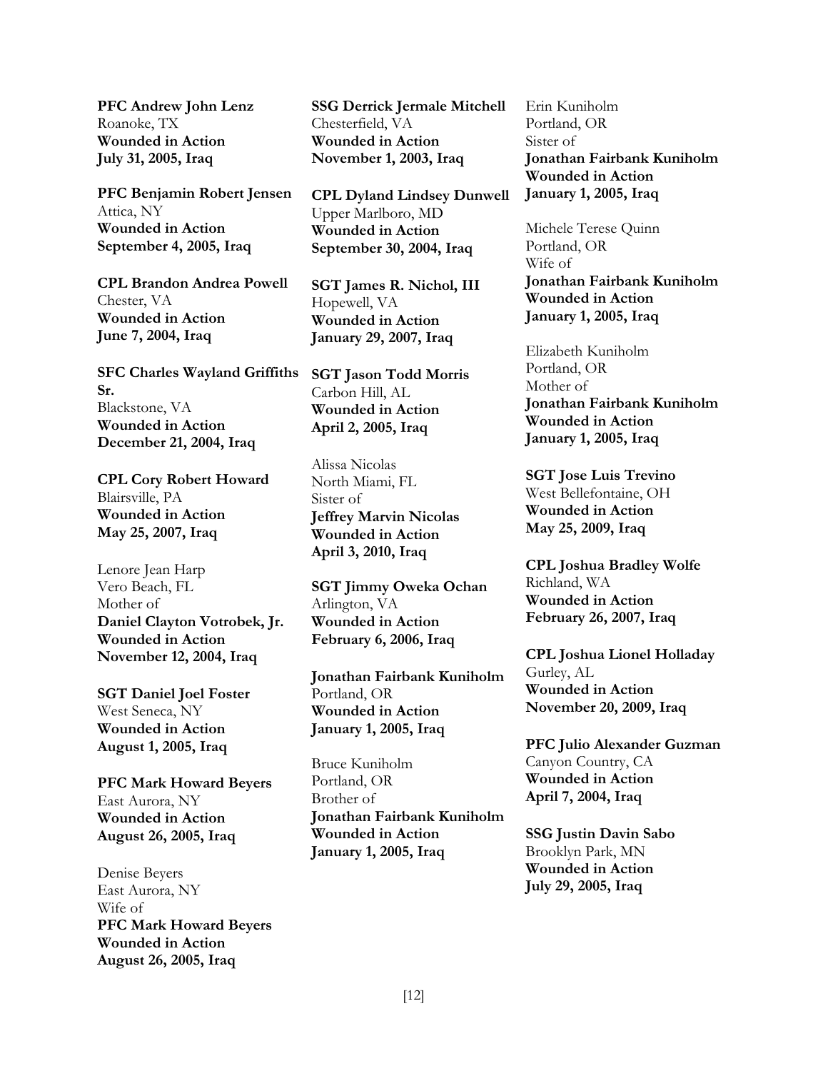**PFC Andrew John Lenz**
Roanoke, TX
**Wounded in Action**
**July 31, 2005, Iraq**

**PFC Benjamin Robert Jensen**
Attica, NY
**Wounded in Action**
**September 4, 2005, Iraq**

**CPL Brandon Andrea Powell**
Chester, VA
**Wounded in Action**
**June 7, 2004, Iraq**

**SFC Charles Wayland Griffiths Sr.**
Blackstone, VA
**Wounded in Action**
**December 21, 2004, Iraq**

**CPL Cory Robert Howard**
Blairsville, PA
**Wounded in Action**
**May 25, 2007, Iraq**

Lenore Jean Harp
Vero Beach, FL
Mother of
**Daniel Clayton Votrobek, Jr.**
**Wounded in Action**
**November 12, 2004, Iraq**

**SGT Daniel Joel Foster**
West Seneca, NY
**Wounded in Action**
**August 1, 2005, Iraq**

**PFC Mark Howard Beyers**
East Aurora, NY
**Wounded in Action**
**August 26, 2005, Iraq**

Denise Beyers
East Aurora, NY
Wife of
**PFC Mark Howard Beyers**
**Wounded in Action**
**August 26, 2005, Iraq**

**SSG Derrick Jermale Mitchell**
Chesterfield, VA
**Wounded in Action**
**November 1, 2003, Iraq**

**CPL Dyland Lindsey Dunwell**
Upper Marlboro, MD
**Wounded in Action**
**September 30, 2004, Iraq**

**SGT James R. Nichol, III**
Hopewell, VA
**Wounded in Action**
**January 29, 2007, Iraq**

**SGT Jason Todd Morris**
Carbon Hill, AL
**Wounded in Action**
**April 2, 2005, Iraq**

Alissa Nicolas
North Miami, FL
Sister of
**Jeffrey Marvin Nicolas**
**Wounded in Action**
**April 3, 2010, Iraq**

**SGT Jimmy Oweka Ochan**
Arlington, VA
**Wounded in Action**
**February 6, 2006, Iraq**

**Jonathan Fairbank Kuniholm**
Portland, OR
**Wounded in Action**
**January 1, 2005, Iraq**

Bruce Kuniholm
Portland, OR
Brother of
**Jonathan Fairbank Kuniholm**
**Wounded in Action**
**January 1, 2005, Iraq**

Erin Kuniholm
Portland, OR
Sister of
**Jonathan Fairbank Kuniholm**
**Wounded in Action**
**January 1, 2005, Iraq**

Michele Terese Quinn
Portland, OR
Wife of
**Jonathan Fairbank Kuniholm**
**Wounded in Action**
**January 1, 2005, Iraq**

Elizabeth Kuniholm
Portland, OR
Mother of
**Jonathan Fairbank Kuniholm**
**Wounded in Action**
**January 1, 2005, Iraq**

**SGT Jose Luis Trevino**
West Bellefontaine, OH
**Wounded in Action**
**May 25, 2009, Iraq**

**CPL Joshua Bradley Wolfe**
Richland, WA
**Wounded in Action**
**February 26, 2007, Iraq**

**CPL Joshua Lionel Holladay**
Gurley, AL
**Wounded in Action**
**November 20, 2009, Iraq**

**PFC Julio Alexander Guzman**
Canyon Country, CA
**Wounded in Action**
**April 7, 2004, Iraq**

**SSG Justin Davin Sabo**
Brooklyn Park, MN
**Wounded in Action**
**July 29, 2005, Iraq**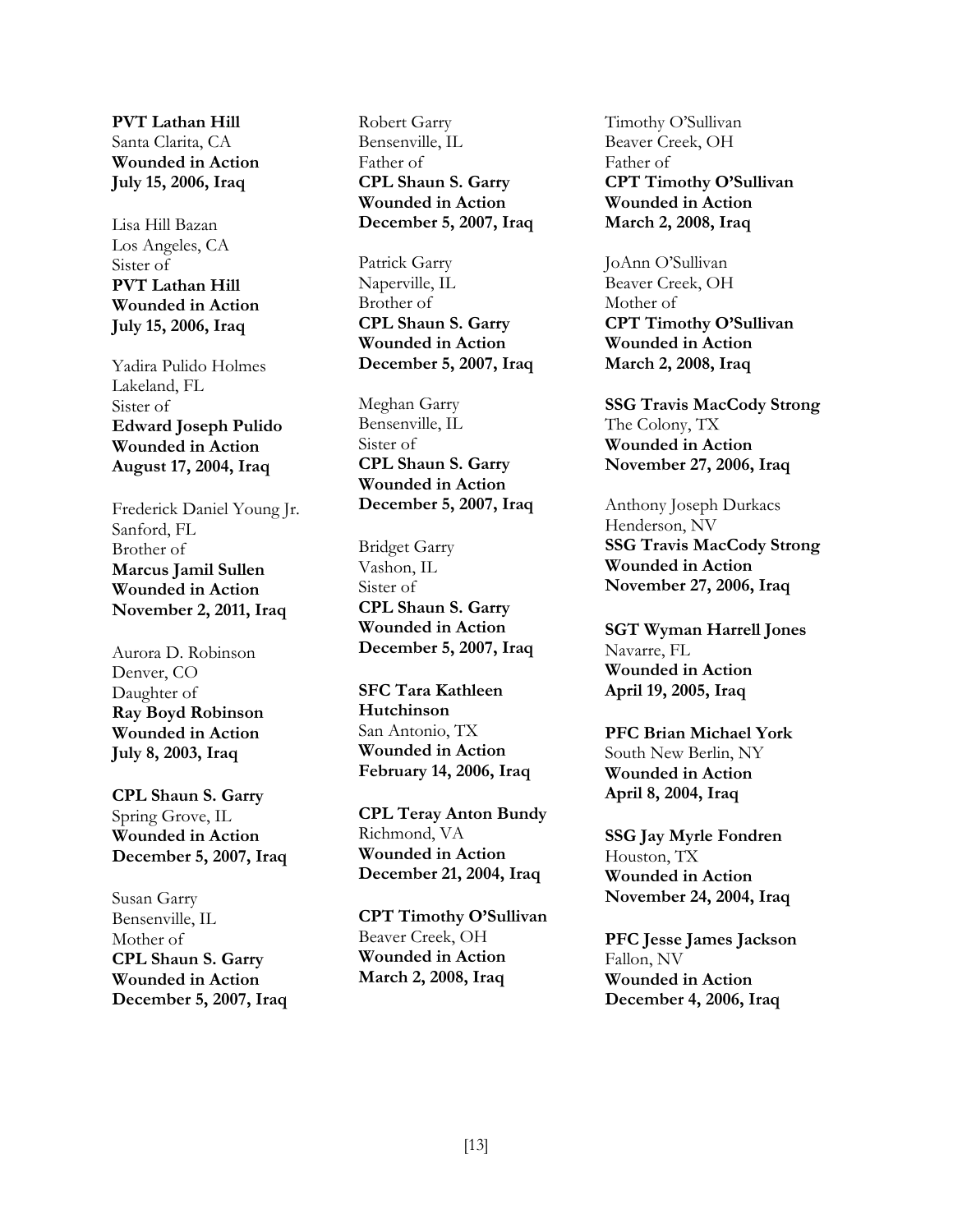**PVT Lathan Hill**
Santa Clarita, CA
**Wounded in Action**
**July 15, 2006, Iraq**

Lisa Hill Bazan
Los Angeles, CA
Sister of
**PVT Lathan Hill**
**Wounded in Action**
**July 15, 2006, Iraq**

Yadira Pulido Holmes
Lakeland, FL
Sister of
**Edward Joseph Pulido**
**Wounded in Action**
**August 17, 2004, Iraq**

Frederick Daniel Young Jr.
Sanford, FL
Brother of
**Marcus Jamil Sullen**
**Wounded in Action**
**November 2, 2011, Iraq**

Aurora D. Robinson
Denver, CO
Daughter of
**Ray Boyd Robinson**
**Wounded in Action**
**July 8, 2003, Iraq**

**CPL Shaun S. Garry**
Spring Grove, IL
**Wounded in Action**
**December 5, 2007, Iraq**

Susan Garry
Bensenville, IL
Mother of
**CPL Shaun S. Garry**
**Wounded in Action**
**December 5, 2007, Iraq**

Robert Garry
Bensenville, IL
Father of
**CPL Shaun S. Garry**
**Wounded in Action**
**December 5, 2007, Iraq**

Patrick Garry
Naperville, IL
Brother of
**CPL Shaun S. Garry**
**Wounded in Action**
**December 5, 2007, Iraq**

Meghan Garry
Bensenville, IL
Sister of
**CPL Shaun S. Garry**
**Wounded in Action**
**December 5, 2007, Iraq**

Bridget Garry
Vashon, IL
Sister of
**CPL Shaun S. Garry**
**Wounded in Action**
**December 5, 2007, Iraq**

**SFC Tara Kathleen Hutchinson**
San Antonio, TX
**Wounded in Action**
**February 14, 2006, Iraq**

**CPL Teray Anton Bundy**
Richmond, VA
**Wounded in Action**
**December 21, 2004, Iraq**

**CPT Timothy O'Sullivan**
Beaver Creek, OH
**Wounded in Action**
**March 2, 2008, Iraq**

Timothy O'Sullivan
Beaver Creek, OH
Father of
**CPT Timothy O'Sullivan**
**Wounded in Action**
**March 2, 2008, Iraq**

JoAnn O'Sullivan
Beaver Creek, OH
Mother of
**CPT Timothy O'Sullivan**
**Wounded in Action**
**March 2, 2008, Iraq**

**SSG Travis MacCody Strong**
The Colony, TX
**Wounded in Action**
**November 27, 2006, Iraq**

Anthony Joseph Durkacs
Henderson, NV
**SSG Travis MacCody Strong**
**Wounded in Action**
**November 27, 2006, Iraq**

**SGT Wyman Harrell Jones**
Navarre, FL
**Wounded in Action**
**April 19, 2005, Iraq**

**PFC Brian Michael York**
South New Berlin, NY
**Wounded in Action**
**April 8, 2004, Iraq**

**SSG Jay Myrle Fondren**
Houston, TX
**Wounded in Action**
**November 24, 2004, Iraq**

**PFC Jesse James Jackson**
Fallon, NV
**Wounded in Action**
**December 4, 2006, Iraq**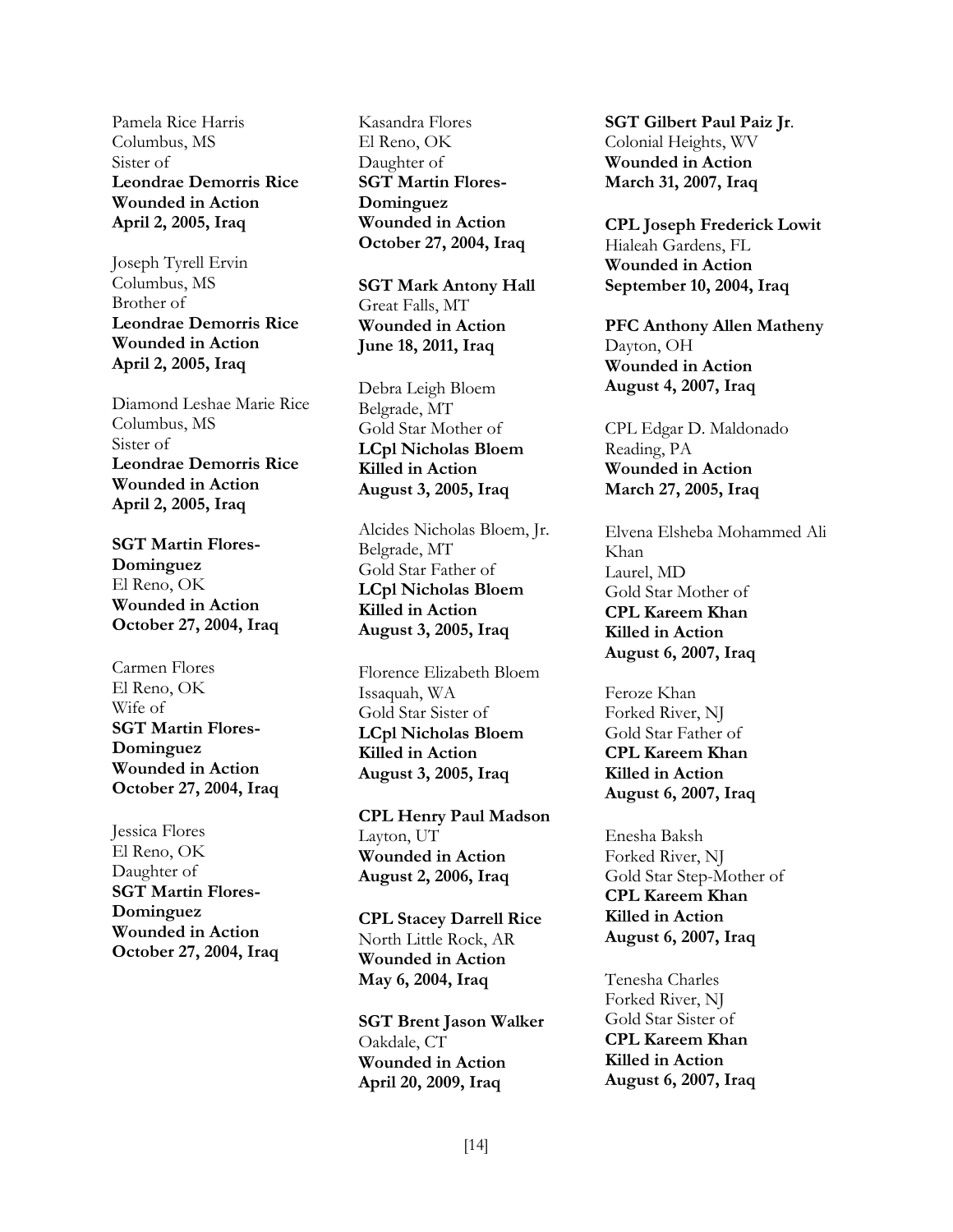Pamela Rice Harris
Columbus, MS
Sister of
**Leondrae Demorris Rice**
**Wounded in Action**
**April 2, 2005, Iraq**

Joseph Tyrell Ervin
Columbus, MS
Brother of
**Leondrae Demorris Rice**
**Wounded in Action**
**April 2, 2005, Iraq**

Diamond Leshae Marie Rice
Columbus, MS
Sister of
**Leondrae Demorris Rice**
**Wounded in Action**
**April 2, 2005, Iraq**

**SGT Martin Flores-Dominguez**
El Reno, OK
**Wounded in Action**
**October 27, 2004, Iraq**

Carmen Flores
El Reno, OK
Wife of
**SGT Martin Flores-Dominguez**
**Wounded in Action**
**October 27, 2004, Iraq**

Jessica Flores
El Reno, OK
Daughter of
**SGT Martin Flores-Dominguez**
**Wounded in Action**
**October 27, 2004, Iraq**

Kasandra Flores
El Reno, OK
Daughter of
**SGT Martin Flores-Dominguez**
**Wounded in Action**
**October 27, 2004, Iraq**

**SGT Mark Antony Hall**
Great Falls, MT
**Wounded in Action**
**June 18, 2011, Iraq**

Debra Leigh Bloem
Belgrade, MT
Gold Star Mother of
**LCpl Nicholas Bloem**
**Killed in Action**
**August 3, 2005, Iraq**

Alcides Nicholas Bloem, Jr.
Belgrade, MT
Gold Star Father of
**LCpl Nicholas Bloem**
**Killed in Action**
**August 3, 2005, Iraq**

Florence Elizabeth Bloem
Issaquah, WA
Gold Star Sister of
**LCpl Nicholas Bloem**
**Killed in Action**
**August 3, 2005, Iraq**

**CPL Henry Paul Madson**
Layton, UT
**Wounded in Action**
**August 2, 2006, Iraq**

**CPL Stacey Darrell Rice**
North Little Rock, AR
**Wounded in Action**
**May 6, 2004, Iraq**

**SGT Brent Jason Walker**
Oakdale, CT
**Wounded in Action**
**April 20, 2009, Iraq**

**SGT Gilbert Paul Paiz Jr**.
Colonial Heights, WV
**Wounded in Action**
**March 31, 2007, Iraq**

**CPL Joseph Frederick Lowit**
Hialeah Gardens, FL
**Wounded in Action**
**September 10, 2004, Iraq**

**PFC Anthony Allen Matheny**
Dayton, OH
**Wounded in Action**
**August 4, 2007, Iraq**

CPL Edgar D. Maldonado
Reading, PA
**Wounded in Action**
**March 27, 2005, Iraq**

Elvena Elsheba Mohammed Ali Khan
Laurel, MD
Gold Star Mother of
**CPL Kareem Khan**
**Killed in Action**
**August 6, 2007, Iraq**

Feroze Khan
Forked River, NJ
Gold Star Father of
**CPL Kareem Khan**
**Killed in Action**
**August 6, 2007, Iraq**

Enesha Baksh
Forked River, NJ
Gold Star Step-Mother of
**CPL Kareem Khan**
**Killed in Action**
**August 6, 2007, Iraq**

Tenesha Charles
Forked River, NJ
Gold Star Sister of
**CPL Kareem Khan**
**Killed in Action**
**August 6, 2007, Iraq**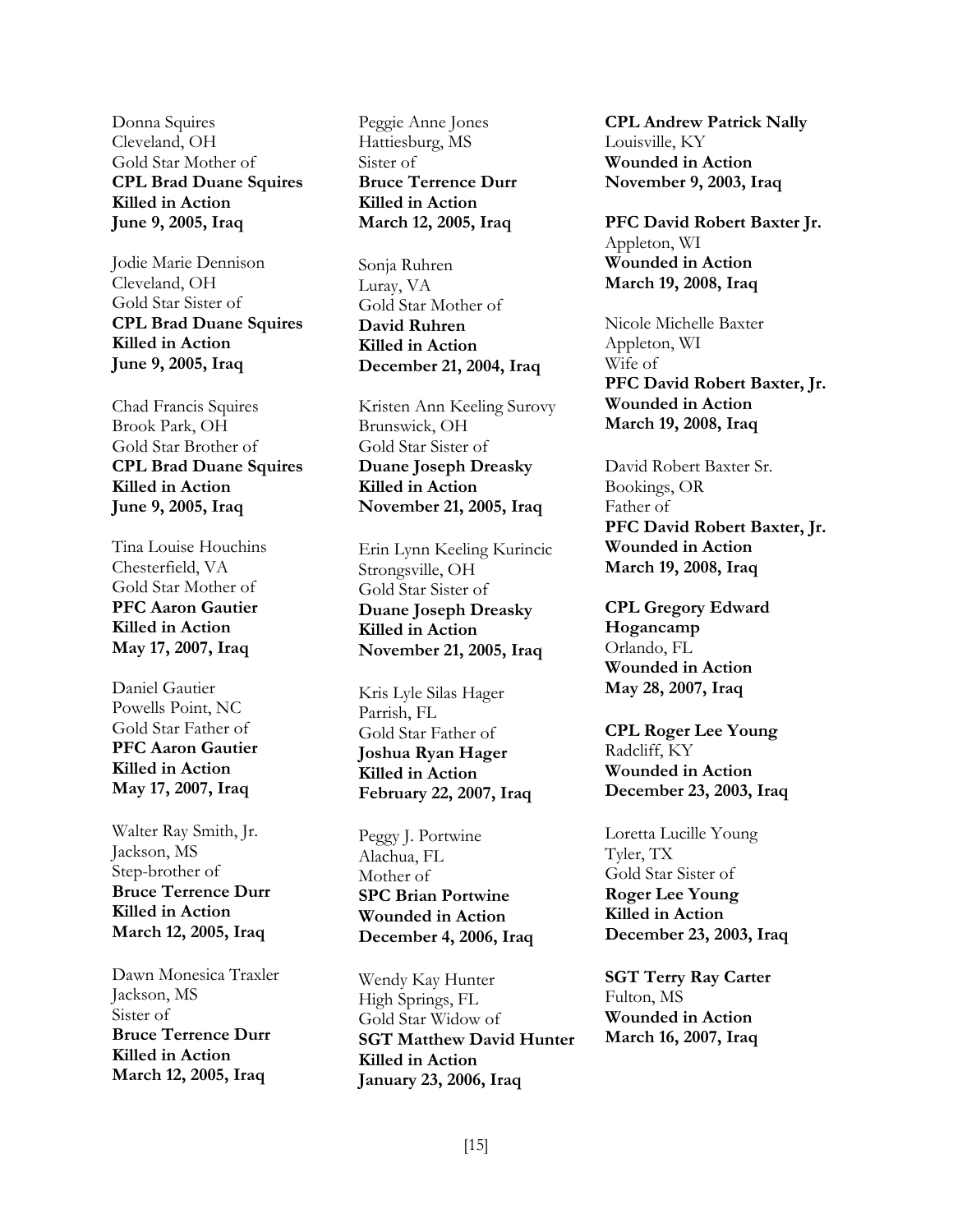Donna Squires
Cleveland, OH
Gold Star Mother of
**CPL Brad Duane Squires**
**Killed in Action**
**June 9, 2005, Iraq**

Jodie Marie Dennison
Cleveland, OH
Gold Star Sister of
**CPL Brad Duane Squires**
**Killed in Action**
**June 9, 2005, Iraq**

Chad Francis Squires
Brook Park, OH
Gold Star Brother of
**CPL Brad Duane Squires**
**Killed in Action**
**June 9, 2005, Iraq**

Tina Louise Houchins
Chesterfield, VA
Gold Star Mother of
**PFC Aaron Gautier**
**Killed in Action**
**May 17, 2007, Iraq**

Daniel Gautier
Powells Point, NC
Gold Star Father of
**PFC Aaron Gautier**
**Killed in Action**
**May 17, 2007, Iraq**

Walter Ray Smith, Jr.
Jackson, MS
Step-brother of
**Bruce Terrence Durr**
**Killed in Action**
**March 12, 2005, Iraq**

Dawn Monesica Traxler
Jackson, MS
Sister of
**Bruce Terrence Durr**
**Killed in Action**
**March 12, 2005, Iraq**

Peggie Anne Jones
Hattiesburg, MS
Sister of
**Bruce Terrence Durr**
**Killed in Action**
**March 12, 2005, Iraq**

Sonja Ruhren
Luray, VA
Gold Star Mother of
**David Ruhren**
**Killed in Action**
**December 21, 2004, Iraq**

Kristen Ann Keeling Surovy
Brunswick, OH
Gold Star Sister of
**Duane Joseph Dreasky**
**Killed in Action**
**November 21, 2005, Iraq**

Erin Lynn Keeling Kurincic
Strongsville, OH
Gold Star Sister of
**Duane Joseph Dreasky**
**Killed in Action**
**November 21, 2005, Iraq**

Kris Lyle Silas Hager
Parrish, FL
Gold Star Father of
**Joshua Ryan Hager**
**Killed in Action**
**February 22, 2007, Iraq**

Peggy J. Portwine
Alachua, FL
Mother of
**SPC Brian Portwine**
**Wounded in Action**
**December 4, 2006, Iraq**

Wendy Kay Hunter
High Springs, FL
Gold Star Widow of
**SGT Matthew David Hunter**
**Killed in Action**
**January 23, 2006, Iraq**

**CPL Andrew Patrick Nally**
Louisville, KY
**Wounded in Action**
**November 9, 2003, Iraq**

**PFC David Robert Baxter Jr.**
Appleton, WI
**Wounded in Action**
**March 19, 2008, Iraq**

Nicole Michelle Baxter
Appleton, WI
Wife of
**PFC David Robert Baxter, Jr.**
**Wounded in Action**
**March 19, 2008, Iraq**

David Robert Baxter Sr.
Bookings, OR
Father of
**PFC David Robert Baxter, Jr.**
**Wounded in Action**
**March 19, 2008, Iraq**

**CPL Gregory Edward Hogancamp**
Orlando, FL
**Wounded in Action**
**May 28, 2007, Iraq**

**CPL Roger Lee Young**
Radcliff, KY
**Wounded in Action**
**December 23, 2003, Iraq**

Loretta Lucille Young
Tyler, TX
Gold Star Sister of
**Roger Lee Young**
**Killed in Action**
**December 23, 2003, Iraq**

**SGT Terry Ray Carter**
Fulton, MS
**Wounded in Action**
**March 16, 2007, Iraq**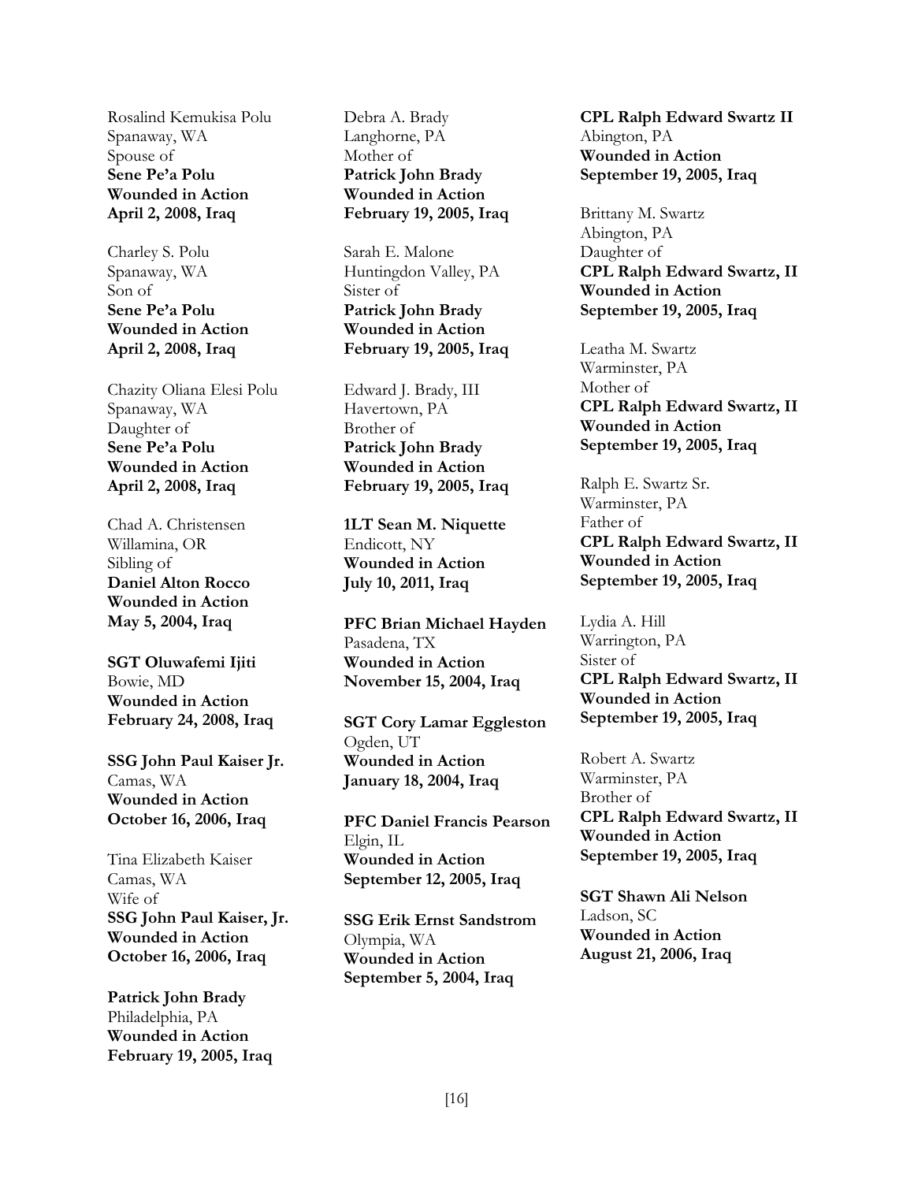Rosalind Kemukisa Polu
Spanaway, WA
Spouse of
**Sene Pe'a Polu**
**Wounded in Action**
**April 2, 2008, Iraq**

Charley S. Polu
Spanaway, WA
Son of
**Sene Pe'a Polu**
**Wounded in Action**
**April 2, 2008, Iraq**

Chazity Oliana Elesi Polu
Spanaway, WA
Daughter of
**Sene Pe'a Polu**
**Wounded in Action**
**April 2, 2008, Iraq**

Chad A. Christensen
Willamina, OR
Sibling of
**Daniel Alton Rocco**
**Wounded in Action**
**May 5, 2004, Iraq**

**SGT Oluwafemi Ijiti**
Bowie, MD
**Wounded in Action**
**February 24, 2008, Iraq**

**SSG John Paul Kaiser Jr.**
Camas, WA
**Wounded in Action**
**October 16, 2006, Iraq**

Tina Elizabeth Kaiser
Camas, WA
Wife of
**SSG John Paul Kaiser, Jr.**
**Wounded in Action**
**October 16, 2006, Iraq**

**Patrick John Brady**
Philadelphia, PA
**Wounded in Action**
**February 19, 2005, Iraq**

Debra A. Brady
Langhorne, PA
Mother of
**Patrick John Brady**
**Wounded in Action**
**February 19, 2005, Iraq**

Sarah E. Malone
Huntingdon Valley, PA
Sister of
**Patrick John Brady**
**Wounded in Action**
**February 19, 2005, Iraq**

Edward J. Brady, III
Havertown, PA
Brother of
**Patrick John Brady**
**Wounded in Action**
**February 19, 2005, Iraq**

**1LT Sean M. Niquette**
Endicott, NY
**Wounded in Action**
**July 10, 2011, Iraq**

**PFC Brian Michael Hayden**
Pasadena, TX
**Wounded in Action**
**November 15, 2004, Iraq**

**SGT Cory Lamar Eggleston**
Ogden, UT
**Wounded in Action**
**January 18, 2004, Iraq**

**PFC Daniel Francis Pearson**
Elgin, IL
**Wounded in Action**
**September 12, 2005, Iraq**

**SSG Erik Ernst Sandstrom**
Olympia, WA
**Wounded in Action**
**September 5, 2004, Iraq**

**CPL Ralph Edward Swartz II**
Abington, PA
**Wounded in Action**
**September 19, 2005, Iraq**

Brittany M. Swartz
Abington, PA
Daughter of
**CPL Ralph Edward Swartz, II**
**Wounded in Action**
**September 19, 2005, Iraq**

Leatha M. Swartz
Warminster, PA
Mother of
**CPL Ralph Edward Swartz, II**
**Wounded in Action**
**September 19, 2005, Iraq**

Ralph E. Swartz Sr.
Warminster, PA
Father of
**CPL Ralph Edward Swartz, II**
**Wounded in Action**
**September 19, 2005, Iraq**

Lydia A. Hill
Warrington, PA
Sister of
**CPL Ralph Edward Swartz, II**
**Wounded in Action**
**September 19, 2005, Iraq**

Robert A. Swartz
Warminster, PA
Brother of
**CPL Ralph Edward Swartz, II**
**Wounded in Action**
**September 19, 2005, Iraq**

**SGT Shawn Ali Nelson**
Ladson, SC
**Wounded in Action**
**August 21, 2006, Iraq**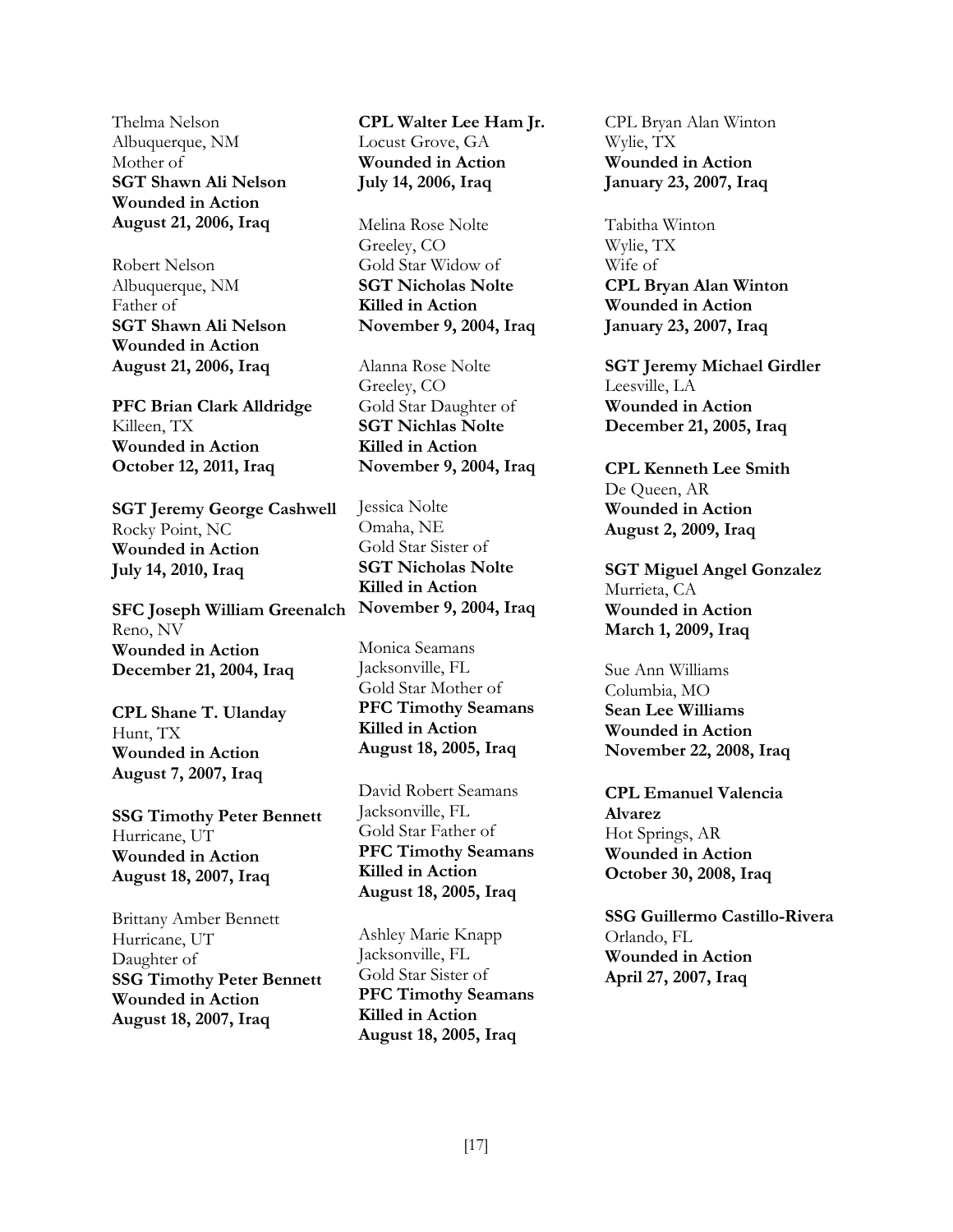Thelma Nelson
Albuquerque, NM
Mother of
**SGT Shawn Ali Nelson**
**Wounded in Action**
**August 21, 2006, Iraq**

Robert Nelson
Albuquerque, NM
Father of
**SGT Shawn Ali Nelson**
**Wounded in Action**
**August 21, 2006, Iraq**

**PFC Brian Clark Alldridge**
Killeen, TX
**Wounded in Action**
**October 12, 2011, Iraq**

**SGT Jeremy George Cashwell**
Rocky Point, NC
**Wounded in Action**
**July 14, 2010, Iraq**

**SFC Joseph William Greenalch**
Reno, NV
**Wounded in Action**
**December 21, 2004, Iraq**

**CPL Shane T. Ulanday**
Hunt, TX
**Wounded in Action**
**August 7, 2007, Iraq**

**SSG Timothy Peter Bennett**
Hurricane, UT
**Wounded in Action**
**August 18, 2007, Iraq**

Brittany Amber Bennett
Hurricane, UT
Daughter of
**SSG Timothy Peter Bennett**
**Wounded in Action**
**August 18, 2007, Iraq**

**CPL Walter Lee Ham Jr.**
Locust Grove, GA
**Wounded in Action**
**July 14, 2006, Iraq**

Melina Rose Nolte
Greeley, CO
Gold Star Widow of
**SGT Nicholas Nolte**
**Killed in Action**
**November 9, 2004, Iraq**

Alanna Rose Nolte
Greeley, CO
Gold Star Daughter of
**SGT Nichlas Nolte**
**Killed in Action**
**November 9, 2004, Iraq**

Jessica Nolte
Omaha, NE
Gold Star Sister of
**SGT Nicholas Nolte**
**Killed in Action**
**November 9, 2004, Iraq**

Monica Seamans
Jacksonville, FL
Gold Star Mother of
**PFC Timothy Seamans**
**Killed in Action**
**August 18, 2005, Iraq**

David Robert Seamans
Jacksonville, FL
Gold Star Father of
**PFC Timothy Seamans**
**Killed in Action**
**August 18, 2005, Iraq**

Ashley Marie Knapp
Jacksonville, FL
Gold Star Sister of
**PFC Timothy Seamans**
**Killed in Action**
**August 18, 2005, Iraq**

CPL Bryan Alan Winton
Wylie, TX
**Wounded in Action**
**January 23, 2007, Iraq**

Tabitha Winton
Wylie, TX
Wife of
**CPL Bryan Alan Winton**
**Wounded in Action**
**January 23, 2007, Iraq**

**SGT Jeremy Michael Girdler**
Leesville, LA
**Wounded in Action**
**December 21, 2005, Iraq**

**CPL Kenneth Lee Smith**
De Queen, AR
**Wounded in Action**
**August 2, 2009, Iraq**

**SGT Miguel Angel Gonzalez**
Murrieta, CA
**Wounded in Action**
**March 1, 2009, Iraq**

Sue Ann Williams
Columbia, MO
**Sean Lee Williams**
**Wounded in Action**
**November 22, 2008, Iraq**

**CPL Emanuel Valencia Alvarez**
Hot Springs, AR
**Wounded in Action**
**October 30, 2008, Iraq**

**SSG Guillermo Castillo-Rivera**
Orlando, FL
**Wounded in Action**
**April 27, 2007, Iraq**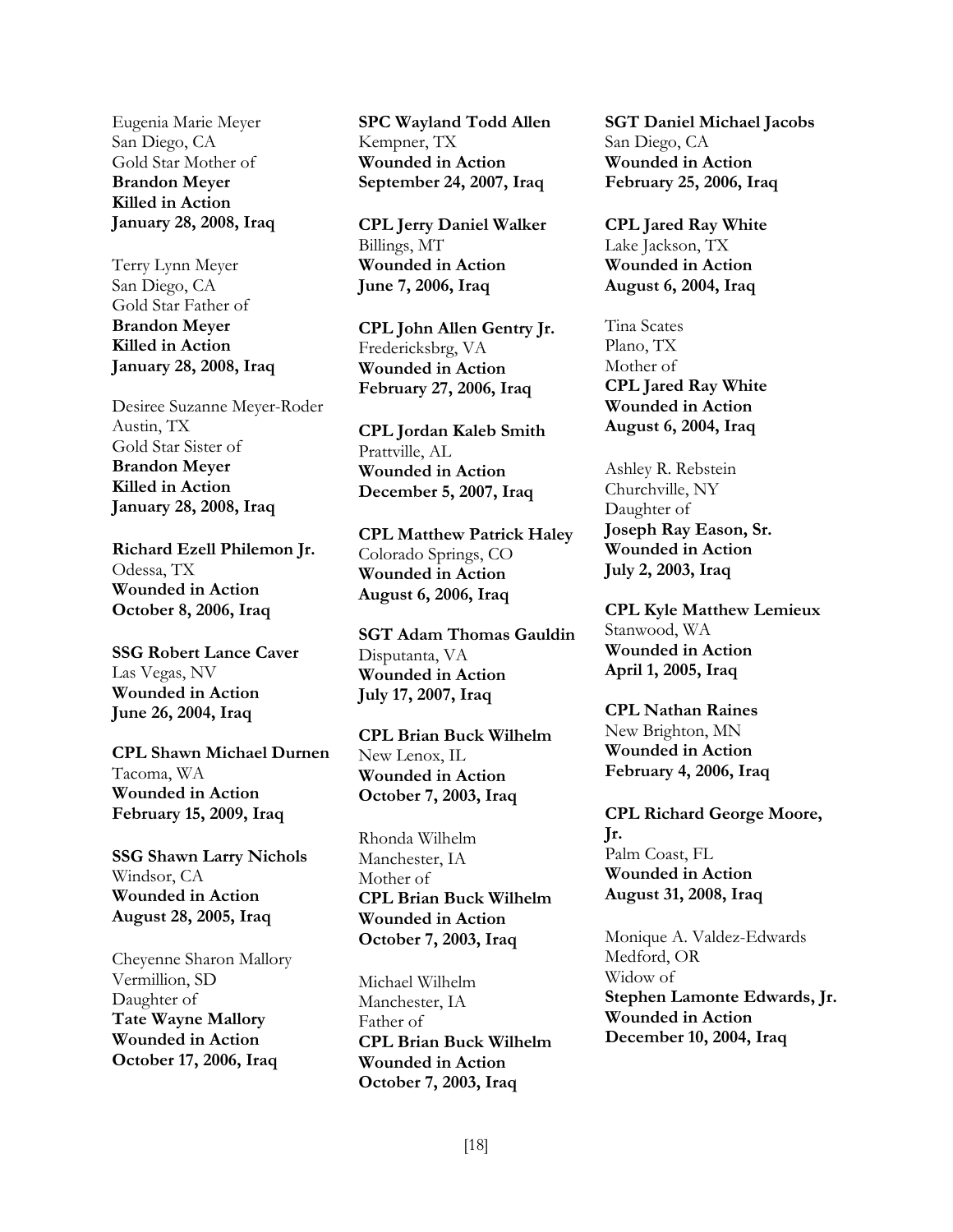Eugenia Marie Meyer
San Diego, CA
Gold Star Mother of
**Brandon Meyer**
**Killed in Action**
**January 28, 2008, Iraq**

Terry Lynn Meyer
San Diego, CA
Gold Star Father of
**Brandon Meyer**
**Killed in Action**
**January 28, 2008, Iraq**

Desiree Suzanne Meyer-Roder
Austin, TX
Gold Star Sister of
**Brandon Meyer**
**Killed in Action**
**January 28, 2008, Iraq**

**Richard Ezell Philemon Jr.**
Odessa, TX
**Wounded in Action**
**October 8, 2006, Iraq**

**SSG Robert Lance Caver**
Las Vegas, NV
**Wounded in Action**
**June 26, 2004, Iraq**

**CPL Shawn Michael Durnen**
Tacoma, WA
**Wounded in Action**
**February 15, 2009, Iraq**

**SSG Shawn Larry Nichols**
Windsor, CA
**Wounded in Action**
**August 28, 2005, Iraq**

Cheyenne Sharon Mallory
Vermillion, SD
Daughter of
**Tate Wayne Mallory**
**Wounded in Action**
**October 17, 2006, Iraq**

**SPC Wayland Todd Allen**
Kempner, TX
**Wounded in Action**
**September 24, 2007, Iraq**

**CPL Jerry Daniel Walker**
Billings, MT
**Wounded in Action**
**June 7, 2006, Iraq**

**CPL John Allen Gentry Jr.**
Fredericksbrg, VA
**Wounded in Action**
**February 27, 2006, Iraq**

**CPL Jordan Kaleb Smith**
Prattville, AL
**Wounded in Action**
**December 5, 2007, Iraq**

**CPL Matthew Patrick Haley**
Colorado Springs, CO
**Wounded in Action**
**August 6, 2006, Iraq**

**SGT Adam Thomas Gauldin**
Disputanta, VA
**Wounded in Action**
**July 17, 2007, Iraq**

**CPL Brian Buck Wilhelm**
New Lenox, IL
**Wounded in Action**
**October 7, 2003, Iraq**

Rhonda Wilhelm
Manchester, IA
Mother of
**CPL Brian Buck Wilhelm**
**Wounded in Action**
**October 7, 2003, Iraq**

Michael Wilhelm
Manchester, IA
Father of
**CPL Brian Buck Wilhelm**
**Wounded in Action**
**October 7, 2003, Iraq**

**SGT Daniel Michael Jacobs**
San Diego, CA
**Wounded in Action**
**February 25, 2006, Iraq**

**CPL Jared Ray White**
Lake Jackson, TX
**Wounded in Action**
**August 6, 2004, Iraq**

Tina Scates
Plano, TX
Mother of
**CPL Jared Ray White**
**Wounded in Action**
**August 6, 2004, Iraq**

Ashley R. Rebstein
Churchville, NY
Daughter of
**Joseph Ray Eason, Sr.**
**Wounded in Action**
**July 2, 2003, Iraq**

**CPL Kyle Matthew Lemieux**
Stanwood, WA
**Wounded in Action**
**April 1, 2005, Iraq**

**CPL Nathan Raines**
New Brighton, MN
**Wounded in Action**
**February 4, 2006, Iraq**

**CPL Richard George Moore, Jr.**
Palm Coast, FL
**Wounded in Action**
**August 31, 2008, Iraq**

Monique A. Valdez-Edwards
Medford, OR
Widow of
**Stephen Lamonte Edwards, Jr.**
**Wounded in Action**
**December 10, 2004, Iraq**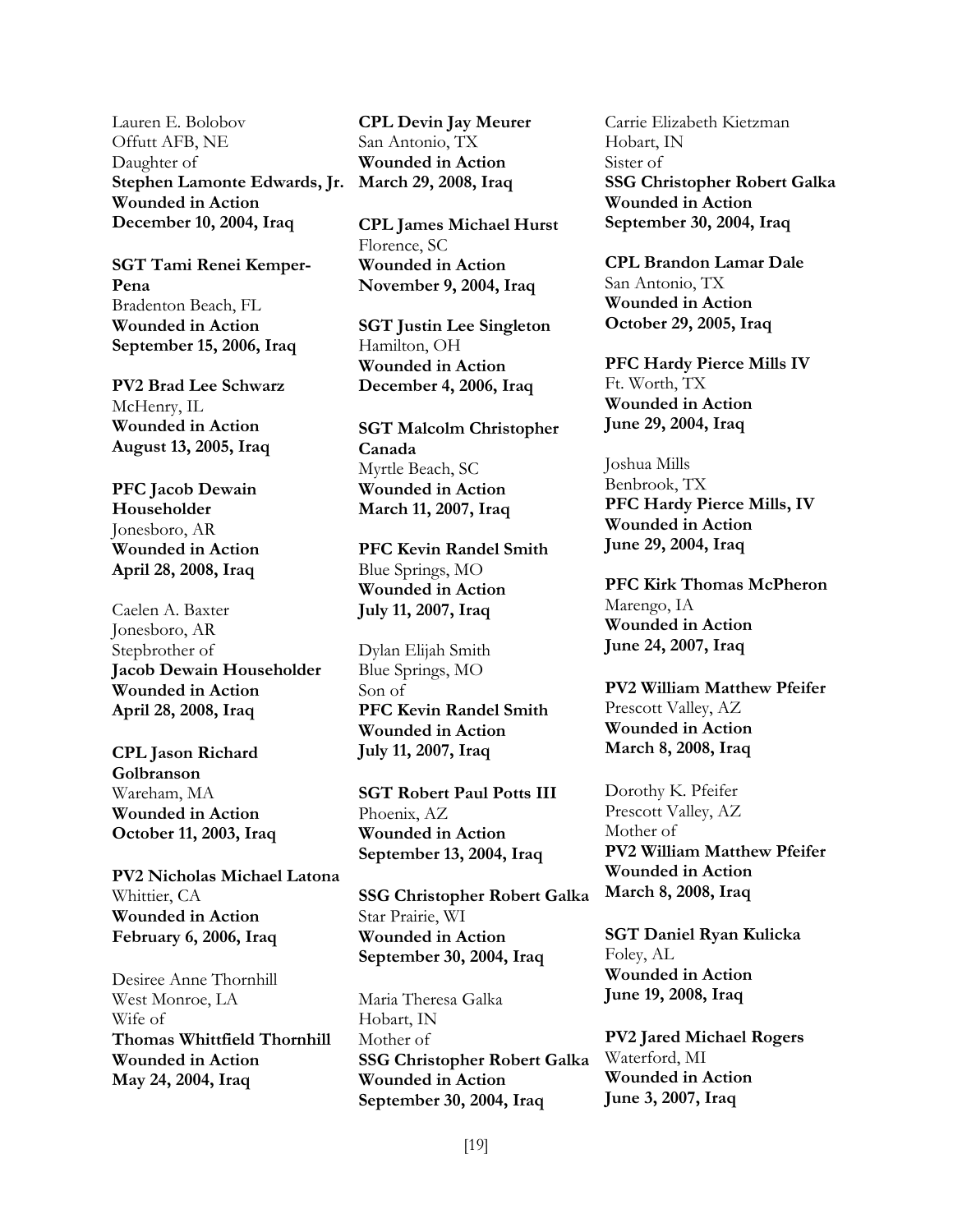Lauren E. Bolobov
Offutt AFB, NE
Daughter of
**Stephen Lamonte Edwards, Jr.**
**Wounded in Action**
**December 10, 2004, Iraq**

**SGT Tami Renei Kemper-Pena**
Bradenton Beach, FL
**Wounded in Action**
**September 15, 2006, Iraq**

**PV2 Brad Lee Schwarz**
McHenry, IL
**Wounded in Action**
**August 13, 2005, Iraq**

**PFC Jacob Dewain Householder**
Jonesboro, AR
**Wounded in Action**
**April 28, 2008, Iraq**

Caelen A. Baxter
Jonesboro, AR
Stepbrother of
**Jacob Dewain Householder**
**Wounded in Action**
**April 28, 2008, Iraq**

**CPL Jason Richard Golbranson**
Wareham, MA
**Wounded in Action**
**October 11, 2003, Iraq**

**PV2 Nicholas Michael Latona**
Whittier, CA
**Wounded in Action**
**February 6, 2006, Iraq**

Desiree Anne Thornhill
West Monroe, LA
Wife of
**Thomas Whittfield Thornhill**
**Wounded in Action**
**May 24, 2004, Iraq**

**CPL Devin Jay Meurer**
San Antonio, TX
**Wounded in Action**
**March 29, 2008, Iraq**

**CPL James Michael Hurst**
Florence, SC
**Wounded in Action**
**November 9, 2004, Iraq**

**SGT Justin Lee Singleton**
Hamilton, OH
**Wounded in Action**
**December 4, 2006, Iraq**

**SGT Malcolm Christopher Canada**
Myrtle Beach, SC
**Wounded in Action**
**March 11, 2007, Iraq**

**PFC Kevin Randel Smith**
Blue Springs, MO
**Wounded in Action**
**July 11, 2007, Iraq**

Dylan Elijah Smith
Blue Springs, MO
Son of
**PFC Kevin Randel Smith**
**Wounded in Action**
**July 11, 2007, Iraq**

**SGT Robert Paul Potts III**
Phoenix, AZ
**Wounded in Action**
**September 13, 2004, Iraq**

**SSG Christopher Robert Galka**
Star Prairie, WI
**Wounded in Action**
**September 30, 2004, Iraq**

Maria Theresa Galka
Hobart, IN
Mother of
**SSG Christopher Robert Galka**
**Wounded in Action**
**September 30, 2004, Iraq**

Carrie Elizabeth Kietzman
Hobart, IN
Sister of
**SSG Christopher Robert Galka**
**Wounded in Action**
**September 30, 2004, Iraq**

**CPL Brandon Lamar Dale**
San Antonio, TX
**Wounded in Action**
**October 29, 2005, Iraq**

**PFC Hardy Pierce Mills IV**
Ft. Worth, TX
**Wounded in Action**
**June 29, 2004, Iraq**

Joshua Mills
Benbrook, TX
**PFC Hardy Pierce Mills, IV**
**Wounded in Action**
**June 29, 2004, Iraq**

**PFC Kirk Thomas McPheron**
Marengo, IA
**Wounded in Action**
**June 24, 2007, Iraq**

**PV2 William Matthew Pfeifer**
Prescott Valley, AZ
**Wounded in Action**
**March 8, 2008, Iraq**

Dorothy K. Pfeifer
Prescott Valley, AZ
Mother of
**PV2 William Matthew Pfeifer**
**Wounded in Action**
**March 8, 2008, Iraq**

**SGT Daniel Ryan Kulicka**
Foley, AL
**Wounded in Action**
**June 19, 2008, Iraq**

**PV2 Jared Michael Rogers**
Waterford, MI
**Wounded in Action**
**June 3, 2007, Iraq**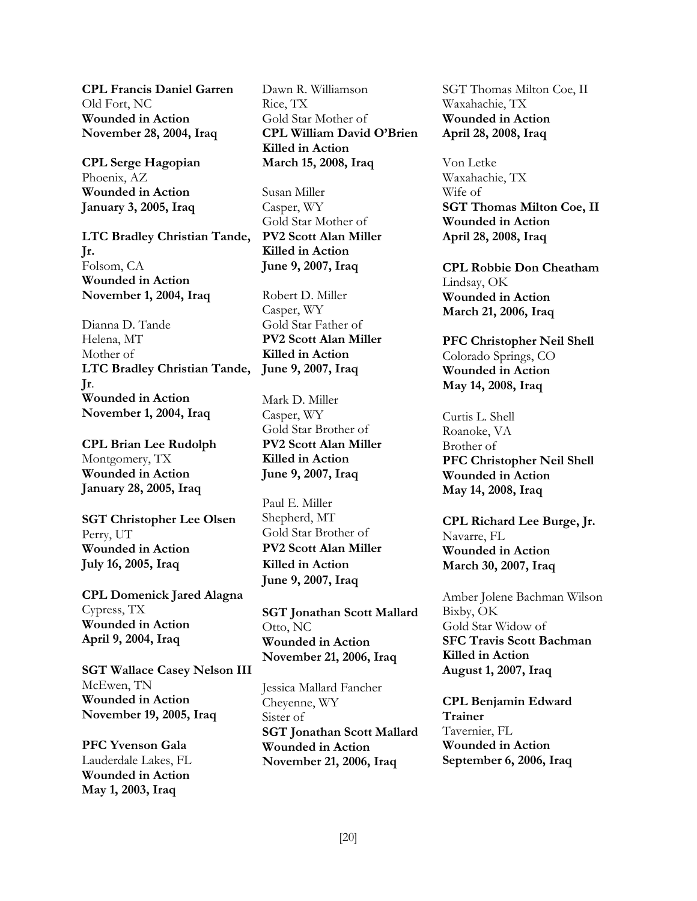**CPL Francis Daniel Garren**
Old Fort, NC
**Wounded in Action**
**November 28, 2004, Iraq**

**CPL Serge Hagopian**
Phoenix, AZ
**Wounded in Action**
**January 3, 2005, Iraq**

**LTC Bradley Christian Tande, Jr.**
Folsom, CA
**Wounded in Action**
**November 1, 2004, Iraq**

Dianna D. Tande
Helena, MT
Mother of
**LTC Bradley Christian Tande, Jr.**
**Wounded in Action**
**November 1, 2004, Iraq**

**CPL Brian Lee Rudolph**
Montgomery, TX
**Wounded in Action**
**January 28, 2005, Iraq**

**SGT Christopher Lee Olsen**
Perry, UT
**Wounded in Action**
**July 16, 2005, Iraq**

**CPL Domenick Jared Alagna**
Cypress, TX
**Wounded in Action**
**April 9, 2004, Iraq**

**SGT Wallace Casey Nelson III**
McEwen, TN
**Wounded in Action**
**November 19, 2005, Iraq**

**PFC Yvenson Gala**
Lauderdale Lakes, FL
**Wounded in Action**
**May 1, 2003, Iraq**

Dawn R. Williamson
Rice, TX
Gold Star Mother of
**CPL William David O'Brien**
**Killed in Action**
**March 15, 2008, Iraq**

Susan Miller
Casper, WY
Gold Star Mother of
**PV2 Scott Alan Miller**
**Killed in Action**
**June 9, 2007, Iraq**

Robert D. Miller
Casper, WY
Gold Star Father of
**PV2 Scott Alan Miller**
**Killed in Action**
**June 9, 2007, Iraq**

Mark D. Miller
Casper, WY
Gold Star Brother of
**PV2 Scott Alan Miller**
**Killed in Action**
**June 9, 2007, Iraq**

Paul E. Miller
Shepherd, MT
Gold Star Brother of
**PV2 Scott Alan Miller**
**Killed in Action**
**June 9, 2007, Iraq**

**SGT Jonathan Scott Mallard**
Otto, NC
**Wounded in Action**
**November 21, 2006, Iraq**

Jessica Mallard Fancher
Cheyenne, WY
Sister of
**SGT Jonathan Scott Mallard**
**Wounded in Action**
**November 21, 2006, Iraq**

SGT Thomas Milton Coe, II
Waxahachie, TX
**Wounded in Action**
**April 28, 2008, Iraq**

Von Letke
Waxahachie, TX
Wife of
**SGT Thomas Milton Coe, II**
**Wounded in Action**
**April 28, 2008, Iraq**

**CPL Robbie Don Cheatham**
Lindsay, OK
**Wounded in Action**
**March 21, 2006, Iraq**

**PFC Christopher Neil Shell**
Colorado Springs, CO
**Wounded in Action**
**May 14, 2008, Iraq**

Curtis L. Shell
Roanoke, VA
Brother of
**PFC Christopher Neil Shell**
**Wounded in Action**
**May 14, 2008, Iraq**

**CPL Richard Lee Burge, Jr.**
Navarre, FL
**Wounded in Action**
**March 30, 2007, Iraq**

Amber Jolene Bachman Wilson
Bixby, OK
Gold Star Widow of
**SFC Travis Scott Bachman**
**Killed in Action**
**August 1, 2007, Iraq**

**CPL Benjamin Edward Trainer**
Tavernier, FL
**Wounded in Action**
**September 6, 2006, Iraq**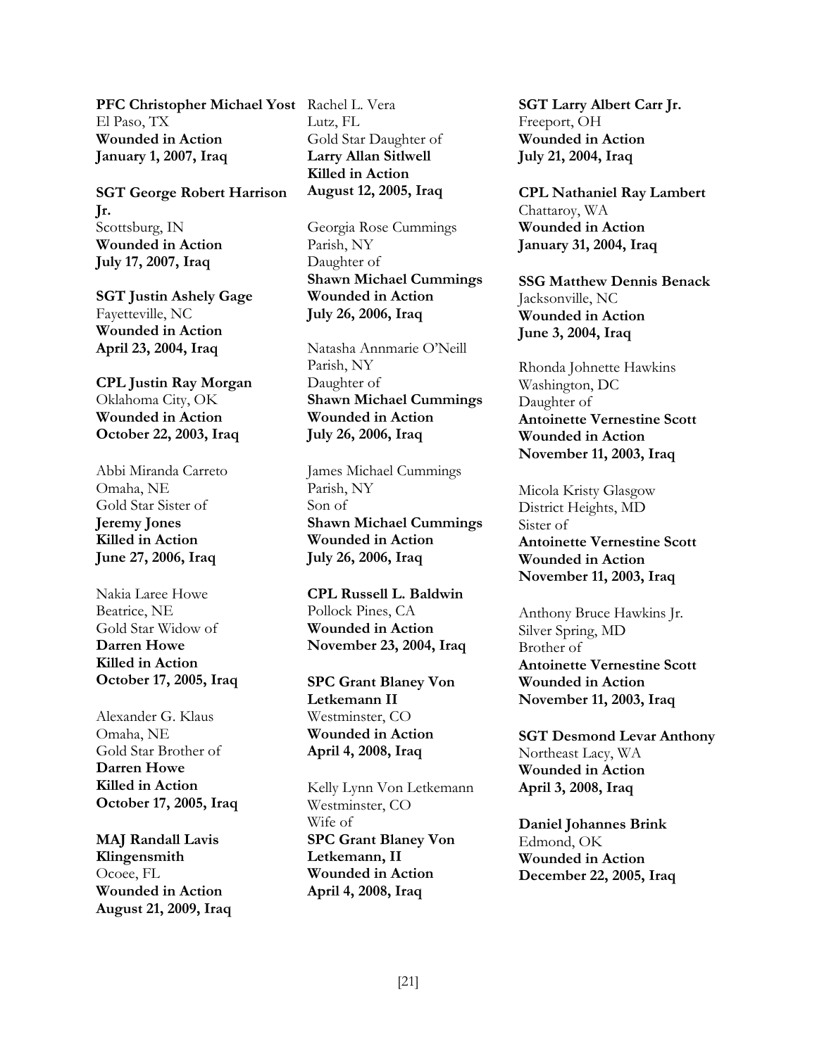**PFC Christopher Michael Yost**
El Paso, TX
**Wounded in Action**
**January 1, 2007, Iraq**

**SGT George Robert Harrison Jr.**
Scottsburg, IN
**Wounded in Action**
**July 17, 2007, Iraq**

**SGT Justin Ashely Gage**
Fayetteville, NC
**Wounded in Action**
**April 23, 2004, Iraq**

**CPL Justin Ray Morgan**
Oklahoma City, OK
**Wounded in Action**
**October 22, 2003, Iraq**

Abbi Miranda Carreto
Omaha, NE
Gold Star Sister of
**Jeremy Jones**
**Killed in Action**
**June 27, 2006, Iraq**

Nakia Laree Howe
Beatrice, NE
Gold Star Widow of
**Darren Howe**
**Killed in Action**
**October 17, 2005, Iraq**

Alexander G. Klaus
Omaha, NE
Gold Star Brother of
**Darren Howe**
**Killed in Action**
**October 17, 2005, Iraq**

**MAJ Randall Lavis Klingensmith**
Ocoee, FL
**Wounded in Action**
**August 21, 2009, Iraq**

Rachel L. Vera
Lutz, FL
Gold Star Daughter of
**Larry Allan Sitlwell**
**Killed in Action**
**August 12, 2005, Iraq**

Georgia Rose Cummings
Parish, NY
Daughter of
**Shawn Michael Cummings**
**Wounded in Action**
**July 26, 2006, Iraq**

Natasha Annmarie O'Neill
Parish, NY
Daughter of
**Shawn Michael Cummings**
**Wounded in Action**
**July 26, 2006, Iraq**

James Michael Cummings
Parish, NY
Son of
**Shawn Michael Cummings**
**Wounded in Action**
**July 26, 2006, Iraq**

**CPL Russell L. Baldwin**
Pollock Pines, CA
**Wounded in Action**
**November 23, 2004, Iraq**

**SPC Grant Blaney Von Letkemann II**
Westminster, CO
**Wounded in Action**
**April 4, 2008, Iraq**

Kelly Lynn Von Letkemann
Westminster, CO
Wife of
**SPC Grant Blaney Von Letkemann, II**
**Wounded in Action**
**April 4, 2008, Iraq**

**SGT Larry Albert Carr Jr.**
Freeport, OH
**Wounded in Action**
**July 21, 2004, Iraq**

**CPL Nathaniel Ray Lambert**
Chattaroy, WA
**Wounded in Action**
**January 31, 2004, Iraq**

**SSG Matthew Dennis Benack**
Jacksonville, NC
**Wounded in Action**
**June 3, 2004, Iraq**

Rhonda Johnette Hawkins
Washington, DC
Daughter of
**Antoinette Vernestine Scott**
**Wounded in Action**
**November 11, 2003, Iraq**

Micola Kristy Glasgow
District Heights, MD
Sister of
**Antoinette Vernestine Scott**
**Wounded in Action**
**November 11, 2003, Iraq**

Anthony Bruce Hawkins Jr.
Silver Spring, MD
Brother of
**Antoinette Vernestine Scott**
**Wounded in Action**
**November 11, 2003, Iraq**

**SGT Desmond Levar Anthony**
Northeast Lacy, WA
**Wounded in Action**
**April 3, 2008, Iraq**

**Daniel Johannes Brink**
Edmond, OK
**Wounded in Action**
**December 22, 2005, Iraq**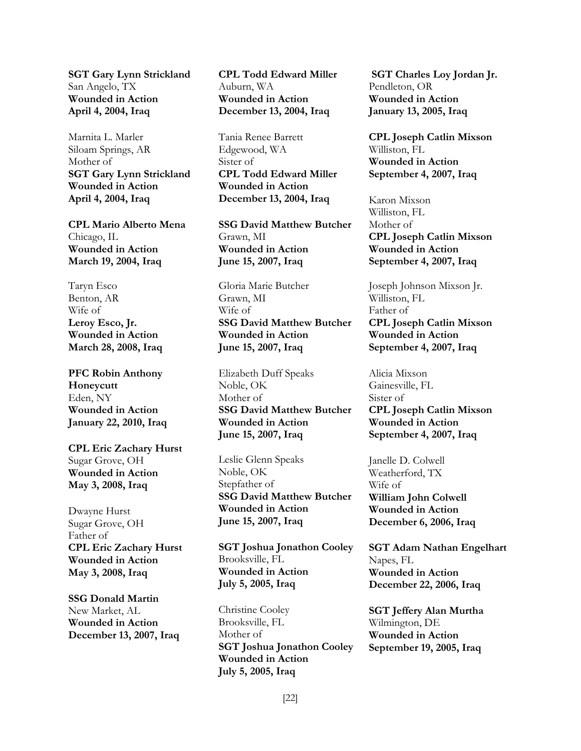**SGT Gary Lynn Strickland**
San Angelo, TX
**Wounded in Action**
**April 4, 2004, Iraq**

Marnita L. Marler
Siloam Springs, AR
Mother of
**SGT Gary Lynn Strickland**
**Wounded in Action**
**April 4, 2004, Iraq**

**CPL Mario Alberto Mena**
Chicago, IL
**Wounded in Action**
**March 19, 2004, Iraq**

Taryn Esco
Benton, AR
Wife of
**Leroy Esco, Jr.**
**Wounded in Action**
**March 28, 2008, Iraq**

**PFC Robin Anthony Honeycutt**
Eden, NY
**Wounded in Action**
**January 22, 2010, Iraq**

**CPL Eric Zachary Hurst**
Sugar Grove, OH
**Wounded in Action**
**May 3, 2008, Iraq**

Dwayne Hurst
Sugar Grove, OH
Father of
**CPL Eric Zachary Hurst**
**Wounded in Action**
**May 3, 2008, Iraq**

**SSG Donald Martin**
New Market, AL
**Wounded in Action**
**December 13, 2007, Iraq**

**CPL Todd Edward Miller**
Auburn, WA
**Wounded in Action**
**December 13, 2004, Iraq**

Tania Renee Barrett
Edgewood, WA
Sister of
**CPL Todd Edward Miller**
**Wounded in Action**
**December 13, 2004, Iraq**

**SSG David Matthew Butcher**
Grawn, MI
**Wounded in Action**
**June 15, 2007, Iraq**

Gloria Marie Butcher
Grawn, MI
Wife of
**SSG David Matthew Butcher**
**Wounded in Action**
**June 15, 2007, Iraq**

Elizabeth Duff Speaks
Noble, OK
Mother of
**SSG David Matthew Butcher**
**Wounded in Action**
**June 15, 2007, Iraq**

Leslie Glenn Speaks
Noble, OK
Stepfather of
**SSG David Matthew Butcher**
**Wounded in Action**
**June 15, 2007, Iraq**

**SGT Joshua Jonathon Cooley**
Brooksville, FL
**Wounded in Action**
**July 5, 2005, Iraq**

Christine Cooley
Brooksville, FL
Mother of
**SGT Joshua Jonathon Cooley**
**Wounded in Action**
**July 5, 2005, Iraq**

**SGT Charles Loy Jordan Jr.**
Pendleton, OR
**Wounded in Action**
**January 13, 2005, Iraq**

**CPL Joseph Catlin Mixson**
Williston, FL
**Wounded in Action**
**September 4, 2007, Iraq**

Karon Mixson
Williston, FL
Mother of
**CPL Joseph Catlin Mixson**
**Wounded in Action**
**September 4, 2007, Iraq**

Joseph Johnson Mixson Jr.
Williston, FL
Father of
**CPL Joseph Catlin Mixson**
**Wounded in Action**
**September 4, 2007, Iraq**

Alicia Mixson
Gainesville, FL
Sister of
**CPL Joseph Catlin Mixson**
**Wounded in Action**
**September 4, 2007, Iraq**

Janelle D. Colwell
Weatherford, TX
Wife of
**William John Colwell**
**Wounded in Action**
**December 6, 2006, Iraq**

**SGT Adam Nathan Engelhart**
Napes, FL
**Wounded in Action**
**December 22, 2006, Iraq**

**SGT Jeffery Alan Murtha**
Wilmington, DE
**Wounded in Action**
**September 19, 2005, Iraq**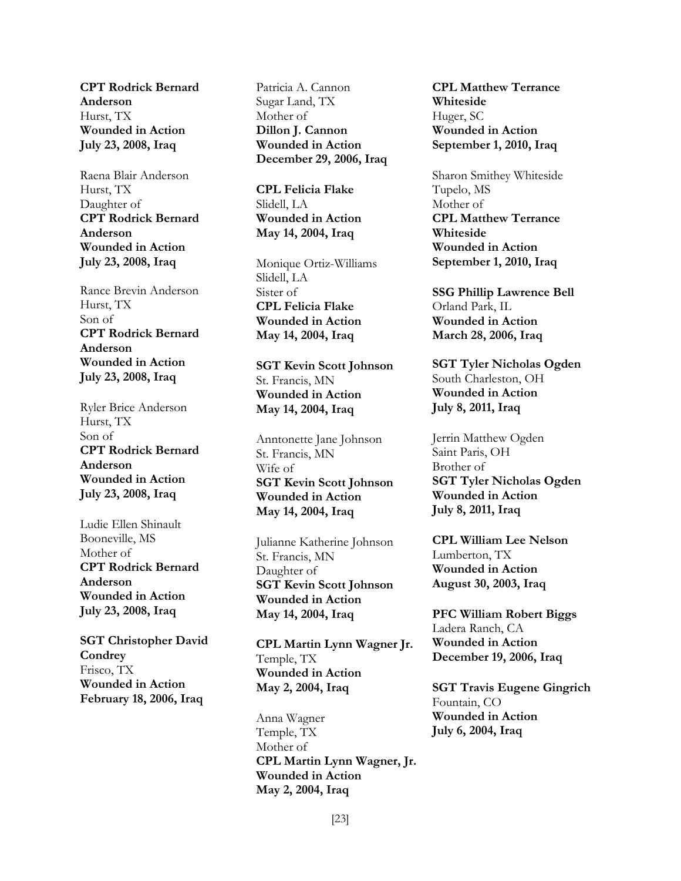**CPT Rodrick Bernard Anderson**
Hurst, TX
**Wounded in Action**
**July 23, 2008, Iraq**

Raena Blair Anderson
Hurst, TX
Daughter of
**CPT Rodrick Bernard Anderson**
**Wounded in Action**
**July 23, 2008, Iraq**

Rance Brevin Anderson
Hurst, TX
Son of
**CPT Rodrick Bernard Anderson**
**Wounded in Action**
**July 23, 2008, Iraq**

Ryler Brice Anderson
Hurst, TX
Son of
**CPT Rodrick Bernard Anderson**
**Wounded in Action**
**July 23, 2008, Iraq**

Ludie Ellen Shinault
Booneville, MS
Mother of
**CPT Rodrick Bernard Anderson**
**Wounded in Action**
**July 23, 2008, Iraq**

**SGT Christopher David Condrey**
Frisco, TX
**Wounded in Action**
**February 18, 2006, Iraq**

Patricia A. Cannon
Sugar Land, TX
Mother of
**Dillon J. Cannon**
**Wounded in Action**
**December 29, 2006, Iraq**

**CPL Felicia Flake**
Slidell, LA
**Wounded in Action**
**May 14, 2004, Iraq**

Monique Ortiz-Williams
Slidell, LA
Sister of
**CPL Felicia Flake**
**Wounded in Action**
**May 14, 2004, Iraq**

**SGT Kevin Scott Johnson**
St. Francis, MN
**Wounded in Action**
**May 14, 2004, Iraq**

Anntonette Jane Johnson
St. Francis, MN
Wife of
**SGT Kevin Scott Johnson**
**Wounded in Action**
**May 14, 2004, Iraq**

Julianne Katherine Johnson
St. Francis, MN
Daughter of
**SGT Kevin Scott Johnson**
**Wounded in Action**
**May 14, 2004, Iraq**

**CPL Martin Lynn Wagner Jr.**
Temple, TX
**Wounded in Action**
**May 2, 2004, Iraq**

Anna Wagner
Temple, TX
Mother of
**CPL Martin Lynn Wagner, Jr.**
**Wounded in Action**
**May 2, 2004, Iraq**

**CPL Matthew Terrance Whiteside**
Huger, SC
**Wounded in Action**
**September 1, 2010, Iraq**

Sharon Smithey Whiteside
Tupelo, MS
Mother of
**CPL Matthew Terrance Whiteside**
**Wounded in Action**
**September 1, 2010, Iraq**

**SSG Phillip Lawrence Bell**
Orland Park, IL
**Wounded in Action**
**March 28, 2006, Iraq**

**SGT Tyler Nicholas Ogden**
South Charleston, OH
**Wounded in Action**
**July 8, 2011, Iraq**

Jerrin Matthew Ogden
Saint Paris, OH
Brother of
**SGT Tyler Nicholas Ogden**
**Wounded in Action**
**July 8, 2011, Iraq**

**CPL William Lee Nelson**
Lumberton, TX
**Wounded in Action**
**August 30, 2003, Iraq**

**PFC William Robert Biggs**
Ladera Ranch, CA
**Wounded in Action**
**December 19, 2006, Iraq**

**SGT Travis Eugene Gingrich**
Fountain, CO
**Wounded in Action**
**July 6, 2004, Iraq**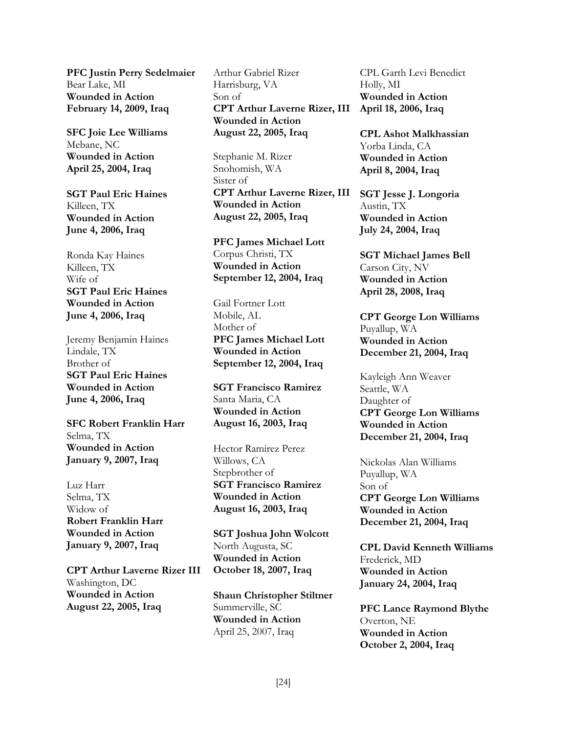**PFC Justin Perry Sedelmaier**
Bear Lake, MI
**Wounded in Action**
**February 14, 2009, Iraq**

**SFC Joie Lee Williams**
Mebane, NC
**Wounded in Action**
**April 25, 2004, Iraq**

**SGT Paul Eric Haines**
Killeen, TX
**Wounded in Action**
**June 4, 2006, Iraq**

Ronda Kay Haines
Killeen, TX
Wife of
**SGT Paul Eric Haines**
**Wounded in Action**
**June 4, 2006, Iraq**

Jeremy Benjamin Haines
Lindale, TX
Brother of
**SGT Paul Eric Haines**
**Wounded in Action**
**June 4, 2006, Iraq**

**SFC Robert Franklin Harr**
Selma, TX
**Wounded in Action**
**January 9, 2007, Iraq**

Luz Harr
Selma, TX
Widow of
**Robert Franklin Harr**
**Wounded in Action**
**January 9, 2007, Iraq**

**CPT Arthur Laverne Rizer III**
Washington, DC
**Wounded in Action**
**August 22, 2005, Iraq**

Arthur Gabriel Rizer
Harrisburg, VA
Son of
**CPT Arthur Laverne Rizer, III**
**Wounded in Action**
**August 22, 2005, Iraq**

Stephanie M. Rizer
Snohomish, WA
Sister of
**CPT Arthur Laverne Rizer, III**
**Wounded in Action**
**August 22, 2005, Iraq**

**PFC James Michael Lott**
Corpus Christi, TX
**Wounded in Action**
**September 12, 2004, Iraq**

Gail Fortner Lott
Mobile, AL
Mother of
**PFC James Michael Lott**
**Wounded in Action**
**September 12, 2004, Iraq**

**SGT Francisco Ramirez**
Santa Maria, CA
**Wounded in Action**
**August 16, 2003, Iraq**

Hector Ramirez Perez
Willows, CA
Stepbrother of
**SGT Francisco Ramirez**
**Wounded in Action**
**August 16, 2003, Iraq**

**SGT Joshua John Wolcott**
North Augusta, SC
**Wounded in Action**
**October 18, 2007, Iraq**

**Shaun Christopher Stiltner**
Summerville, SC
**Wounded in Action**
April 25, 2007, Iraq

CPL Garth Levi Benedict
Holly, MI
**Wounded in Action**
**April 18, 2006, Iraq**

**CPL Ashot Malkhassian**
Yorba Linda, CA
**Wounded in Action**
**April 8, 2004, Iraq**

**SGT Jesse J. Longoria**
Austin, TX
**Wounded in Action**
**July 24, 2004, Iraq**

**SGT Michael James Bell**
Carson City, NV
**Wounded in Action**
**April 28, 2008, Iraq**

**CPT George Lon Williams**
Puyallup, WA
**Wounded in Action**
**December 21, 2004, Iraq**

Kayleigh Ann Weaver
Seattle, WA
Daughter of
**CPT George Lon Williams**
**Wounded in Action**
**December 21, 2004, Iraq**

Nickolas Alan Williams
Puyallup, WA
Son of
**CPT George Lon Williams**
**Wounded in Action**
**December 21, 2004, Iraq**

**CPL David Kenneth Williams**
Frederick, MD
**Wounded in Action**
**January 24, 2004, Iraq**

**PFC Lance Raymond Blythe**
Overton, NE
**Wounded in Action**
**October 2, 2004, Iraq**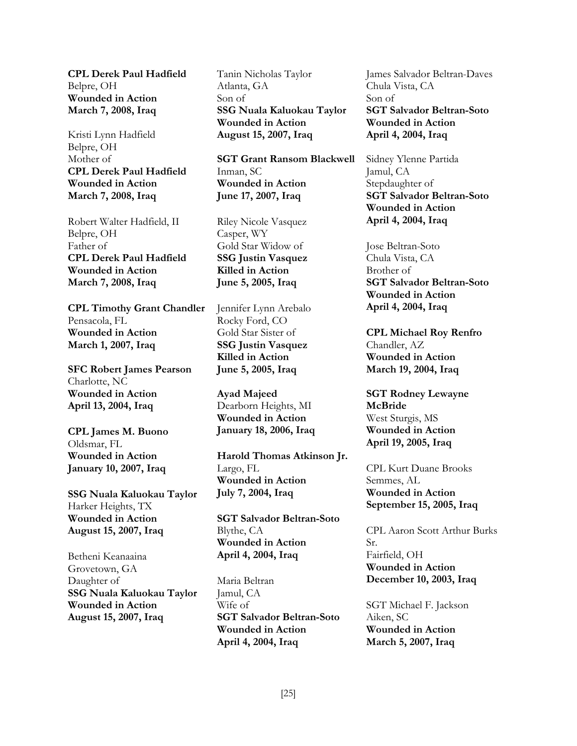**CPL Derek Paul Hadfield**
Belpre, OH
**Wounded in Action**
**March 7, 2008, Iraq**

Kristi Lynn Hadfield
Belpre, OH
Mother of
**CPL Derek Paul Hadfield**
**Wounded in Action**
**March 7, 2008, Iraq**

Robert Walter Hadfield, II
Belpre, OH
Father of
**CPL Derek Paul Hadfield**
**Wounded in Action**
**March 7, 2008, Iraq**

**CPL Timothy Grant Chandler**
Pensacola, FL
**Wounded in Action**
**March 1, 2007, Iraq**

**SFC Robert James Pearson**
Charlotte, NC
**Wounded in Action**
**April 13, 2004, Iraq**

**CPL James M. Buono**
Oldsmar, FL
**Wounded in Action**
**January 10, 2007, Iraq**

**SSG Nuala Kaluokau Taylor**
Harker Heights, TX
**Wounded in Action**
**August 15, 2007, Iraq**

Betheni Keanaaina
Grovetown, GA
Daughter of
**SSG Nuala Kaluokau Taylor**
**Wounded in Action**
**August 15, 2007, Iraq**

Tanin Nicholas Taylor
Atlanta, GA
Son of
**SSG Nuala Kaluokau Taylor**
**Wounded in Action**
**August 15, 2007, Iraq**

**SGT Grant Ransom Blackwell**
Inman, SC
**Wounded in Action**
**June 17, 2007, Iraq**

Riley Nicole Vasquez
Casper, WY
Gold Star Widow of
**SSG Justin Vasquez**
**Killed in Action**
**June 5, 2005, Iraq**

Jennifer Lynn Arebalo
Rocky Ford, CO
Gold Star Sister of
**SSG Justin Vasquez**
**Killed in Action**
**June 5, 2005, Iraq**

**Ayad Majeed**
Dearborn Heights, MI
**Wounded in Action**
**January 18, 2006, Iraq**

**Harold Thomas Atkinson Jr.**
Largo, FL
**Wounded in Action**
**July 7, 2004, Iraq**

**SGT Salvador Beltran-Soto**
Blythe, CA
**Wounded in Action**
**April 4, 2004, Iraq**

Maria Beltran
Jamul, CA
Wife of
**SGT Salvador Beltran-Soto**
**Wounded in Action**
**April 4, 2004, Iraq**

James Salvador Beltran-Daves
Chula Vista, CA
Son of
**SGT Salvador Beltran-Soto**
**Wounded in Action**
**April 4, 2004, Iraq**

Sidney Ylenne Partida
Jamul, CA
Stepdaughter of
**SGT Salvador Beltran-Soto**
**Wounded in Action**
**April 4, 2004, Iraq**

Jose Beltran-Soto
Chula Vista, CA
Brother of
**SGT Salvador Beltran-Soto**
**Wounded in Action**
**April 4, 2004, Iraq**

**CPL Michael Roy Renfro**
Chandler, AZ
**Wounded in Action**
**March 19, 2004, Iraq**

**SGT Rodney Lewayne McBride**
West Sturgis, MS
**Wounded in Action**
**April 19, 2005, Iraq**

CPL Kurt Duane Brooks
Semmes, AL
**Wounded in Action**
**September 15, 2005, Iraq**

CPL Aaron Scott Arthur Burks Sr.
Fairfield, OH
**Wounded in Action**
**December 10, 2003, Iraq**

SGT Michael F. Jackson
Aiken, SC
**Wounded in Action**
**March 5, 2007, Iraq**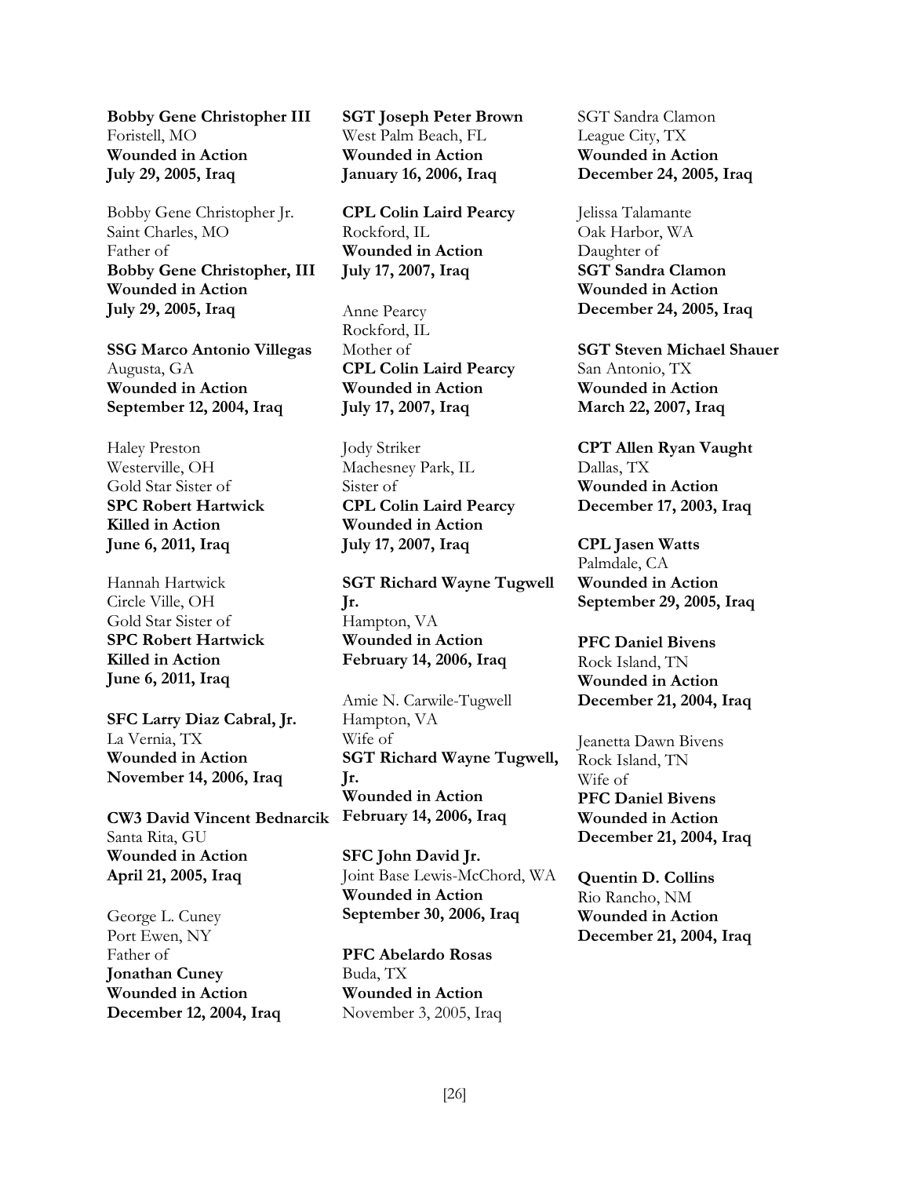**Bobby Gene Christopher III**
Foristell, MO
**Wounded in Action**
**July 29, 2005, Iraq**

Bobby Gene Christopher Jr.
Saint Charles, MO
Father of
**Bobby Gene Christopher, III**
**Wounded in Action**
**July 29, 2005, Iraq**

**SSG Marco Antonio Villegas**
Augusta, GA
**Wounded in Action**
**September 12, 2004, Iraq**

Haley Preston
Westerville, OH
Gold Star Sister of
**SPC Robert Hartwick**
**Killed in Action**
**June 6, 2011, Iraq**

Hannah Hartwick
Circle Ville, OH
Gold Star Sister of
**SPC Robert Hartwick**
**Killed in Action**
**June 6, 2011, Iraq**

**SFC Larry Diaz Cabral, Jr.**
La Vernia, TX
**Wounded in Action**
**November 14, 2006, Iraq**

**CW3 David Vincent Bednarcik**
Santa Rita, GU
**Wounded in Action**
**April 21, 2005, Iraq**

George L. Cuney
Port Ewen, NY
Father of
**Jonathan Cuney**
**Wounded in Action**
**December 12, 2004, Iraq**

**SGT Joseph Peter Brown**
West Palm Beach, FL
**Wounded in Action**
**January 16, 2006, Iraq**

**CPL Colin Laird Pearcy**
Rockford, IL
**Wounded in Action**
**July 17, 2007, Iraq**

Anne Pearcy
Rockford, IL
Mother of
**CPL Colin Laird Pearcy**
**Wounded in Action**
**July 17, 2007, Iraq**

Jody Striker
Machesney Park, IL
Sister of
**CPL Colin Laird Pearcy**
**Wounded in Action**
**July 17, 2007, Iraq**

**SGT Richard Wayne Tugwell Jr.**
Hampton, VA
**Wounded in Action**
**February 14, 2006, Iraq**

Amie N. Carwile-Tugwell
Hampton, VA
Wife of
**SGT Richard Wayne Tugwell, Jr.**
**Wounded in Action**
**February 14, 2006, Iraq**

**SFC John David Jr.**
Joint Base Lewis-McChord, WA
**Wounded in Action**
**September 30, 2006, Iraq**

**PFC Abelardo Rosas**
Buda, TX
**Wounded in Action**
November 3, 2005, Iraq

SGT Sandra Clamon
League City, TX
**Wounded in Action**
**December 24, 2005, Iraq**

Jelissa Talamante
Oak Harbor, WA
Daughter of
**SGT Sandra Clamon**
**Wounded in Action**
**December 24, 2005, Iraq**

**SGT Steven Michael Shauer**
San Antonio, TX
**Wounded in Action**
**March 22, 2007, Iraq**

**CPT Allen Ryan Vaught**
Dallas, TX
**Wounded in Action**
**December 17, 2003, Iraq**

**CPL Jasen Watts**
Palmdale, CA
**Wounded in Action**
**September 29, 2005, Iraq**

**PFC Daniel Bivens**
Rock Island, TN
**Wounded in Action**
**December 21, 2004, Iraq**

Jeanetta Dawn Bivens
Rock Island, TN
Wife of
**PFC Daniel Bivens**
**Wounded in Action**
**December 21, 2004, Iraq**

**Quentin D. Collins**
Rio Rancho, NM
**Wounded in Action**
**December 21, 2004, Iraq**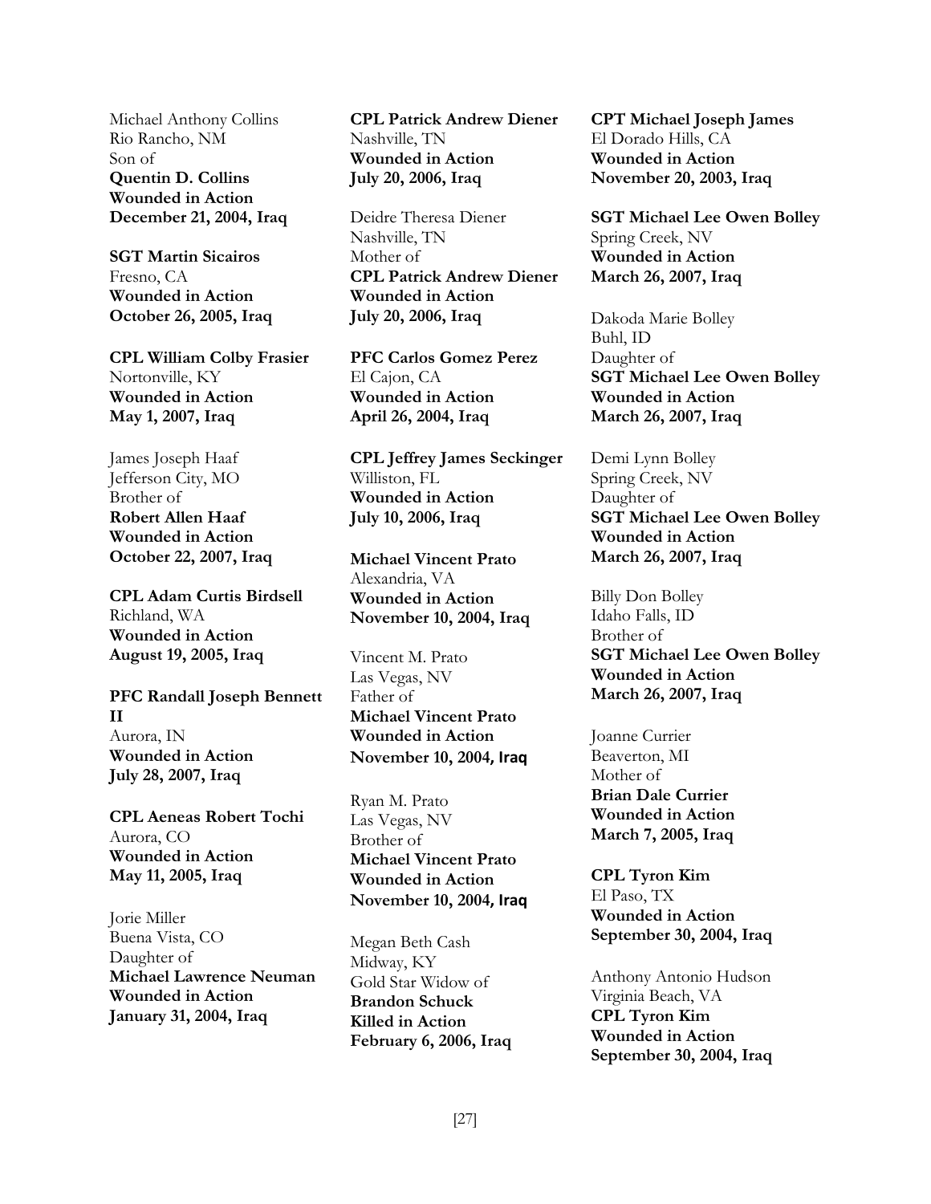Michael Anthony Collins
Rio Rancho, NM
Son of
**Quentin D. Collins**
**Wounded in Action**
**December 21, 2004, Iraq**

**SGT Martin Sicairos**
Fresno, CA
**Wounded in Action**
**October 26, 2005, Iraq**

**CPL William Colby Frasier**
Nortonville, KY
**Wounded in Action**
**May 1, 2007, Iraq**

James Joseph Haaf
Jefferson City, MO
Brother of
**Robert Allen Haaf**
**Wounded in Action**
**October 22, 2007, Iraq**

**CPL Adam Curtis Birdsell**
Richland, WA
**Wounded in Action**
**August 19, 2005, Iraq**

**PFC Randall Joseph Bennett II**
Aurora, IN
**Wounded in Action**
**July 28, 2007, Iraq**

**CPL Aeneas Robert Tochi**
Aurora, CO
**Wounded in Action**
**May 11, 2005, Iraq**

Jorie Miller
Buena Vista, CO
Daughter of
**Michael Lawrence Neuman**
**Wounded in Action**
**January 31, 2004, Iraq**

**CPL Patrick Andrew Diener**
Nashville, TN
**Wounded in Action**
**July 20, 2006, Iraq**

Deidre Theresa Diener
Nashville, TN
Mother of
**CPL Patrick Andrew Diener**
**Wounded in Action**
**July 20, 2006, Iraq**

**PFC Carlos Gomez Perez**
El Cajon, CA
**Wounded in Action**
**April 26, 2004, Iraq**

**CPL Jeffrey James Seckinger**
Williston, FL
**Wounded in Action**
**July 10, 2006, Iraq**

**Michael Vincent Prato**
Alexandria, VA
**Wounded in Action**
**November 10, 2004, Iraq**

Vincent M. Prato
Las Vegas, NV
Father of
**Michael Vincent Prato**
**Wounded in Action**
**November 10, 2004, Iraq**

Ryan M. Prato
Las Vegas, NV
Brother of
**Michael Vincent Prato**
**Wounded in Action**
**November 10, 2004, Iraq**

Megan Beth Cash
Midway, KY
Gold Star Widow of
**Brandon Schuck**
**Killed in Action**
**February 6, 2006, Iraq**

**CPT Michael Joseph James**
El Dorado Hills, CA
**Wounded in Action**
**November 20, 2003, Iraq**

**SGT Michael Lee Owen Bolley**
Spring Creek, NV
**Wounded in Action**
**March 26, 2007, Iraq**

Dakoda Marie Bolley
Buhl, ID
Daughter of
**SGT Michael Lee Owen Bolley**
**Wounded in Action**
**March 26, 2007, Iraq**

Demi Lynn Bolley
Spring Creek, NV
Daughter of
**SGT Michael Lee Owen Bolley**
**Wounded in Action**
**March 26, 2007, Iraq**

Billy Don Bolley
Idaho Falls, ID
Brother of
**SGT Michael Lee Owen Bolley**
**Wounded in Action**
**March 26, 2007, Iraq**

Joanne Currier
Beaverton, MI
Mother of
**Brian Dale Currier**
**Wounded in Action**
**March 7, 2005, Iraq**

**CPL Tyron Kim**
El Paso, TX
**Wounded in Action**
**September 30, 2004, Iraq**

Anthony Antonio Hudson
Virginia Beach, VA
**CPL Tyron Kim**
**Wounded in Action**
**September 30, 2004, Iraq**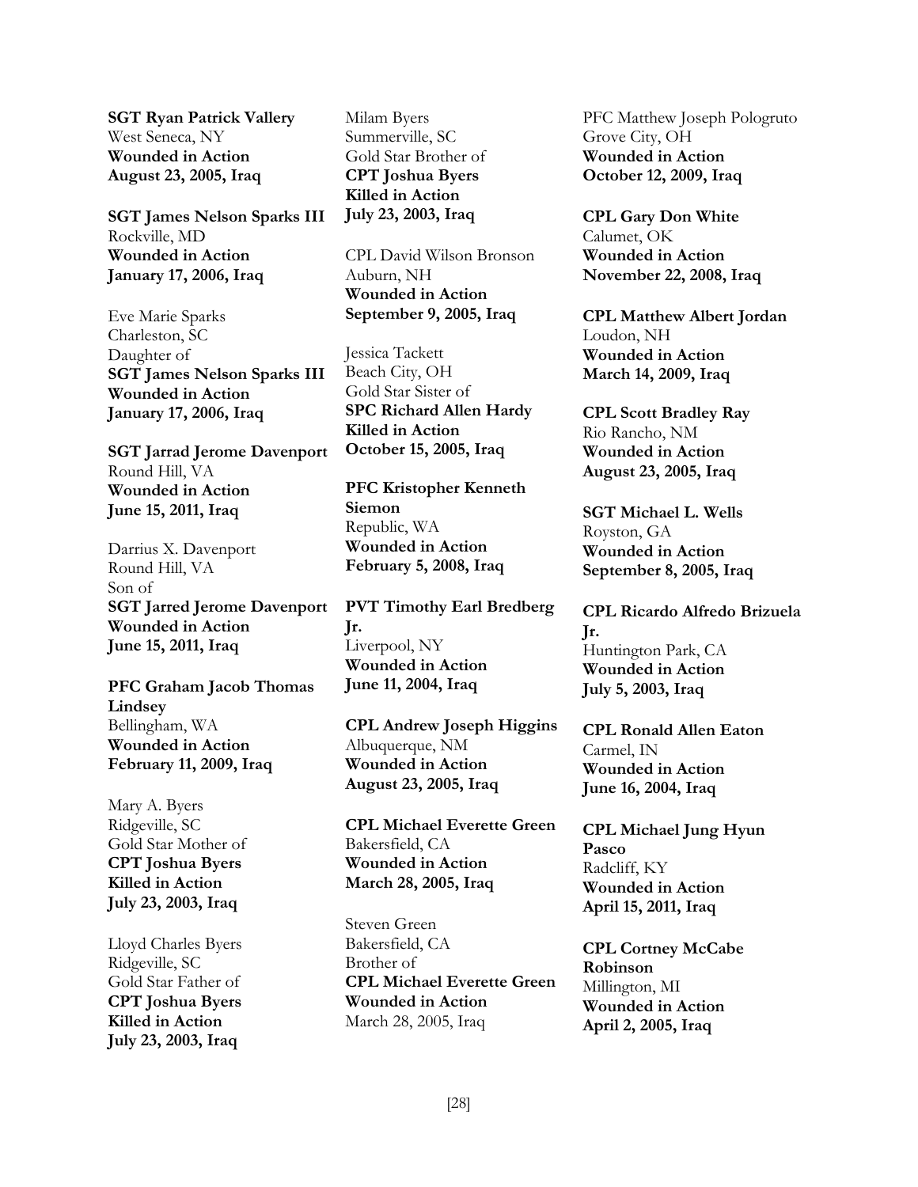**SGT Ryan Patrick Vallery**
West Seneca, NY
**Wounded in Action**
**August 23, 2005, Iraq**

**SGT James Nelson Sparks III**
Rockville, MD
**Wounded in Action**
**January 17, 2006, Iraq**

Eve Marie Sparks
Charleston, SC
Daughter of
**SGT James Nelson Sparks III**
**Wounded in Action**
**January 17, 2006, Iraq**

**SGT Jarrad Jerome Davenport**
Round Hill, VA
**Wounded in Action**
**June 15, 2011, Iraq**

Darrius X. Davenport
Round Hill, VA
Son of
**SGT Jarred Jerome Davenport**
**Wounded in Action**
**June 15, 2011, Iraq**

**PFC Graham Jacob Thomas Lindsey**
Bellingham, WA
**Wounded in Action**
**February 11, 2009, Iraq**

Mary A. Byers
Ridgeville, SC
Gold Star Mother of
**CPT Joshua Byers**
**Killed in Action**
**July 23, 2003, Iraq**

Lloyd Charles Byers
Ridgeville, SC
Gold Star Father of
**CPT Joshua Byers**
**Killed in Action**
**July 23, 2003, Iraq**

Milam Byers
Summerville, SC
Gold Star Brother of
**CPT Joshua Byers**
**Killed in Action**
**July 23, 2003, Iraq**

CPL David Wilson Bronson
Auburn, NH
**Wounded in Action**
**September 9, 2005, Iraq**

Jessica Tackett
Beach City, OH
Gold Star Sister of
**SPC Richard Allen Hardy**
**Killed in Action**
**October 15, 2005, Iraq**

**PFC Kristopher Kenneth Siemon**
Republic, WA
**Wounded in Action**
**February 5, 2008, Iraq**

**PVT Timothy Earl Bredberg Jr.**
Liverpool, NY
**Wounded in Action**
**June 11, 2004, Iraq**

**CPL Andrew Joseph Higgins**
Albuquerque, NM
**Wounded in Action**
**August 23, 2005, Iraq**

**CPL Michael Everette Green**
Bakersfield, CA
**Wounded in Action**
**March 28, 2005, Iraq**

Steven Green
Bakersfield, CA
Brother of
**CPL Michael Everette Green**
**Wounded in Action**
March 28, 2005, Iraq

PFC Matthew Joseph Pologruto
Grove City, OH
**Wounded in Action**
**October 12, 2009, Iraq**

**CPL Gary Don White**
Calumet, OK
**Wounded in Action**
**November 22, 2008, Iraq**

**CPL Matthew Albert Jordan**
Loudon, NH
**Wounded in Action**
**March 14, 2009, Iraq**

**CPL Scott Bradley Ray**
Rio Rancho, NM
**Wounded in Action**
**August 23, 2005, Iraq**

**SGT Michael L. Wells**
Royston, GA
**Wounded in Action**
**September 8, 2005, Iraq**

**CPL Ricardo Alfredo Brizuela Jr.**
Huntington Park, CA
**Wounded in Action**
**July 5, 2003, Iraq**

**CPL Ronald Allen Eaton**
Carmel, IN
**Wounded in Action**
**June 16, 2004, Iraq**

**CPL Michael Jung Hyun Pasco**
Radcliff, KY
**Wounded in Action**
**April 15, 2011, Iraq**

**CPL Cortney McCabe Robinson**
Millington, MI
**Wounded in Action**
**April 2, 2005, Iraq**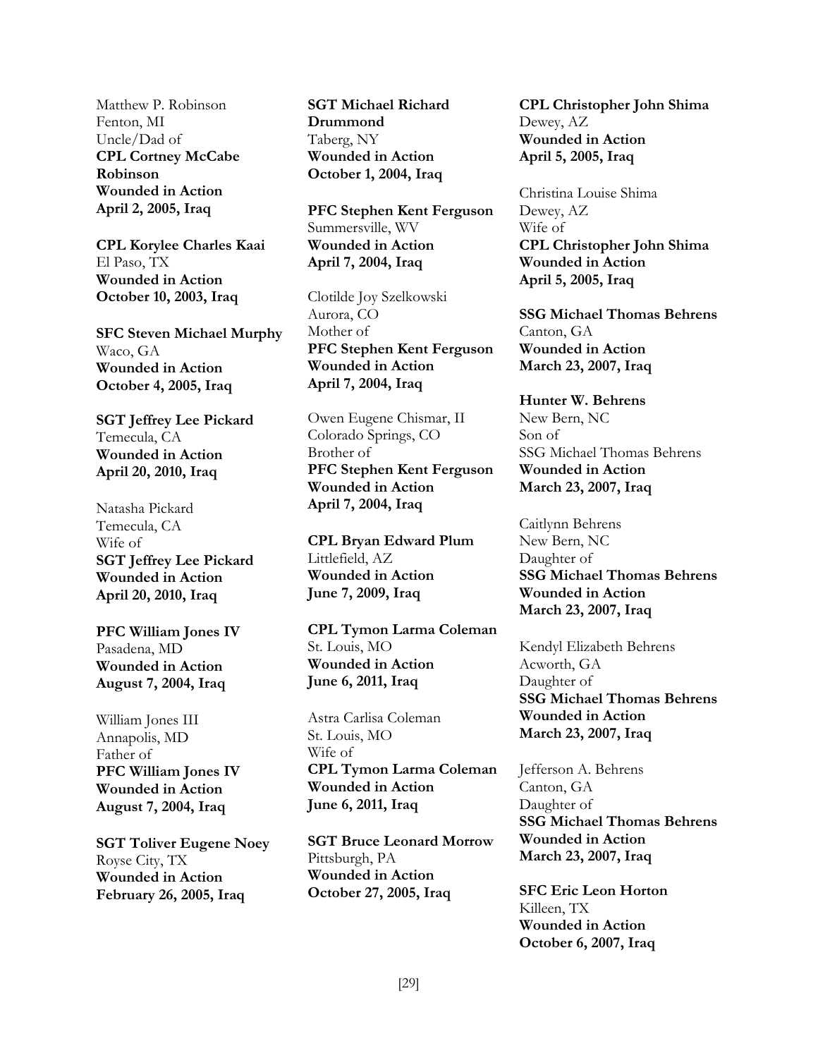Matthew P. Robinson
Fenton, MI
Uncle/Dad of
**CPL Cortney McCabe Robinson**
**Wounded in Action**
**April 2, 2005, Iraq**

**CPL Korylee Charles Kaai**
El Paso, TX
**Wounded in Action**
**October 10, 2003, Iraq**

**SFC Steven Michael Murphy**
Waco, GA
**Wounded in Action**
**October 4, 2005, Iraq**

**SGT Jeffrey Lee Pickard**
Temecula, CA
**Wounded in Action**
**April 20, 2010, Iraq**

Natasha Pickard
Temecula, CA
Wife of
**SGT Jeffrey Lee Pickard**
**Wounded in Action**
**April 20, 2010, Iraq**

**PFC William Jones IV**
Pasadena, MD
**Wounded in Action**
**August 7, 2004, Iraq**

William Jones III
Annapolis, MD
Father of
**PFC William Jones IV**
**Wounded in Action**
**August 7, 2004, Iraq**

**SGT Toliver Eugene Noey**
Royse City, TX
**Wounded in Action**
**February 26, 2005, Iraq**

**SGT Michael Richard Drummond**
Taberg, NY
**Wounded in Action**
**October 1, 2004, Iraq**

**PFC Stephen Kent Ferguson**
Summersville, WV
**Wounded in Action**
**April 7, 2004, Iraq**

Clotilde Joy Szelkowski
Aurora, CO
Mother of
**PFC Stephen Kent Ferguson**
**Wounded in Action**
**April 7, 2004, Iraq**

Owen Eugene Chismar, II
Colorado Springs, CO
Brother of
**PFC Stephen Kent Ferguson**
**Wounded in Action**
**April 7, 2004, Iraq**

**CPL Bryan Edward Plum**
Littlefield, AZ
**Wounded in Action**
**June 7, 2009, Iraq**

**CPL Tymon Larma Coleman**
St. Louis, MO
**Wounded in Action**
**June 6, 2011, Iraq**

Astra Carlisa Coleman
St. Louis, MO
Wife of
**CPL Tymon Larma Coleman**
**Wounded in Action**
**June 6, 2011, Iraq**

**SGT Bruce Leonard Morrow**
Pittsburgh, PA
**Wounded in Action**
**October 27, 2005, Iraq**

**CPL Christopher John Shima**
Dewey, AZ
**Wounded in Action**
**April 5, 2005, Iraq**

Christina Louise Shima
Dewey, AZ
Wife of
**CPL Christopher John Shima**
**Wounded in Action**
**April 5, 2005, Iraq**

**SSG Michael Thomas Behrens**
Canton, GA
**Wounded in Action**
**March 23, 2007, Iraq**

**Hunter W. Behrens**
New Bern, NC
Son of
SSG Michael Thomas Behrens
**Wounded in Action**
**March 23, 2007, Iraq**

Caitlynn Behrens
New Bern, NC
Daughter of
**SSG Michael Thomas Behrens**
**Wounded in Action**
**March 23, 2007, Iraq**

Kendyl Elizabeth Behrens
Acworth, GA
Daughter of
**SSG Michael Thomas Behrens**
**Wounded in Action**
**March 23, 2007, Iraq**

Jefferson A. Behrens
Canton, GA
Daughter of
**SSG Michael Thomas Behrens**
**Wounded in Action**
**March 23, 2007, Iraq**

**SFC Eric Leon Horton**
Killeen, TX
**Wounded in Action**
**October 6, 2007, Iraq**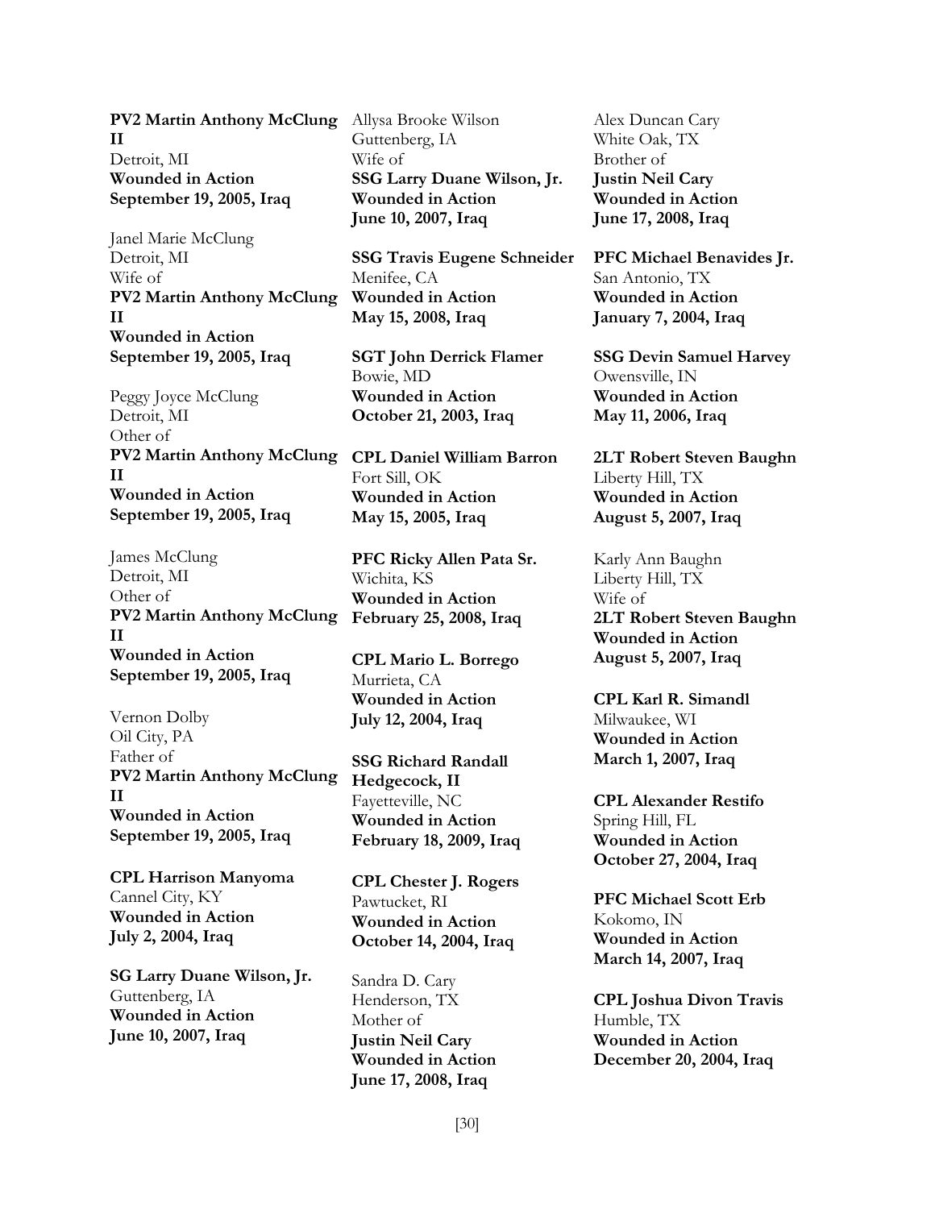**PV2 Martin Anthony McClung II**
Detroit, MI
**Wounded in Action**
**September 19, 2005, Iraq**

Janel Marie McClung
Detroit, MI
Wife of
**PV2 Martin Anthony McClung II**
**Wounded in Action**
**September 19, 2005, Iraq**

Peggy Joyce McClung
Detroit, MI
Other of
**PV2 Martin Anthony McClung II**
**Wounded in Action**
**September 19, 2005, Iraq**

James McClung
Detroit, MI
Other of
**PV2 Martin Anthony McClung II**
**Wounded in Action**
**September 19, 2005, Iraq**

Vernon Dolby
Oil City, PA
Father of
**PV2 Martin Anthony McClung II**
**Wounded in Action**
**September 19, 2005, Iraq**

**CPL Harrison Manyoma**
Cannel City, KY
**Wounded in Action**
**July 2, 2004, Iraq**

**SG Larry Duane Wilson, Jr.**
Guttenberg, IA
**Wounded in Action**
**June 10, 2007, Iraq**

Allysa Brooke Wilson
Guttenberg, IA
Wife of
**SSG Larry Duane Wilson, Jr.**
**Wounded in Action**
**June 10, 2007, Iraq**

**SSG Travis Eugene Schneider**
Menifee, CA
**Wounded in Action**
**May 15, 2008, Iraq**

**SGT John Derrick Flamer**
Bowie, MD
**Wounded in Action**
**October 21, 2003, Iraq**

**CPL Daniel William Barron**
Fort Sill, OK
**Wounded in Action**
**May 15, 2005, Iraq**

**PFC Ricky Allen Pata Sr.**
Wichita, KS
**Wounded in Action**
**February 25, 2008, Iraq**

**CPL Mario L. Borrego**
Murrieta, CA
**Wounded in Action**
**July 12, 2004, Iraq**

**SSG Richard Randall Hedgecock, II**
Fayetteville, NC
**Wounded in Action**
**February 18, 2009, Iraq**

**CPL Chester J. Rogers**
Pawtucket, RI
**Wounded in Action**
**October 14, 2004, Iraq**

Sandra D. Cary
Henderson, TX
Mother of
**Justin Neil Cary**
**Wounded in Action**
**June 17, 2008, Iraq**

Alex Duncan Cary
White Oak, TX
Brother of
**Justin Neil Cary**
**Wounded in Action**
**June 17, 2008, Iraq**

**PFC Michael Benavides Jr.**
San Antonio, TX
**Wounded in Action**
**January 7, 2004, Iraq**

**SSG Devin Samuel Harvey**
Owensville, IN
**Wounded in Action**
**May 11, 2006, Iraq**

**2LT Robert Steven Baughn**
Liberty Hill, TX
**Wounded in Action**
**August 5, 2007, Iraq**

Karly Ann Baughn
Liberty Hill, TX
Wife of
**2LT Robert Steven Baughn**
**Wounded in Action**
**August 5, 2007, Iraq**

**CPL Karl R. Simandl**
Milwaukee, WI
**Wounded in Action**
**March 1, 2007, Iraq**

**CPL Alexander Restifo**
Spring Hill, FL
**Wounded in Action**
**October 27, 2004, Iraq**

**PFC Michael Scott Erb**
Kokomo, IN
**Wounded in Action**
**March 14, 2007, Iraq**

**CPL Joshua Divon Travis**
Humble, TX
**Wounded in Action**
**December 20, 2004, Iraq**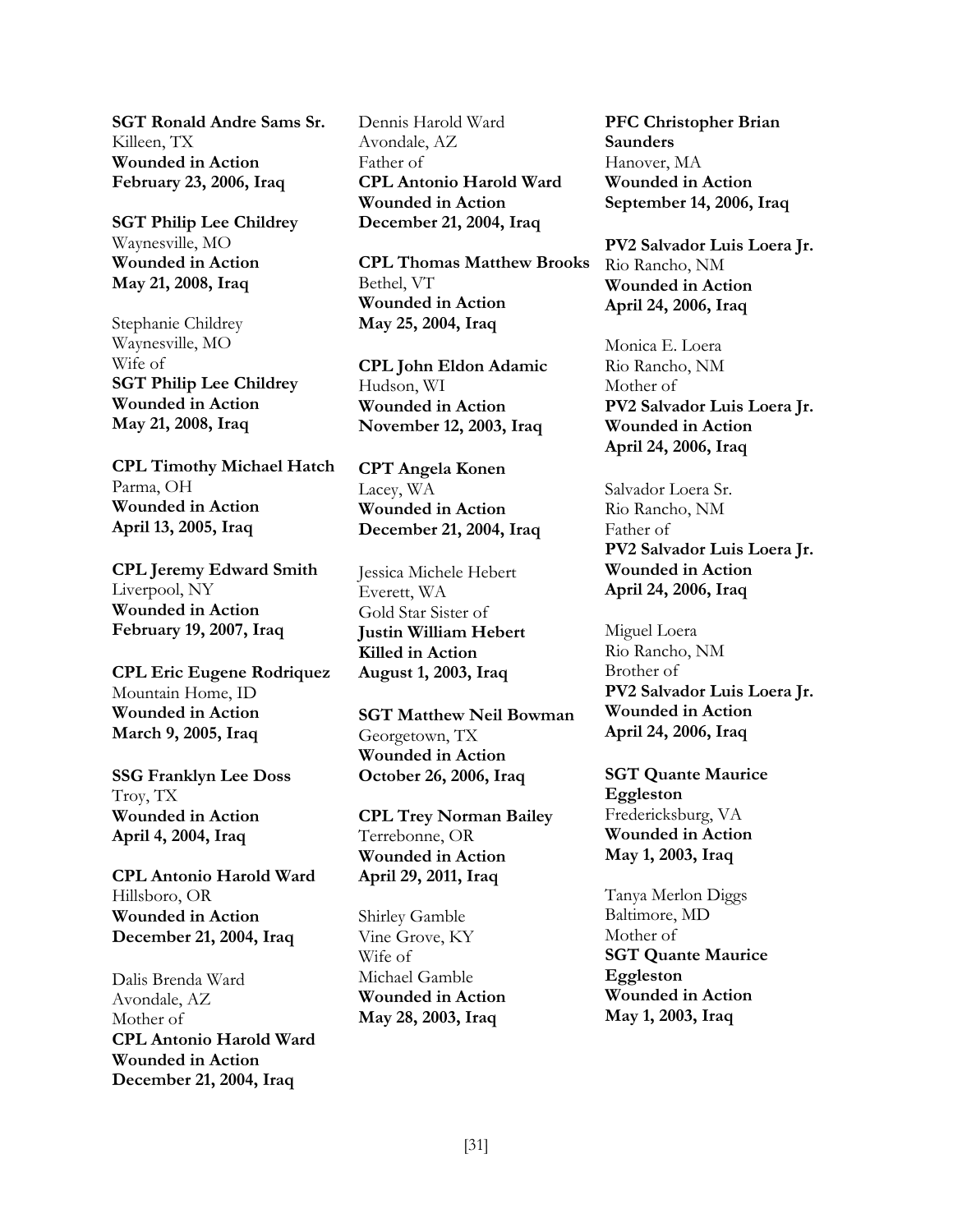**SGT Ronald Andre Sams Sr.**
Killeen, TX
**Wounded in Action**
**February 23, 2006, Iraq**

**SGT Philip Lee Childrey**
Waynesville, MO
**Wounded in Action**
**May 21, 2008, Iraq**

Stephanie Childrey
Waynesville, MO
Wife of
**SGT Philip Lee Childrey**
**Wounded in Action**
**May 21, 2008, Iraq**

**CPL Timothy Michael Hatch**
Parma, OH
**Wounded in Action**
**April 13, 2005, Iraq**

**CPL Jeremy Edward Smith**
Liverpool, NY
**Wounded in Action**
**February 19, 2007, Iraq**

**CPL Eric Eugene Rodriquez**
Mountain Home, ID
**Wounded in Action**
**March 9, 2005, Iraq**

**SSG Franklyn Lee Doss**
Troy, TX
**Wounded in Action**
**April 4, 2004, Iraq**

**CPL Antonio Harold Ward**
Hillsboro, OR
**Wounded in Action**
**December 21, 2004, Iraq**

Dalis Brenda Ward
Avondale, AZ
Mother of
**CPL Antonio Harold Ward**
**Wounded in Action**
**December 21, 2004, Iraq**

Dennis Harold Ward
Avondale, AZ
Father of
**CPL Antonio Harold Ward**
**Wounded in Action**
**December 21, 2004, Iraq**

**CPL Thomas Matthew Brooks**
Bethel, VT
**Wounded in Action**
**May 25, 2004, Iraq**

**CPL John Eldon Adamic**
Hudson, WI
**Wounded in Action**
**November 12, 2003, Iraq**

**CPT Angela Konen**
Lacey, WA
**Wounded in Action**
**December 21, 2004, Iraq**

Jessica Michele Hebert
Everett, WA
Gold Star Sister of
**Justin William Hebert**
**Killed in Action**
**August 1, 2003, Iraq**

**SGT Matthew Neil Bowman**
Georgetown, TX
**Wounded in Action**
**October 26, 2006, Iraq**

**CPL Trey Norman Bailey**
Terrebonne, OR
**Wounded in Action**
**April 29, 2011, Iraq**

Shirley Gamble
Vine Grove, KY
Wife of
Michael Gamble
**Wounded in Action**
**May 28, 2003, Iraq**

**PFC Christopher Brian Saunders**
Hanover, MA
**Wounded in Action**
**September 14, 2006, Iraq**

**PV2 Salvador Luis Loera Jr.**
Rio Rancho, NM
**Wounded in Action**
**April 24, 2006, Iraq**

Monica E. Loera
Rio Rancho, NM
Mother of
**PV2 Salvador Luis Loera Jr.**
**Wounded in Action**
**April 24, 2006, Iraq**

Salvador Loera Sr.
Rio Rancho, NM
Father of
**PV2 Salvador Luis Loera Jr.**
**Wounded in Action**
**April 24, 2006, Iraq**

Miguel Loera
Rio Rancho, NM
Brother of
**PV2 Salvador Luis Loera Jr.**
**Wounded in Action**
**April 24, 2006, Iraq**

**SGT Quante Maurice Eggleston**
Fredericksburg, VA
**Wounded in Action**
**May 1, 2003, Iraq**

Tanya Merlon Diggs
Baltimore, MD
Mother of
**SGT Quante Maurice Eggleston**
**Wounded in Action**
**May 1, 2003, Iraq**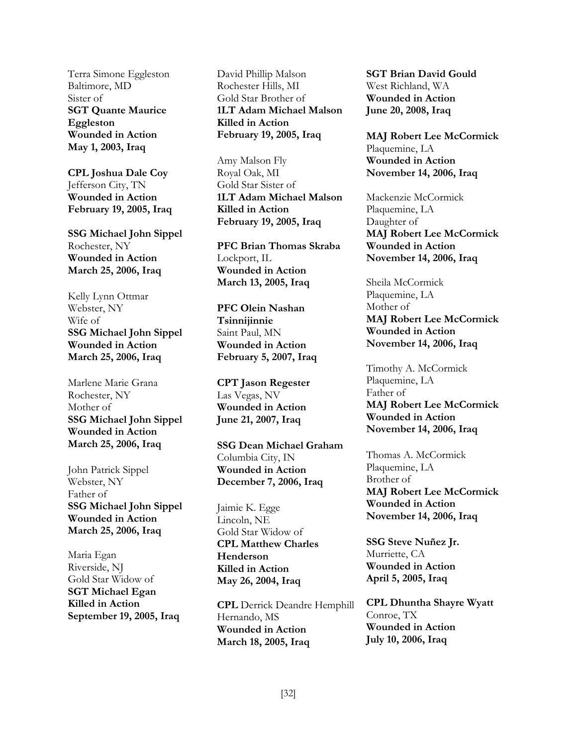Terra Simone Eggleston
Baltimore, MD
Sister of
**SGT Quante Maurice Eggleston**
**Wounded in Action**
**May 1, 2003, Iraq**

**CPL Joshua Dale Coy**
Jefferson City, TN
**Wounded in Action**
**February 19, 2005, Iraq**

**SSG Michael John Sippel**
Rochester, NY
**Wounded in Action**
**March 25, 2006, Iraq**

Kelly Lynn Ottmar
Webster, NY
Wife of
**SSG Michael John Sippel**
**Wounded in Action**
**March 25, 2006, Iraq**

Marlene Marie Grana
Rochester, NY
Mother of
**SSG Michael John Sippel**
**Wounded in Action**
**March 25, 2006, Iraq**

John Patrick Sippel
Webster, NY
Father of
**SSG Michael John Sippel**
**Wounded in Action**
**March 25, 2006, Iraq**

Maria Egan
Riverside, NJ
Gold Star Widow of
**SGT Michael Egan**
**Killed in Action**
**September 19, 2005, Iraq**

David Phillip Malson
Rochester Hills, MI
Gold Star Brother of
**1LT Adam Michael Malson**
**Killed in Action**
**February 19, 2005, Iraq**

Amy Malson Fly
Royal Oak, MI
Gold Star Sister of
**1LT Adam Michael Malson**
**Killed in Action**
**February 19, 2005, Iraq**

**PFC Brian Thomas Skraba**
Lockport, IL
**Wounded in Action**
**March 13, 2005, Iraq**

**PFC Olein Nashan Tsinnijinnie**
Saint Paul, MN
**Wounded in Action**
**February 5, 2007, Iraq**

**CPT Jason Regester**
Las Vegas, NV
**Wounded in Action**
**June 21, 2007, Iraq**

**SSG Dean Michael Graham**
Columbia City, IN
**Wounded in Action**
**December 7, 2006, Iraq**

Jaimie K. Egge
Lincoln, NE
Gold Star Widow of
**CPL Matthew Charles Henderson**
**Killed in Action**
**May 26, 2004, Iraq**

**CPL** Derrick Deandre Hemphill
Hernando, MS
**Wounded in Action**
**March 18, 2005, Iraq**

**SGT Brian David Gould**
West Richland, WA
**Wounded in Action**
**June 20, 2008, Iraq**

**MAJ Robert Lee McCormick**
Plaquemine, LA
**Wounded in Action**
**November 14, 2006, Iraq**

Mackenzie McCormick
Plaquemine, LA
Daughter of
**MAJ Robert Lee McCormick**
**Wounded in Action**
**November 14, 2006, Iraq**

Sheila McCormick
Plaquemine, LA
Mother of
**MAJ Robert Lee McCormick**
**Wounded in Action**
**November 14, 2006, Iraq**

Timothy A. McCormick
Plaquemine, LA
Father of
**MAJ Robert Lee McCormick**
**Wounded in Action**
**November 14, 2006, Iraq**

Thomas A. McCormick
Plaquemine, LA
Brother of
**MAJ Robert Lee McCormick**
**Wounded in Action**
**November 14, 2006, Iraq**

**SSG Steve Nuñez Jr.**
Murriette, CA
**Wounded in Action**
**April 5, 2005, Iraq**

**CPL Dhuntha Shayre Wyatt**
Conroe, TX
**Wounded in Action**
**July 10, 2006, Iraq**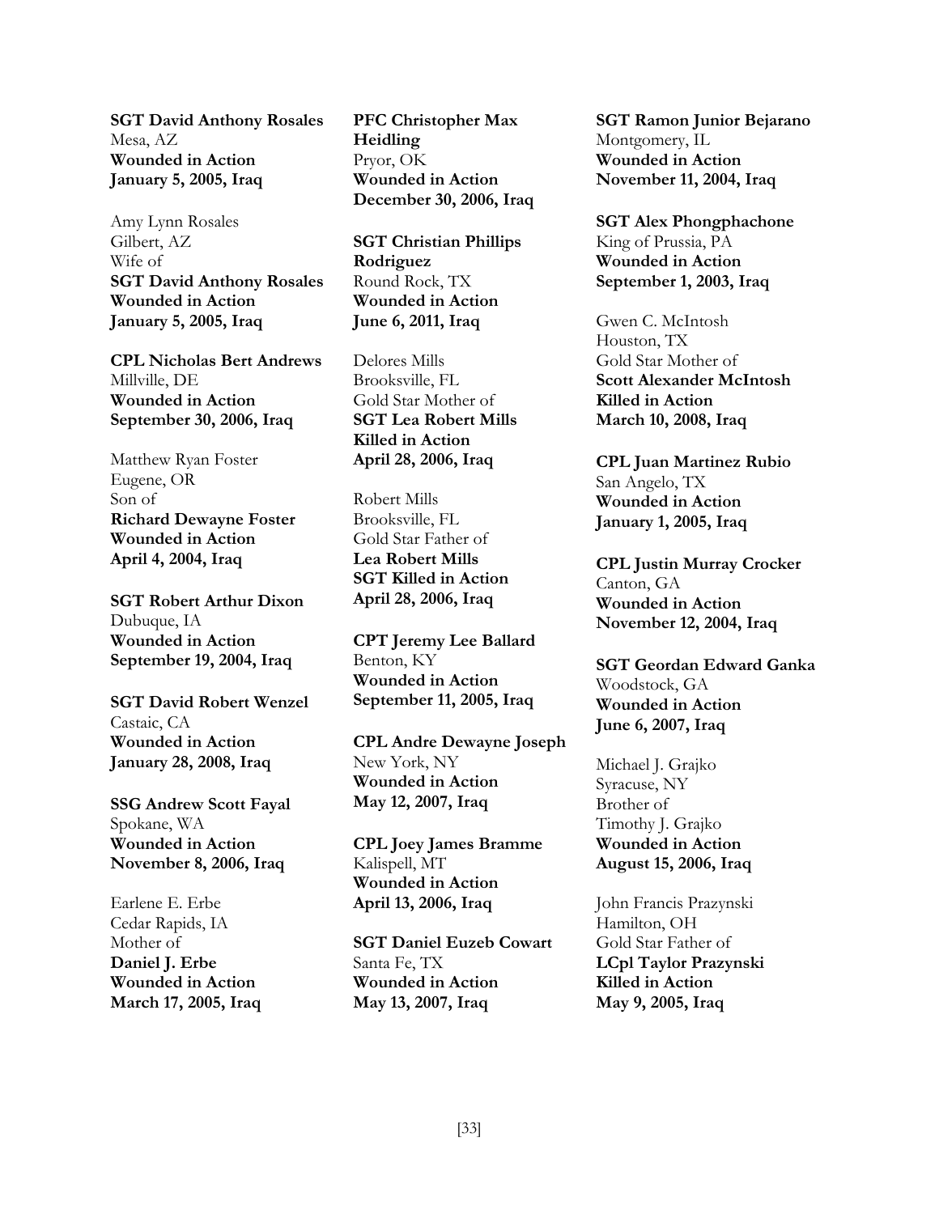**SGT David Anthony Rosales**
Mesa, AZ
**Wounded in Action**
**January 5, 2005, Iraq**

Amy Lynn Rosales
Gilbert, AZ
Wife of
**SGT David Anthony Rosales**
**Wounded in Action**
**January 5, 2005, Iraq**

**CPL Nicholas Bert Andrews**
Millville, DE
**Wounded in Action**
**September 30, 2006, Iraq**

Matthew Ryan Foster
Eugene, OR
Son of
**Richard Dewayne Foster**
**Wounded in Action**
**April 4, 2004, Iraq**

**SGT Robert Arthur Dixon**
Dubuque, IA
**Wounded in Action**
**September 19, 2004, Iraq**

**SGT David Robert Wenzel**
Castaic, CA
**Wounded in Action**
**January 28, 2008, Iraq**

**SSG Andrew Scott Fayal**
Spokane, WA
**Wounded in Action**
**November 8, 2006, Iraq**

Earlene E. Erbe
Cedar Rapids, IA
Mother of
**Daniel J. Erbe**
**Wounded in Action**
**March 17, 2005, Iraq**

**PFC Christopher Max Heidling**
Pryor, OK
**Wounded in Action**
**December 30, 2006, Iraq**

**SGT Christian Phillips Rodriguez**
Round Rock, TX
**Wounded in Action**
**June 6, 2011, Iraq**

Delores Mills
Brooksville, FL
Gold Star Mother of
**SGT Lea Robert Mills**
**Killed in Action**
**April 28, 2006, Iraq**

Robert Mills
Brooksville, FL
Gold Star Father of
**Lea Robert Mills**
**SGT Killed in Action**
**April 28, 2006, Iraq**

**CPT Jeremy Lee Ballard**
Benton, KY
**Wounded in Action**
**September 11, 2005, Iraq**

**CPL Andre Dewayne Joseph**
New York, NY
**Wounded in Action**
**May 12, 2007, Iraq**

**CPL Joey James Bramme**
Kalispell, MT
**Wounded in Action**
**April 13, 2006, Iraq**

**SGT Daniel Euzeb Cowart**
Santa Fe, TX
**Wounded in Action**
**May 13, 2007, Iraq**

**SGT Ramon Junior Bejarano**
Montgomery, IL
**Wounded in Action**
**November 11, 2004, Iraq**

**SGT Alex Phongphachone**
King of Prussia, PA
**Wounded in Action**
**September 1, 2003, Iraq**

Gwen C. McIntosh
Houston, TX
Gold Star Mother of
**Scott Alexander McIntosh**
**Killed in Action**
**March 10, 2008, Iraq**

**CPL Juan Martinez Rubio**
San Angelo, TX
**Wounded in Action**
**January 1, 2005, Iraq**

**CPL Justin Murray Crocker**
Canton, GA
**Wounded in Action**
**November 12, 2004, Iraq**

**SGT Geordan Edward Ganka**
Woodstock, GA
**Wounded in Action**
**June 6, 2007, Iraq**

Michael J. Grajko
Syracuse, NY
Brother of
Timothy J. Grajko
**Wounded in Action**
**August 15, 2006, Iraq**

John Francis Prazynski
Hamilton, OH
Gold Star Father of
**LCpl Taylor Prazynski**
**Killed in Action**
**May 9, 2005, Iraq**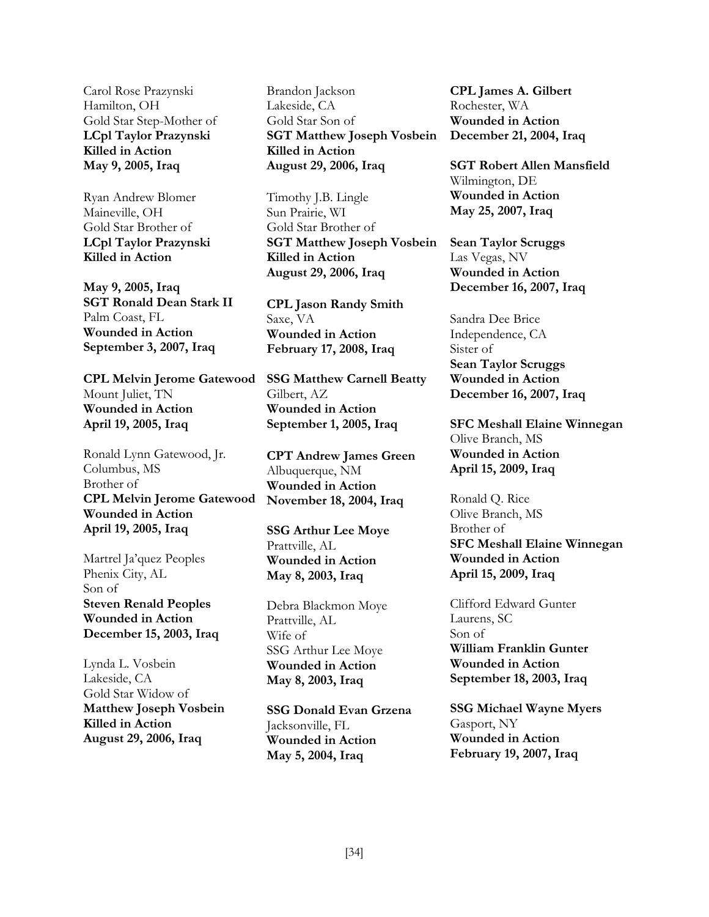Carol Rose Prazynski
Hamilton, OH
Gold Star Step-Mother of
**LCpl Taylor Prazynski**
**Killed in Action**
**May 9, 2005, Iraq**

Ryan Andrew Blomer
Maineville, OH
Gold Star Brother of
**LCpl Taylor Prazynski**
**Killed in Action**

**May 9, 2005, Iraq**
**SGT Ronald Dean Stark II**
Palm Coast, FL
**Wounded in Action**
**September 3, 2007, Iraq**

**CPL Melvin Jerome Gatewood**
Mount Juliet, TN
**Wounded in Action**
**April 19, 2005, Iraq**

Ronald Lynn Gatewood, Jr.
Columbus, MS
Brother of
**CPL Melvin Jerome Gatewood**
**Wounded in Action**
**April 19, 2005, Iraq**

Martrel Ja'quez Peoples
Phenix City, AL
Son of
**Steven Renald Peoples**
**Wounded in Action**
**December 15, 2003, Iraq**

Lynda L. Vosbein
Lakeside, CA
Gold Star Widow of
**Matthew Joseph Vosbein**
**Killed in Action**
**August 29, 2006, Iraq**

Brandon Jackson
Lakeside, CA
Gold Star Son of
**SGT Matthew Joseph Vosbein**
**Killed in Action**
**August 29, 2006, Iraq**

Timothy J.B. Lingle
Sun Prairie, WI
Gold Star Brother of
**SGT Matthew Joseph Vosbein**
**Killed in Action**
**August 29, 2006, Iraq**

**CPL Jason Randy Smith**
Saxe, VA
**Wounded in Action**
**February 17, 2008, Iraq**

**SSG Matthew Carnell Beatty**
Gilbert, AZ
**Wounded in Action**
**September 1, 2005, Iraq**

**CPT Andrew James Green**
Albuquerque, NM
**Wounded in Action**
**November 18, 2004, Iraq**

**SSG Arthur Lee Moye**
Prattville, AL
**Wounded in Action**
**May 8, 2003, Iraq**

Debra Blackmon Moye
Prattville, AL
Wife of
SSG Arthur Lee Moye
**Wounded in Action**
**May 8, 2003, Iraq**

**SSG Donald Evan Grzena**
Jacksonville, FL
**Wounded in Action**
**May 5, 2004, Iraq**

**CPL James A. Gilbert**
Rochester, WA
**Wounded in Action**
**December 21, 2004, Iraq**

**SGT Robert Allen Mansfield**
Wilmington, DE
**Wounded in Action**
**May 25, 2007, Iraq**

**Sean Taylor Scruggs**
Las Vegas, NV
**Wounded in Action**
**December 16, 2007, Iraq**

Sandra Dee Brice
Independence, CA
Sister of
**Sean Taylor Scruggs**
**Wounded in Action**
**December 16, 2007, Iraq**

**SFC Meshall Elaine Winnegan**
Olive Branch, MS
**Wounded in Action**
**April 15, 2009, Iraq**

Ronald Q. Rice
Olive Branch, MS
Brother of
**SFC Meshall Elaine Winnegan**
**Wounded in Action**
**April 15, 2009, Iraq**

Clifford Edward Gunter
Laurens, SC
Son of
**William Franklin Gunter**
**Wounded in Action**
**September 18, 2003, Iraq**

**SSG Michael Wayne Myers**
Gasport, NY
**Wounded in Action**
**February 19, 2007, Iraq**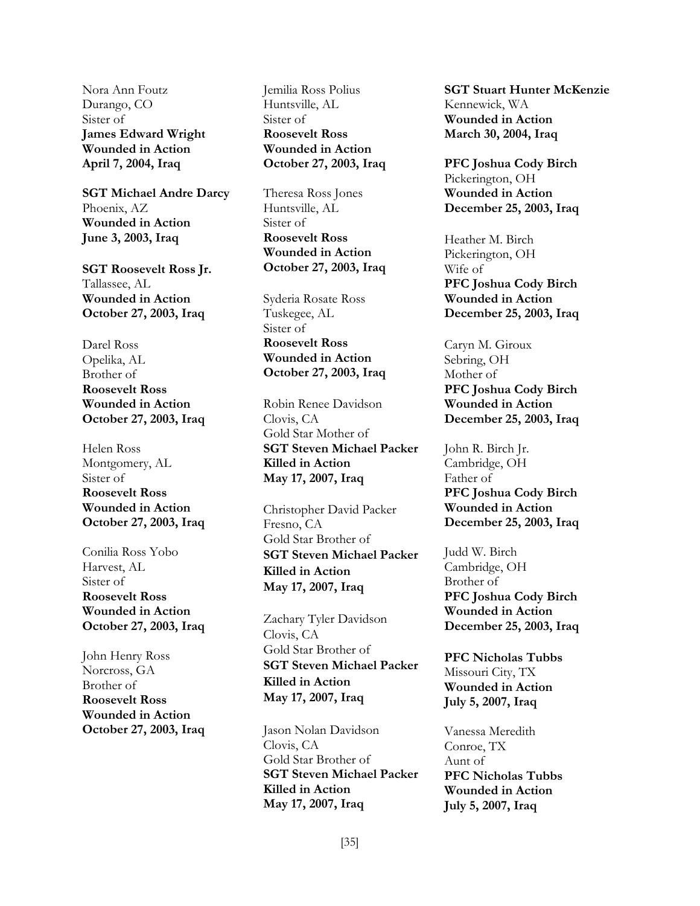Nora Ann Foutz
Durango, CO
Sister of
**James Edward Wright**
**Wounded in Action**
**April 7, 2004, Iraq**

**SGT Michael Andre Darcy**
Phoenix, AZ
**Wounded in Action**
**June 3, 2003, Iraq**

**SGT Roosevelt Ross Jr.**
Tallassee, AL
**Wounded in Action**
**October 27, 2003, Iraq**

Darel Ross
Opelika, AL
Brother of
**Roosevelt Ross**
**Wounded in Action**
**October 27, 2003, Iraq**

Helen Ross
Montgomery, AL
Sister of
**Roosevelt Ross**
**Wounded in Action**
**October 27, 2003, Iraq**

Conilia Ross Yobo
Harvest, AL
Sister of
**Roosevelt Ross**
**Wounded in Action**
**October 27, 2003, Iraq**

John Henry Ross
Norcross, GA
Brother of
**Roosevelt Ross**
**Wounded in Action**
**October 27, 2003, Iraq**

Jemilia Ross Polius
Huntsville, AL
Sister of
**Roosevelt Ross**
**Wounded in Action**
**October 27, 2003, Iraq**

Theresa Ross Jones
Huntsville, AL
Sister of
**Roosevelt Ross**
**Wounded in Action**
**October 27, 2003, Iraq**

Syderia Rosate Ross
Tuskegee, AL
Sister of
**Roosevelt Ross**
**Wounded in Action**
**October 27, 2003, Iraq**

Robin Renee Davidson
Clovis, CA
Gold Star Mother of
**SGT Steven Michael Packer**
**Killed in Action**
**May 17, 2007, Iraq**

Christopher David Packer
Fresno, CA
Gold Star Brother of
**SGT Steven Michael Packer**
**Killed in Action**
**May 17, 2007, Iraq**

Zachary Tyler Davidson
Clovis, CA
Gold Star Brother of
**SGT Steven Michael Packer**
**Killed in Action**
**May 17, 2007, Iraq**

Jason Nolan Davidson
Clovis, CA
Gold Star Brother of
**SGT Steven Michael Packer**
**Killed in Action**
**May 17, 2007, Iraq**

**SGT Stuart Hunter McKenzie**
Kennewick, WA
**Wounded in Action**
**March 30, 2004, Iraq**

**PFC Joshua Cody Birch**
Pickerington, OH
**Wounded in Action**
**December 25, 2003, Iraq**

Heather M. Birch
Pickerington, OH
Wife of
**PFC Joshua Cody Birch**
**Wounded in Action**
**December 25, 2003, Iraq**

Caryn M. Giroux
Sebring, OH
Mother of
**PFC Joshua Cody Birch**
**Wounded in Action**
**December 25, 2003, Iraq**

John R. Birch Jr.
Cambridge, OH
Father of
**PFC Joshua Cody Birch**
**Wounded in Action**
**December 25, 2003, Iraq**

Judd W. Birch
Cambridge, OH
Brother of
**PFC Joshua Cody Birch**
**Wounded in Action**
**December 25, 2003, Iraq**

**PFC Nicholas Tubbs**
Missouri City, TX
**Wounded in Action**
**July 5, 2007, Iraq**

Vanessa Meredith
Conroe, TX
Aunt of
**PFC Nicholas Tubbs**
**Wounded in Action**
**July 5, 2007, Iraq**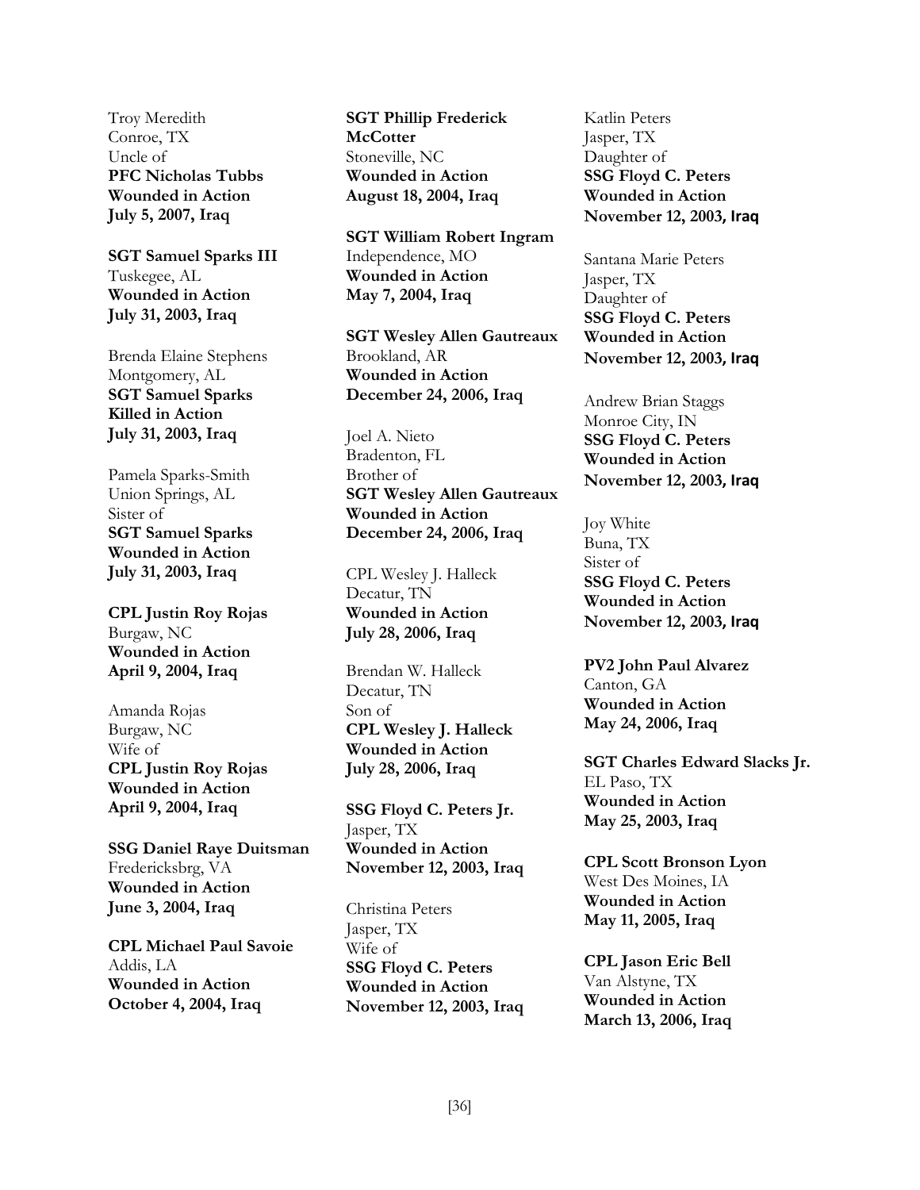Troy Meredith
Conroe, TX
Uncle of
**PFC Nicholas Tubbs**
**Wounded in Action**
**July 5, 2007, Iraq**

**SGT Samuel Sparks III**
Tuskegee, AL
**Wounded in Action**
**July 31, 2003, Iraq**

Brenda Elaine Stephens
Montgomery, AL
**SGT Samuel Sparks**
**Killed in Action**
**July 31, 2003, Iraq**

Pamela Sparks-Smith
Union Springs, AL
Sister of
**SGT Samuel Sparks**
**Wounded in Action**
**July 31, 2003, Iraq**

**CPL Justin Roy Rojas**
Burgaw, NC
**Wounded in Action**
**April 9, 2004, Iraq**

Amanda Rojas
Burgaw, NC
Wife of
**CPL Justin Roy Rojas**
**Wounded in Action**
**April 9, 2004, Iraq**

**SSG Daniel Raye Duitsman**
Fredericksbrg, VA
**Wounded in Action**
**June 3, 2004, Iraq**

**CPL Michael Paul Savoie**
Addis, LA
**Wounded in Action**
**October 4, 2004, Iraq**

**SGT Phillip Frederick McCotter**
Stoneville, NC
**Wounded in Action**
**August 18, 2004, Iraq**

**SGT William Robert Ingram**
Independence, MO
**Wounded in Action**
**May 7, 2004, Iraq**

**SGT Wesley Allen Gautreaux**
Brookland, AR
**Wounded in Action**
**December 24, 2006, Iraq**

Joel A. Nieto
Bradenton, FL
Brother of
**SGT Wesley Allen Gautreaux**
**Wounded in Action**
**December 24, 2006, Iraq**

CPL Wesley J. Halleck
Decatur, TN
**Wounded in Action**
**July 28, 2006, Iraq**

Brendan W. Halleck
Decatur, TN
Son of
**CPL Wesley J. Halleck**
**Wounded in Action**
**July 28, 2006, Iraq**

**SSG Floyd C. Peters Jr.**
Jasper, TX
**Wounded in Action**
**November 12, 2003, Iraq**

Christina Peters
Jasper, TX
Wife of
**SSG Floyd C. Peters**
**Wounded in Action**
**November 12, 2003, Iraq**

Katlin Peters
Jasper, TX
Daughter of
**SSG Floyd C. Peters**
**Wounded in Action**
**November 12, 2003, Iraq**

Santana Marie Peters
Jasper, TX
Daughter of
**SSG Floyd C. Peters**
**Wounded in Action**
**November 12, 2003, Iraq**

Andrew Brian Staggs
Monroe City, IN
**SSG Floyd C. Peters**
**Wounded in Action**
**November 12, 2003, Iraq**

Joy White
Buna, TX
Sister of
**SSG Floyd C. Peters**
**Wounded in Action**
**November 12, 2003, Iraq**

**PV2 John Paul Alvarez**
Canton, GA
**Wounded in Action**
**May 24, 2006, Iraq**

**SGT Charles Edward Slacks Jr.**
EL Paso, TX
**Wounded in Action**
**May 25, 2003, Iraq**

**CPL Scott Bronson Lyon**
West Des Moines, IA
**Wounded in Action**
**May 11, 2005, Iraq**

**CPL Jason Eric Bell**
Van Alstyne, TX
**Wounded in Action**
**March 13, 2006, Iraq**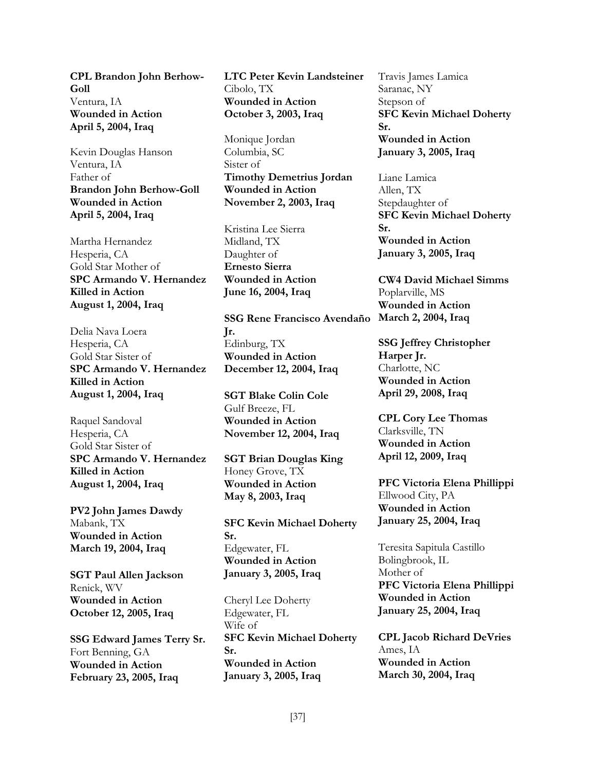**CPL Brandon John Berhow-Goll**
Ventura, IA
**Wounded in Action**
**April 5, 2004, Iraq**

Kevin Douglas Hanson
Ventura, IA
Father of
**Brandon John Berhow-Goll**
**Wounded in Action**
**April 5, 2004, Iraq**

Martha Hernandez
Hesperia, CA
Gold Star Mother of
**SPC Armando V. Hernandez**
**Killed in Action**
**August 1, 2004, Iraq**

Delia Nava Loera
Hesperia, CA
Gold Star Sister of
**SPC Armando V. Hernandez**
**Killed in Action**
**August 1, 2004, Iraq**

Raquel Sandoval
Hesperia, CA
Gold Star Sister of
**SPC Armando V. Hernandez**
**Killed in Action**
**August 1, 2004, Iraq**

**PV2 John James Dawdy**
Mabank, TX
**Wounded in Action**
**March 19, 2004, Iraq**

**SGT Paul Allen Jackson**
Renick, WV
**Wounded in Action**
**October 12, 2005, Iraq**

**SSG Edward James Terry Sr.**
Fort Benning, GA
**Wounded in Action**
**February 23, 2005, Iraq**

**LTC Peter Kevin Landsteiner**
Cibolo, TX
**Wounded in Action**
**October 3, 2003, Iraq**

Monique Jordan
Columbia, SC
Sister of
**Timothy Demetrius Jordan**
**Wounded in Action**
**November 2, 2003, Iraq**

Kristina Lee Sierra
Midland, TX
Daughter of
**Ernesto Sierra**
**Wounded in Action**
**June 16, 2004, Iraq**

**SSG Rene Francisco Avendaño Jr.**
Edinburg, TX
**Wounded in Action**
**December 12, 2004, Iraq**

**SGT Blake Colin Cole**
Gulf Breeze, FL
**Wounded in Action**
**November 12, 2004, Iraq**

**SGT Brian Douglas King**
Honey Grove, TX
**Wounded in Action**
**May 8, 2003, Iraq**

**SFC Kevin Michael Doherty Sr.**
Edgewater, FL
**Wounded in Action**
**January 3, 2005, Iraq**

Cheryl Lee Doherty
Edgewater, FL
Wife of
**SFC Kevin Michael Doherty Sr.**
**Wounded in Action**
**January 3, 2005, Iraq**

Travis James Lamica
Saranac, NY
Stepson of
**SFC Kevin Michael Doherty Sr.**
**Wounded in Action**
**January 3, 2005, Iraq**

Liane Lamica
Allen, TX
Stepdaughter of
**SFC Kevin Michael Doherty Sr.**
**Wounded in Action**
**January 3, 2005, Iraq**

**CW4 David Michael Simms**
Poplarville, MS
**Wounded in Action**
**March 2, 2004, Iraq**

**SSG Jeffrey Christopher Harper Jr.**
Charlotte, NC
**Wounded in Action**
**April 29, 2008, Iraq**

**CPL Cory Lee Thomas**
Clarksville, TN
**Wounded in Action**
**April 12, 2009, Iraq**

**PFC Victoria Elena Phillippi**
Ellwood City, PA
**Wounded in Action**
**January 25, 2004, Iraq**

Teresita Sapitula Castillo
Bolingbrook, IL
Mother of
**PFC Victoria Elena Phillippi**
**Wounded in Action**
**January 25, 2004, Iraq**

**CPL Jacob Richard DeVries**
Ames, IA
**Wounded in Action**
**March 30, 2004, Iraq**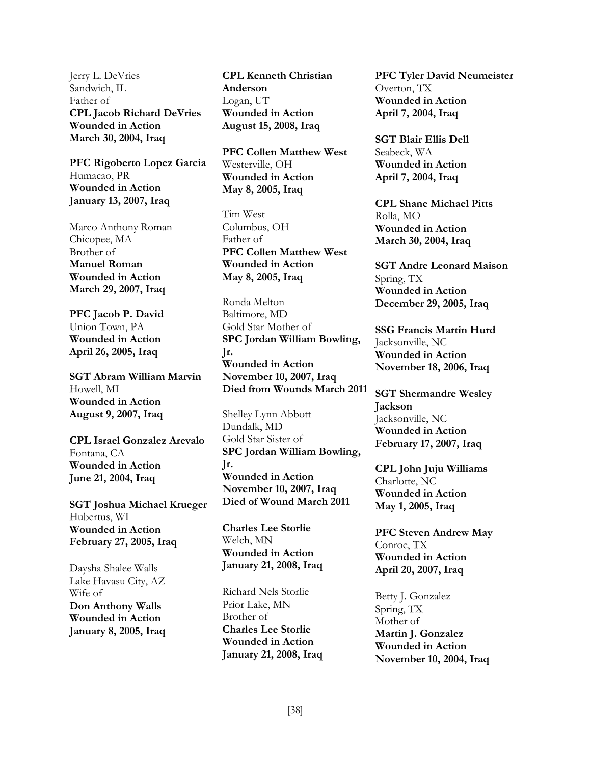Jerry L. DeVries
Sandwich, IL
Father of
**CPL Jacob Richard DeVries**
**Wounded in Action**
**March 30, 2004, Iraq**

**PFC Rigoberto Lopez Garcia**
Humacao, PR
**Wounded in Action**
**January 13, 2007, Iraq**

Marco Anthony Roman
Chicopee, MA
Brother of
**Manuel Roman**
**Wounded in Action**
**March 29, 2007, Iraq**

**PFC Jacob P. David**
Union Town, PA
**Wounded in Action**
**April 26, 2005, Iraq**

**SGT Abram William Marvin**
Howell, MI
**Wounded in Action**
**August 9, 2007, Iraq**

**CPL Israel Gonzalez Arevalo**
Fontana, CA
**Wounded in Action**
**June 21, 2004, Iraq**

**SGT Joshua Michael Krueger**
Hubertus, WI
**Wounded in Action**
**February 27, 2005, Iraq**

Daysha Shalee Walls
Lake Havasu City, AZ
Wife of
**Don Anthony Walls**
**Wounded in Action**
**January 8, 2005, Iraq**

**CPL Kenneth Christian Anderson**
Logan, UT
**Wounded in Action**
**August 15, 2008, Iraq**

**PFC Collen Matthew West**
Westerville, OH
**Wounded in Action**
**May 8, 2005, Iraq**

Tim West
Columbus, OH
Father of
**PFC Collen Matthew West**
**Wounded in Action**
**May 8, 2005, Iraq**

Ronda Melton
Baltimore, MD
Gold Star Mother of
**SPC Jordan William Bowling, Jr.**
**Wounded in Action**
**November 10, 2007, Iraq**
**Died from Wounds March 2011**

Shelley Lynn Abbott
Dundalk, MD
Gold Star Sister of
**SPC Jordan William Bowling, Jr.**
**Wounded in Action**
**November 10, 2007, Iraq**
**Died of Wound March 2011**

**Charles Lee Storlie**
Welch, MN
**Wounded in Action**
**January 21, 2008, Iraq**

Richard Nels Storlie
Prior Lake, MN
Brother of
**Charles Lee Storlie**
**Wounded in Action**
**January 21, 2008, Iraq**

**PFC Tyler David Neumeister**
Overton, TX
**Wounded in Action**
**April 7, 2004, Iraq**

**SGT Blair Ellis Dell**
Seabeck, WA
**Wounded in Action**
**April 7, 2004, Iraq**

**CPL Shane Michael Pitts**
Rolla, MO
**Wounded in Action**
**March 30, 2004, Iraq**

**SGT Andre Leonard Maison**
Spring, TX
**Wounded in Action**
**December 29, 2005, Iraq**

**SSG Francis Martin Hurd**
Jacksonville, NC
**Wounded in Action**
**November 18, 2006, Iraq**

**SGT Shermandre Wesley Jackson**
Jacksonville, NC
**Wounded in Action**
**February 17, 2007, Iraq**

**CPL John Juju Williams**
Charlotte, NC
**Wounded in Action**
**May 1, 2005, Iraq**

**PFC Steven Andrew May**
Conroe, TX
**Wounded in Action**
**April 20, 2007, Iraq**

Betty J. Gonzalez
Spring, TX
Mother of
**Martin J. Gonzalez**
**Wounded in Action**
**November 10, 2004, Iraq**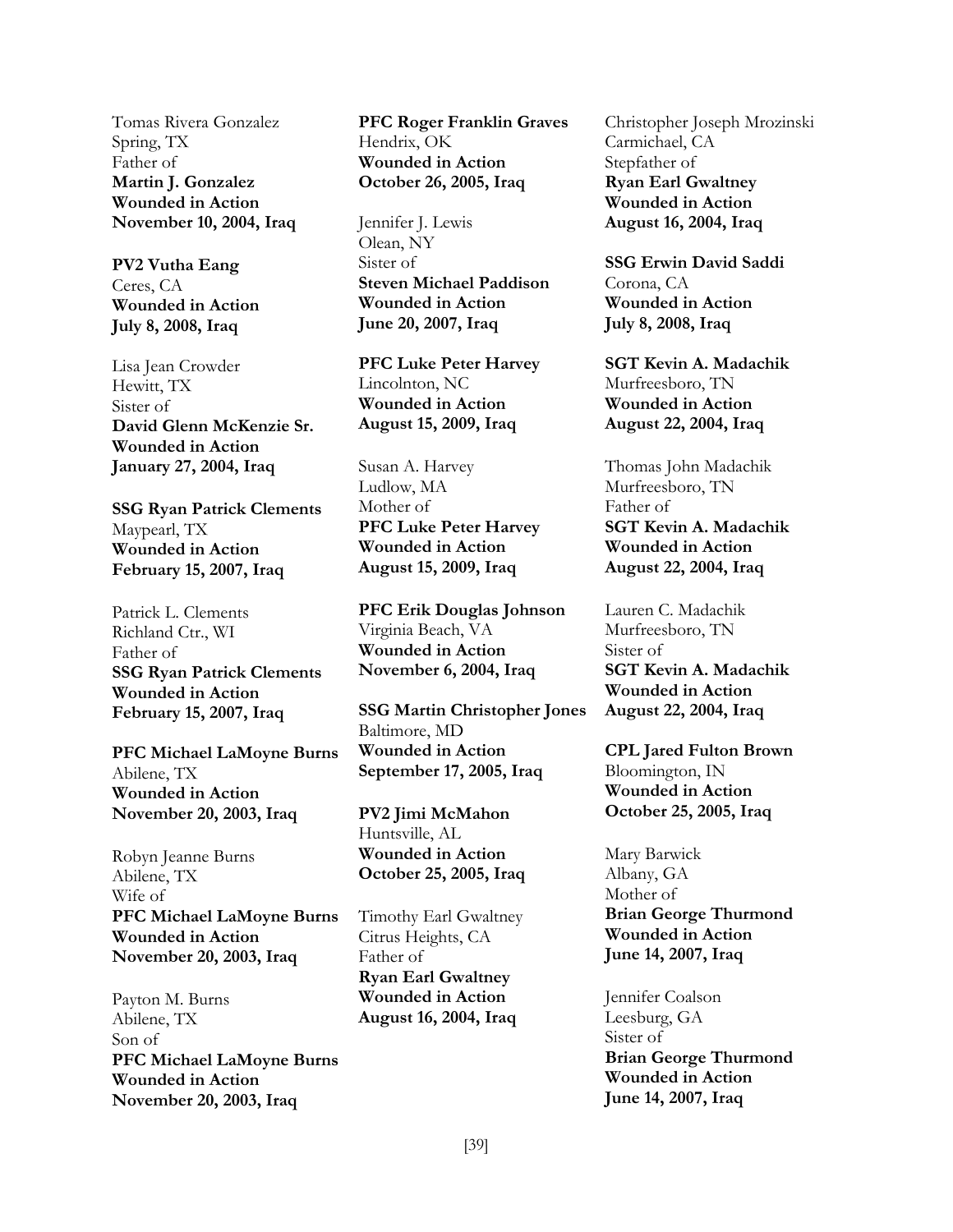Tomas Rivera Gonzalez
Spring, TX
Father of
**Martin J. Gonzalez**
**Wounded in Action**
**November 10, 2004, Iraq**

**PV2 Vutha Eang**
Ceres, CA
**Wounded in Action**
**July 8, 2008, Iraq**

Lisa Jean Crowder
Hewitt, TX
Sister of
**David Glenn McKenzie Sr.**
**Wounded in Action**
**January 27, 2004, Iraq**

**SSG Ryan Patrick Clements**
Maypearl, TX
**Wounded in Action**
**February 15, 2007, Iraq**

Patrick L. Clements
Richland Ctr., WI
Father of
**SSG Ryan Patrick Clements**
**Wounded in Action**
**February 15, 2007, Iraq**

**PFC Michael LaMoyne Burns**
Abilene, TX
**Wounded in Action**
**November 20, 2003, Iraq**

Robyn Jeanne Burns
Abilene, TX
Wife of
**PFC Michael LaMoyne Burns**
**Wounded in Action**
**November 20, 2003, Iraq**

Payton M. Burns
Abilene, TX
Son of
**PFC Michael LaMoyne Burns**
**Wounded in Action**
**November 20, 2003, Iraq**

**PFC Roger Franklin Graves**
Hendrix, OK
**Wounded in Action**
**October 26, 2005, Iraq**

Jennifer J. Lewis
Olean, NY
Sister of
**Steven Michael Paddison**
**Wounded in Action**
**June 20, 2007, Iraq**

**PFC Luke Peter Harvey**
Lincolnton, NC
**Wounded in Action**
**August 15, 2009, Iraq**

Susan A. Harvey
Ludlow, MA
Mother of
**PFC Luke Peter Harvey**
**Wounded in Action**
**August 15, 2009, Iraq**

**PFC Erik Douglas Johnson**
Virginia Beach, VA
**Wounded in Action**
**November 6, 2004, Iraq**

**SSG Martin Christopher Jones**
Baltimore, MD
**Wounded in Action**
**September 17, 2005, Iraq**

**PV2 Jimi McMahon**
Huntsville, AL
**Wounded in Action**
**October 25, 2005, Iraq**

Timothy Earl Gwaltney
Citrus Heights, CA
Father of
**Ryan Earl Gwaltney**
**Wounded in Action**
**August 16, 2004, Iraq**

Christopher Joseph Mrozinski
Carmichael, CA
Stepfather of
**Ryan Earl Gwaltney**
**Wounded in Action**
**August 16, 2004, Iraq**

**SSG Erwin David Saddi**
Corona, CA
**Wounded in Action**
**July 8, 2008, Iraq**

**SGT Kevin A. Madachik**
Murfreesboro, TN
**Wounded in Action**
**August 22, 2004, Iraq**

Thomas John Madachik
Murfreesboro, TN
Father of
**SGT Kevin A. Madachik**
**Wounded in Action**
**August 22, 2004, Iraq**

Lauren C. Madachik
Murfreesboro, TN
Sister of
**SGT Kevin A. Madachik**
**Wounded in Action**
**August 22, 2004, Iraq**

**CPL Jared Fulton Brown**
Bloomington, IN
**Wounded in Action**
**October 25, 2005, Iraq**

Mary Barwick
Albany, GA
Mother of
**Brian George Thurmond**
**Wounded in Action**
**June 14, 2007, Iraq**

Jennifer Coalson
Leesburg, GA
Sister of
**Brian George Thurmond**
**Wounded in Action**
**June 14, 2007, Iraq**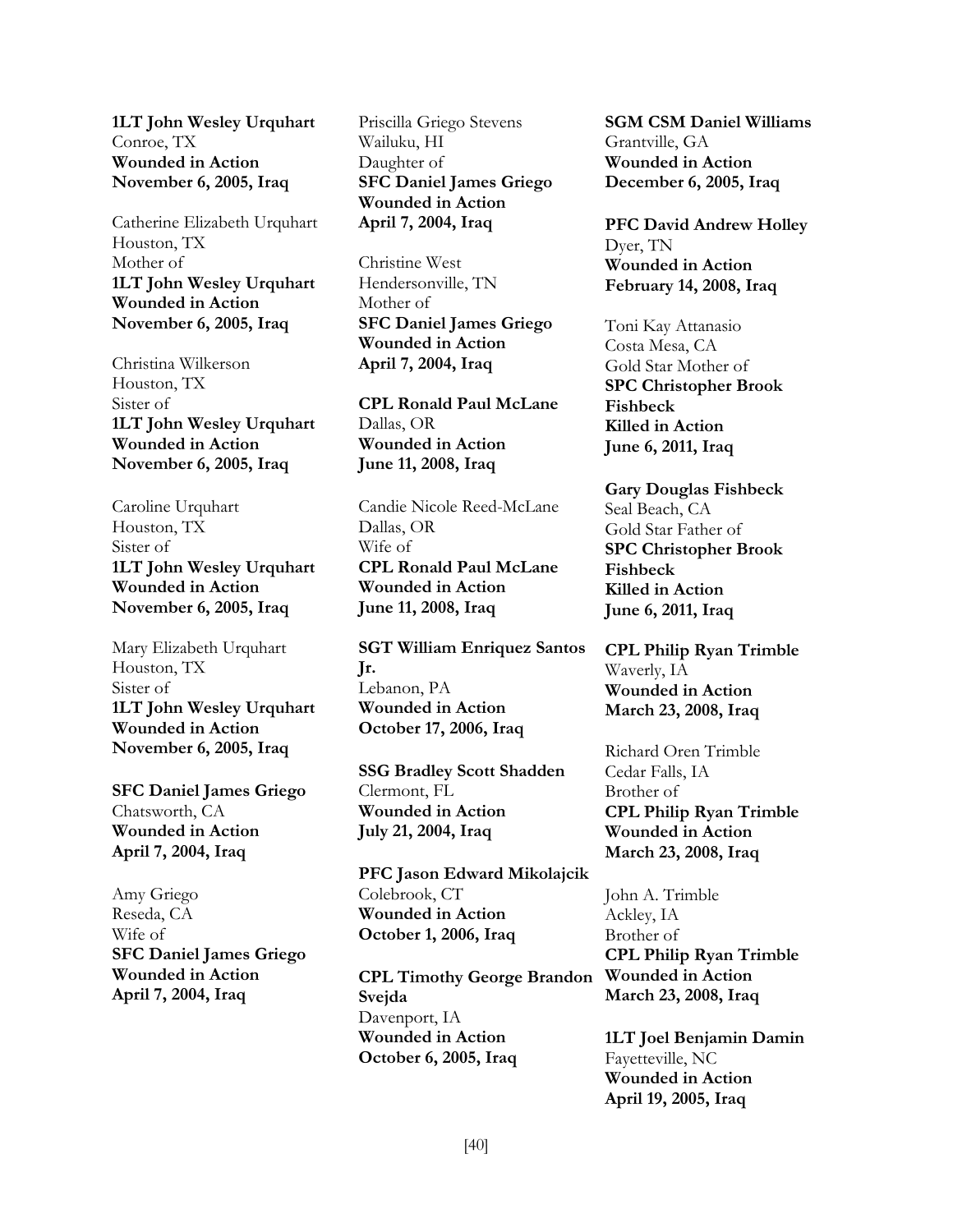**1LT John Wesley Urquhart**
Conroe, TX
**Wounded in Action**
**November 6, 2005, Iraq**

Catherine Elizabeth Urquhart
Houston, TX
Mother of
**1LT John Wesley Urquhart**
**Wounded in Action**
**November 6, 2005, Iraq**

Christina Wilkerson
Houston, TX
Sister of
**1LT John Wesley Urquhart**
**Wounded in Action**
**November 6, 2005, Iraq**

Caroline Urquhart
Houston, TX
Sister of
**1LT John Wesley Urquhart**
**Wounded in Action**
**November 6, 2005, Iraq**

Mary Elizabeth Urquhart
Houston, TX
Sister of
**1LT John Wesley Urquhart**
**Wounded in Action**
**November 6, 2005, Iraq**

**SFC Daniel James Griego**
Chatsworth, CA
**Wounded in Action**
**April 7, 2004, Iraq**

Amy Griego
Reseda, CA
Wife of
**SFC Daniel James Griego**
**Wounded in Action**
**April 7, 2004, Iraq**

Priscilla Griego Stevens
Wailuku, HI
Daughter of
**SFC Daniel James Griego**
**Wounded in Action**
**April 7, 2004, Iraq**

Christine West
Hendersonville, TN
Mother of
**SFC Daniel James Griego**
**Wounded in Action**
**April 7, 2004, Iraq**

**CPL Ronald Paul McLane**
Dallas, OR
**Wounded in Action**
**June 11, 2008, Iraq**

Candie Nicole Reed-McLane
Dallas, OR
Wife of
**CPL Ronald Paul McLane**
**Wounded in Action**
**June 11, 2008, Iraq**

**SGT William Enriquez Santos Jr.**
Lebanon, PA
**Wounded in Action**
**October 17, 2006, Iraq**

**SSG Bradley Scott Shadden**
Clermont, FL
**Wounded in Action**
**July 21, 2004, Iraq**

**PFC Jason Edward Mikolajcik**
Colebrook, CT
**Wounded in Action**
**October 1, 2006, Iraq**

**CPL Timothy George Brandon Svejda**
Davenport, IA
**Wounded in Action**
**October 6, 2005, Iraq**

**SGM CSM Daniel Williams**
Grantville, GA
**Wounded in Action**
**December 6, 2005, Iraq**

**PFC David Andrew Holley**
Dyer, TN
**Wounded in Action**
**February 14, 2008, Iraq**

Toni Kay Attanasio
Costa Mesa, CA
Gold Star Mother of
**SPC Christopher Brook Fishbeck**
**Killed in Action**
**June 6, 2011, Iraq**

**Gary Douglas Fishbeck**
Seal Beach, CA
Gold Star Father of
**SPC Christopher Brook Fishbeck**
**Killed in Action**
**June 6, 2011, Iraq**

**CPL Philip Ryan Trimble**
Waverly, IA
**Wounded in Action**
**March 23, 2008, Iraq**

Richard Oren Trimble
Cedar Falls, IA
Brother of
**CPL Philip Ryan Trimble**
**Wounded in Action**
**March 23, 2008, Iraq**

John A. Trimble
Ackley, IA
Brother of
**CPL Philip Ryan Trimble**
**Wounded in Action**
**March 23, 2008, Iraq**

**1LT Joel Benjamin Damin**
Fayetteville, NC
**Wounded in Action**
**April 19, 2005, Iraq**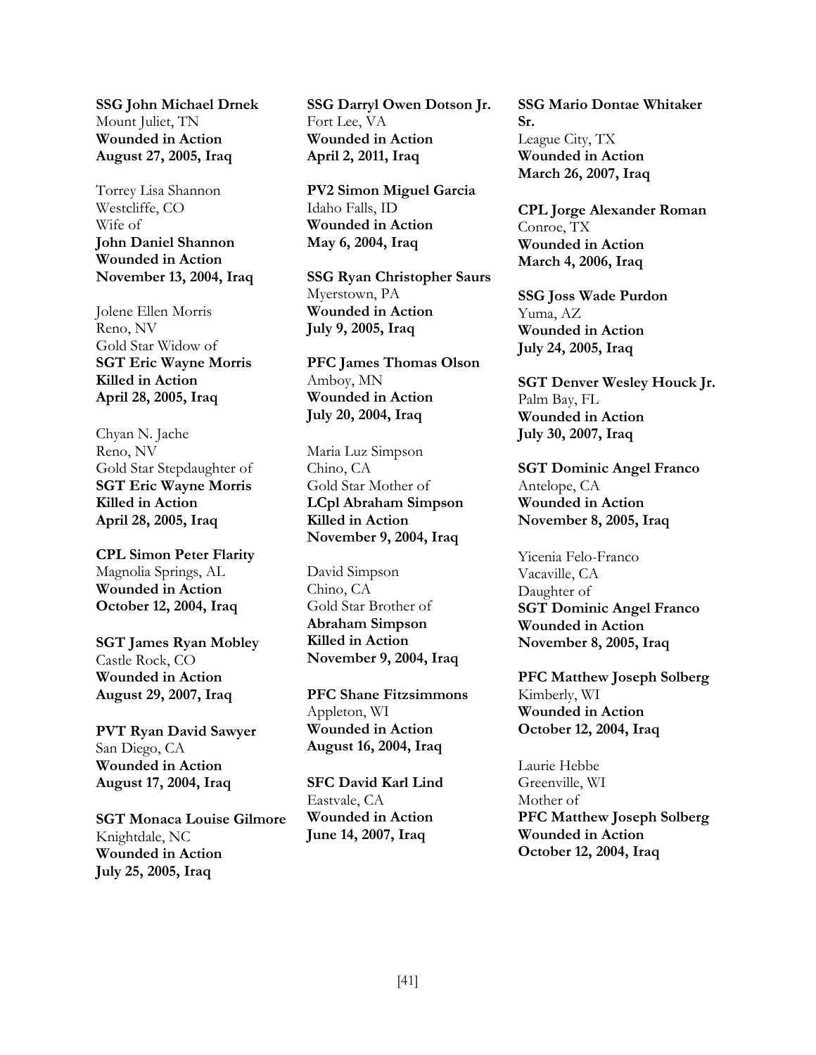**SSG John Michael Drnek**
Mount Juliet, TN
**Wounded in Action**
**August 27, 2005, Iraq**

Torrey Lisa Shannon
Westcliffe, CO
Wife of
**John Daniel Shannon**
**Wounded in Action**
**November 13, 2004, Iraq**

Jolene Ellen Morris
Reno, NV
Gold Star Widow of
**SGT Eric Wayne Morris**
**Killed in Action**
**April 28, 2005, Iraq**

Chyan N. Jache
Reno, NV
Gold Star Stepdaughter of
**SGT Eric Wayne Morris**
**Killed in Action**
**April 28, 2005, Iraq**

**CPL Simon Peter Flarity**
Magnolia Springs, AL
**Wounded in Action**
**October 12, 2004, Iraq**

**SGT James Ryan Mobley**
Castle Rock, CO
**Wounded in Action**
**August 29, 2007, Iraq**

**PVT Ryan David Sawyer**
San Diego, CA
**Wounded in Action**
**August 17, 2004, Iraq**

**SGT Monaca Louise Gilmore**
Knightdale, NC
**Wounded in Action**
**July 25, 2005, Iraq**

**SSG Darryl Owen Dotson Jr.**
Fort Lee, VA
**Wounded in Action**
**April 2, 2011, Iraq**

**PV2 Simon Miguel Garcia**
Idaho Falls, ID
**Wounded in Action**
**May 6, 2004, Iraq**

**SSG Ryan Christopher Saurs**
Myerstown, PA
**Wounded in Action**
**July 9, 2005, Iraq**

**PFC James Thomas Olson**
Amboy, MN
**Wounded in Action**
**July 20, 2004, Iraq**

Maria Luz Simpson
Chino, CA
Gold Star Mother of
**LCpl Abraham Simpson**
**Killed in Action**
**November 9, 2004, Iraq**

David Simpson
Chino, CA
Gold Star Brother of
**Abraham Simpson**
**Killed in Action**
**November 9, 2004, Iraq**

**PFC Shane Fitzsimmons**
Appleton, WI
**Wounded in Action**
**August 16, 2004, Iraq**

**SFC David Karl Lind**
Eastvale, CA
**Wounded in Action**
**June 14, 2007, Iraq**

**SSG Mario Dontae Whitaker Sr.**
League City, TX
**Wounded in Action**
**March 26, 2007, Iraq**

**CPL Jorge Alexander Roman**
Conroe, TX
**Wounded in Action**
**March 4, 2006, Iraq**

**SSG Joss Wade Purdon**
Yuma, AZ
**Wounded in Action**
**July 24, 2005, Iraq**

**SGT Denver Wesley Houck Jr.**
Palm Bay, FL
**Wounded in Action**
**July 30, 2007, Iraq**

**SGT Dominic Angel Franco**
Antelope, CA
**Wounded in Action**
**November 8, 2005, Iraq**

Yicenia Felo-Franco
Vacaville, CA
Daughter of
**SGT Dominic Angel Franco**
**Wounded in Action**
**November 8, 2005, Iraq**

**PFC Matthew Joseph Solberg**
Kimberly, WI
**Wounded in Action**
**October 12, 2004, Iraq**

Laurie Hebbe
Greenville, WI
Mother of
**PFC Matthew Joseph Solberg**
**Wounded in Action**
**October 12, 2004, Iraq**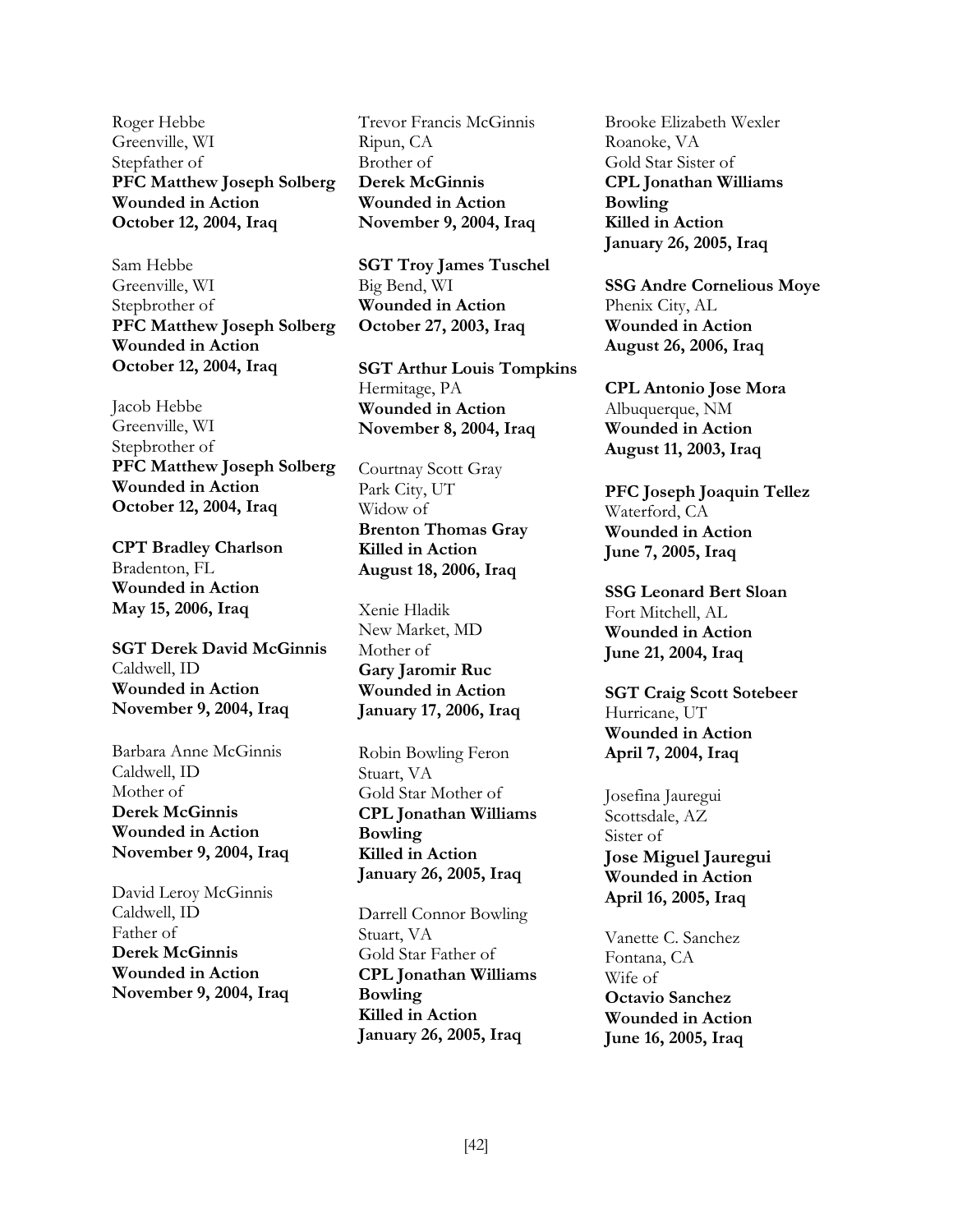Roger Hebbe
Greenville, WI
Stepfather of
**PFC Matthew Joseph Solberg**
**Wounded in Action**
**October 12, 2004, Iraq**

Sam Hebbe
Greenville, WI
Stepbrother of
**PFC Matthew Joseph Solberg**
**Wounded in Action**
**October 12, 2004, Iraq**

Jacob Hebbe
Greenville, WI
Stepbrother of
**PFC Matthew Joseph Solberg**
**Wounded in Action**
**October 12, 2004, Iraq**

**CPT Bradley Charlson**
Bradenton, FL
**Wounded in Action**
**May 15, 2006, Iraq**

**SGT Derek David McGinnis**
Caldwell, ID
**Wounded in Action**
**November 9, 2004, Iraq**

Barbara Anne McGinnis
Caldwell, ID
Mother of
**Derek McGinnis**
**Wounded in Action**
**November 9, 2004, Iraq**

David Leroy McGinnis
Caldwell, ID
Father of
**Derek McGinnis**
**Wounded in Action**
**November 9, 2004, Iraq**

Trevor Francis McGinnis
Ripun, CA
Brother of
**Derek McGinnis**
**Wounded in Action**
**November 9, 2004, Iraq**

**SGT Troy James Tuschel**
Big Bend, WI
**Wounded in Action**
**October 27, 2003, Iraq**

**SGT Arthur Louis Tompkins**
Hermitage, PA
**Wounded in Action**
**November 8, 2004, Iraq**

Courtnay Scott Gray
Park City, UT
Widow of
**Brenton Thomas Gray**
**Killed in Action**
**August 18, 2006, Iraq**

Xenie Hladik
New Market, MD
Mother of
**Gary Jaromir Ruc**
**Wounded in Action**
**January 17, 2006, Iraq**

Robin Bowling Feron
Stuart, VA
Gold Star Mother of
**CPL Jonathan Williams Bowling**
**Killed in Action**
**January 26, 2005, Iraq**

Darrell Connor Bowling
Stuart, VA
Gold Star Father of
**CPL Jonathan Williams Bowling**
**Killed in Action**
**January 26, 2005, Iraq**

Brooke Elizabeth Wexler
Roanoke, VA
Gold Star Sister of
**CPL Jonathan Williams Bowling**
**Killed in Action**
**January 26, 2005, Iraq**

**SSG Andre Cornelious Moye**
Phenix City, AL
**Wounded in Action**
**August 26, 2006, Iraq**

**CPL Antonio Jose Mora**
Albuquerque, NM
**Wounded in Action**
**August 11, 2003, Iraq**

**PFC Joseph Joaquin Tellez**
Waterford, CA
**Wounded in Action**
**June 7, 2005, Iraq**

**SSG Leonard Bert Sloan**
Fort Mitchell, AL
**Wounded in Action**
**June 21, 2004, Iraq**

**SGT Craig Scott Sotebeer**
Hurricane, UT
**Wounded in Action**
**April 7, 2004, Iraq**

Josefina Jauregui
Scottsdale, AZ
Sister of
**Jose Miguel Jauregui**
**Wounded in Action**
**April 16, 2005, Iraq**

Vanette C. Sanchez
Fontana, CA
Wife of
**Octavio Sanchez**
**Wounded in Action**
**June 16, 2005, Iraq**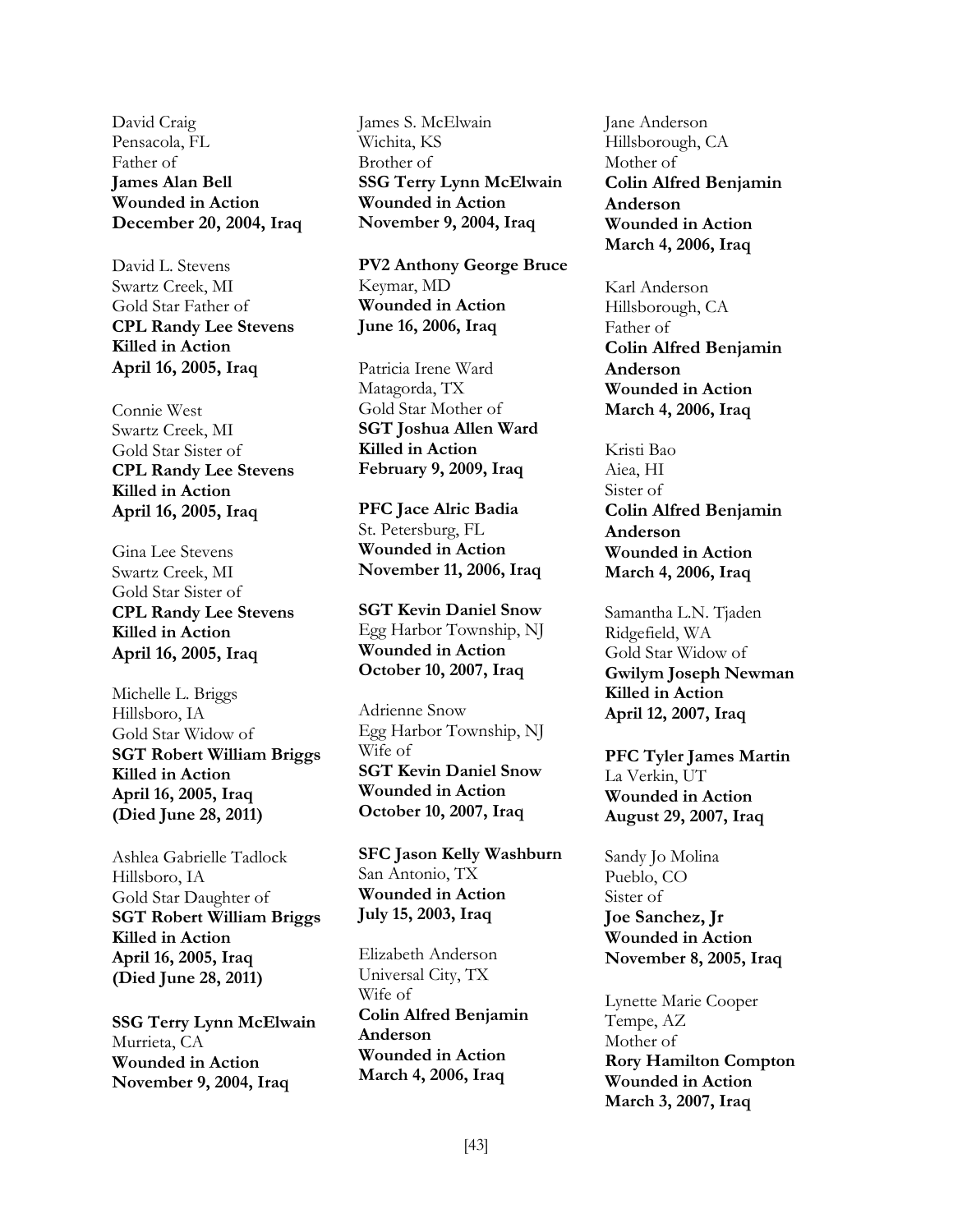David Craig
Pensacola, FL
Father of
**James Alan Bell**
**Wounded in Action**
**December 20, 2004, Iraq**

David L. Stevens
Swartz Creek, MI
Gold Star Father of
**CPL Randy Lee Stevens**
**Killed in Action**
**April 16, 2005, Iraq**

Connie West
Swartz Creek, MI
Gold Star Sister of
**CPL Randy Lee Stevens**
**Killed in Action**
**April 16, 2005, Iraq**

Gina Lee Stevens
Swartz Creek, MI
Gold Star Sister of
**CPL Randy Lee Stevens**
**Killed in Action**
**April 16, 2005, Iraq**

Michelle L. Briggs
Hillsboro, IA
Gold Star Widow of
**SGT Robert William Briggs**
**Killed in Action**
**April 16, 2005, Iraq**
**(Died June 28, 2011)**

Ashlea Gabrielle Tadlock
Hillsboro, IA
Gold Star Daughter of
**SGT Robert William Briggs**
**Killed in Action**
**April 16, 2005, Iraq**
**(Died June 28, 2011)**

**SSG Terry Lynn McElwain**
Murrieta, CA
**Wounded in Action**
**November 9, 2004, Iraq**

James S. McElwain
Wichita, KS
Brother of
**SSG Terry Lynn McElwain**
**Wounded in Action**
**November 9, 2004, Iraq**

**PV2 Anthony George Bruce**
Keymar, MD
**Wounded in Action**
**June 16, 2006, Iraq**

Patricia Irene Ward
Matagorda, TX
Gold Star Mother of
**SGT Joshua Allen Ward**
**Killed in Action**
**February 9, 2009, Iraq**

**PFC Jace Alric Badia**
St. Petersburg, FL
**Wounded in Action**
**November 11, 2006, Iraq**

**SGT Kevin Daniel Snow**
Egg Harbor Township, NJ
**Wounded in Action**
**October 10, 2007, Iraq**

Adrienne Snow
Egg Harbor Township, NJ
Wife of
**SGT Kevin Daniel Snow**
**Wounded in Action**
**October 10, 2007, Iraq**

**SFC Jason Kelly Washburn**
San Antonio, TX
**Wounded in Action**
**July 15, 2003, Iraq**

Elizabeth Anderson
Universal City, TX
Wife of
**Colin Alfred Benjamin Anderson**
**Wounded in Action**
**March 4, 2006, Iraq**

Jane Anderson
Hillsborough, CA
Mother of
**Colin Alfred Benjamin Anderson**
**Wounded in Action**
**March 4, 2006, Iraq**

Karl Anderson
Hillsborough, CA
Father of
**Colin Alfred Benjamin Anderson**
**Wounded in Action**
**March 4, 2006, Iraq**

Kristi Bao
Aiea, HI
Sister of
**Colin Alfred Benjamin Anderson**
**Wounded in Action**
**March 4, 2006, Iraq**

Samantha L.N. Tjaden
Ridgefield, WA
Gold Star Widow of
**Gwilym Joseph Newman**
**Killed in Action**
**April 12, 2007, Iraq**

**PFC Tyler James Martin**
La Verkin, UT
**Wounded in Action**
**August 29, 2007, Iraq**

Sandy Jo Molina
Pueblo, CO
Sister of
**Joe Sanchez, Jr**
**Wounded in Action**
**November 8, 2005, Iraq**

Lynette Marie Cooper
Tempe, AZ
Mother of
**Rory Hamilton Compton**
**Wounded in Action**
**March 3, 2007, Iraq**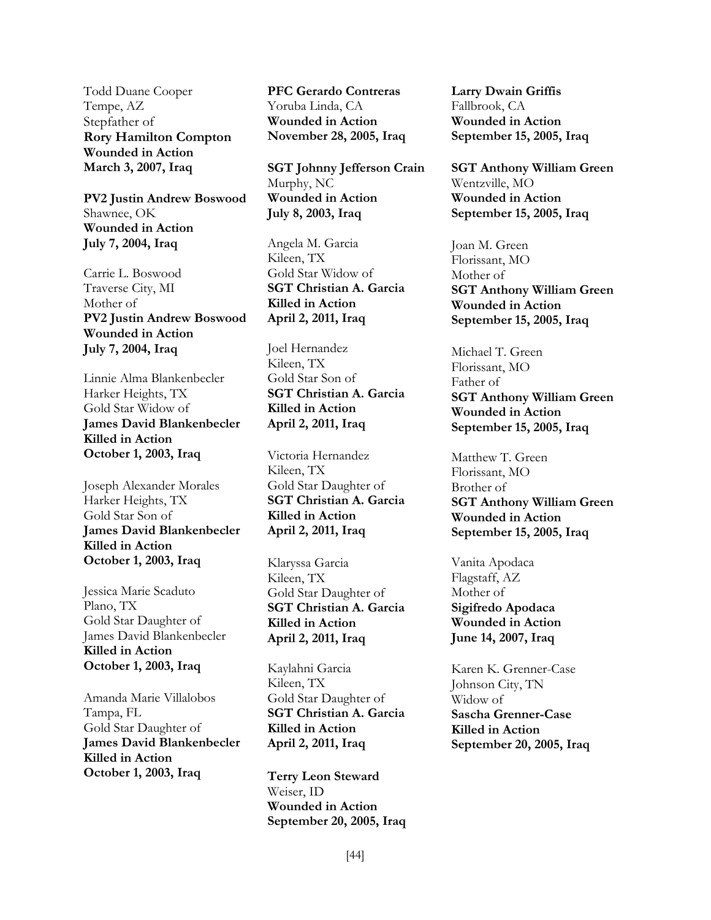Todd Duane Cooper
Tempe, AZ
Stepfather of
**Rory Hamilton Compton**
**Wounded in Action**
**March 3, 2007, Iraq**

**PV2 Justin Andrew Boswood**
Shawnee, OK
**Wounded in Action**
**July 7, 2004, Iraq**

Carrie L. Boswood
Traverse City, MI
Mother of
**PV2 Justin Andrew Boswood**
**Wounded in Action**
**July 7, 2004, Iraq**

Linnie Alma Blankenbecler
Harker Heights, TX
Gold Star Widow of
**James David Blankenbecler**
**Killed in Action**
**October 1, 2003, Iraq**

Joseph Alexander Morales
Harker Heights, TX
Gold Star Son of
**James David Blankenbecler**
**Killed in Action**
**October 1, 2003, Iraq**

Jessica Marie Scaduto
Plano, TX
Gold Star Daughter of
James David Blankenbecler
**Killed in Action**
**October 1, 2003, Iraq**

Amanda Marie Villalobos
Tampa, FL
Gold Star Daughter of
**James David Blankenbecler**
**Killed in Action**
**October 1, 2003, Iraq**

**PFC Gerardo Contreras**
Yoruba Linda, CA
**Wounded in Action**
**November 28, 2005, Iraq**

**SGT Johnny Jefferson Crain**
Murphy, NC
**Wounded in Action**
**July 8, 2003, Iraq**

Angela M. Garcia
Kileen, TX
Gold Star Widow of
**SGT Christian A. Garcia**
**Killed in Action**
**April 2, 2011, Iraq**

Joel Hernandez
Kileen, TX
Gold Star Son of
**SGT Christian A. Garcia**
**Killed in Action**
**April 2, 2011, Iraq**

Victoria Hernandez
Kileen, TX
Gold Star Daughter of
**SGT Christian A. Garcia**
**Killed in Action**
**April 2, 2011, Iraq**

Klaryssa Garcia
Kileen, TX
Gold Star Daughter of
**SGT Christian A. Garcia**
**Killed in Action**
**April 2, 2011, Iraq**

Kaylahni Garcia
Kileen, TX
Gold Star Daughter of
**SGT Christian A. Garcia**
**Killed in Action**
**April 2, 2011, Iraq**

**Terry Leon Steward**
Weiser, ID
**Wounded in Action**
**September 20, 2005, Iraq**

**Larry Dwain Griffis**
Fallbrook, CA
**Wounded in Action**
**September 15, 2005, Iraq**

**SGT Anthony William Green**
Wentzville, MO
**Wounded in Action**
**September 15, 2005, Iraq**

Joan M. Green
Florissant, MO
Mother of
**SGT Anthony William Green**
**Wounded in Action**
**September 15, 2005, Iraq**

Michael T. Green
Florissant, MO
Father of
**SGT Anthony William Green**
**Wounded in Action**
**September 15, 2005, Iraq**

Matthew T. Green
Florissant, MO
Brother of
**SGT Anthony William Green**
**Wounded in Action**
**September 15, 2005, Iraq**

Vanita Apodaca
Flagstaff, AZ
Mother of
**Sigifredo Apodaca**
**Wounded in Action**
**June 14, 2007, Iraq**

Karen K. Grenner-Case
Johnson City, TN
Widow of
**Sascha Grenner-Case**
**Killed in Action**
**September 20, 2005, Iraq**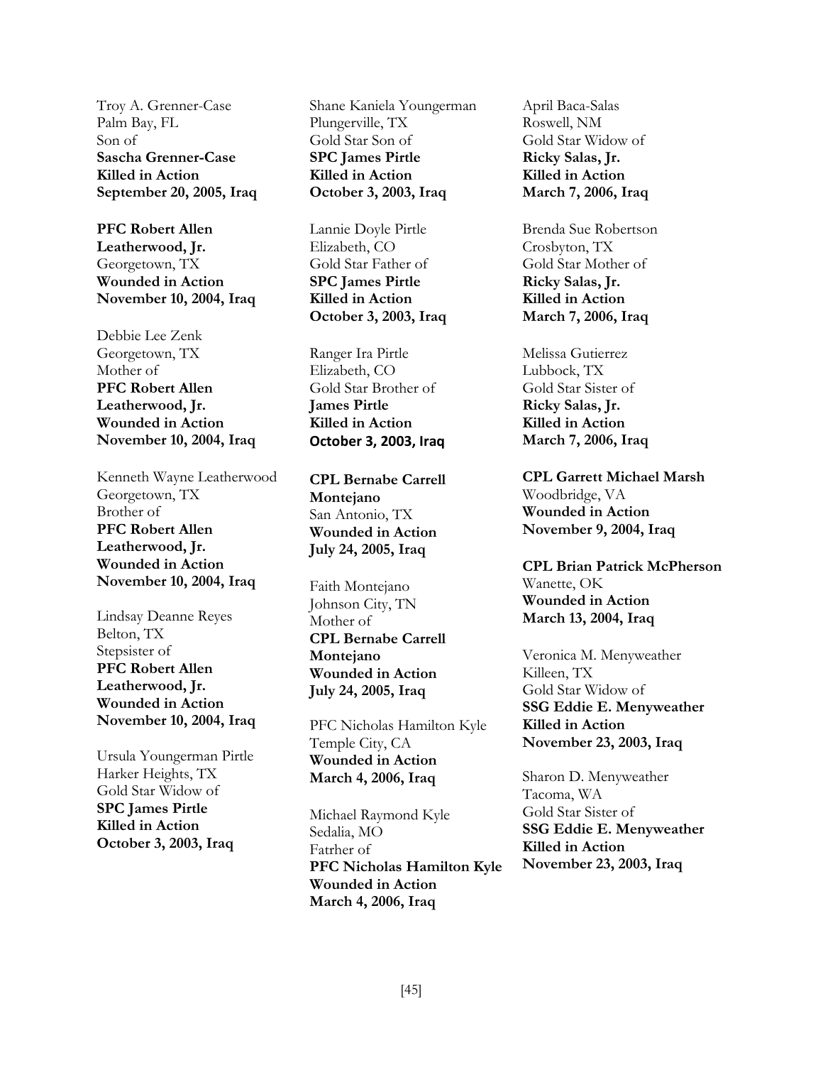Troy A. Grenner-Case
Palm Bay, FL
Son of
**Sascha Grenner-Case**
**Killed in Action**
**September 20, 2005, Iraq**

**PFC Robert Allen Leatherwood, Jr.**
Georgetown, TX
**Wounded in Action**
**November 10, 2004, Iraq**

Debbie Lee Zenk
Georgetown, TX
Mother of
**PFC Robert Allen Leatherwood, Jr.**
**Wounded in Action**
**November 10, 2004, Iraq**

Kenneth Wayne Leatherwood
Georgetown, TX
Brother of
**PFC Robert Allen Leatherwood, Jr.**
**Wounded in Action**
**November 10, 2004, Iraq**

Lindsay Deanne Reyes
Belton, TX
Stepsister of
**PFC Robert Allen Leatherwood, Jr.**
**Wounded in Action**
**November 10, 2004, Iraq**

Ursula Youngerman Pirtle
Harker Heights, TX
Gold Star Widow of
**SPC James Pirtle**
**Killed in Action**
**October 3, 2003, Iraq**

Shane Kaniela Youngerman
Plungerville, TX
Gold Star Son of
**SPC James Pirtle**
**Killed in Action**
**October 3, 2003, Iraq**

Lannie Doyle Pirtle
Elizabeth, CO
Gold Star Father of
**SPC James Pirtle**
**Killed in Action**
**October 3, 2003, Iraq**

Ranger Ira Pirtle
Elizabeth, CO
Gold Star Brother of
**James Pirtle**
**Killed in Action**
**October 3, 2003, Iraq**

**CPL Bernabe Carrell Montejano**
San Antonio, TX
**Wounded in Action**
**July 24, 2005, Iraq**

Faith Montejano
Johnson City, TN
Mother of
**CPL Bernabe Carrell Montejano**
**Wounded in Action**
**July 24, 2005, Iraq**

PFC Nicholas Hamilton Kyle
Temple City, CA
**Wounded in Action**
**March 4, 2006, Iraq**

Michael Raymond Kyle
Sedalia, MO
Fatrher of
**PFC Nicholas Hamilton Kyle**
**Wounded in Action**
**March 4, 2006, Iraq**

April Baca-Salas
Roswell, NM
Gold Star Widow of
**Ricky Salas, Jr.**
**Killed in Action**
**March 7, 2006, Iraq**

Brenda Sue Robertson
Crosbyton, TX
Gold Star Mother of
**Ricky Salas, Jr.**
**Killed in Action**
**March 7, 2006, Iraq**

Melissa Gutierrez
Lubbock, TX
Gold Star Sister of
**Ricky Salas, Jr.**
**Killed in Action**
**March 7, 2006, Iraq**

**CPL Garrett Michael Marsh**
Woodbridge, VA
**Wounded in Action**
**November 9, 2004, Iraq**

**CPL Brian Patrick McPherson**
Wanette, OK
**Wounded in Action**
**March 13, 2004, Iraq**

Veronica M. Menyweather
Killeen, TX
Gold Star Widow of
**SSG Eddie E. Menyweather**
**Killed in Action**
**November 23, 2003, Iraq**

Sharon D. Menyweather
Tacoma, WA
Gold Star Sister of
**SSG Eddie E. Menyweather**
**Killed in Action**
**November 23, 2003, Iraq**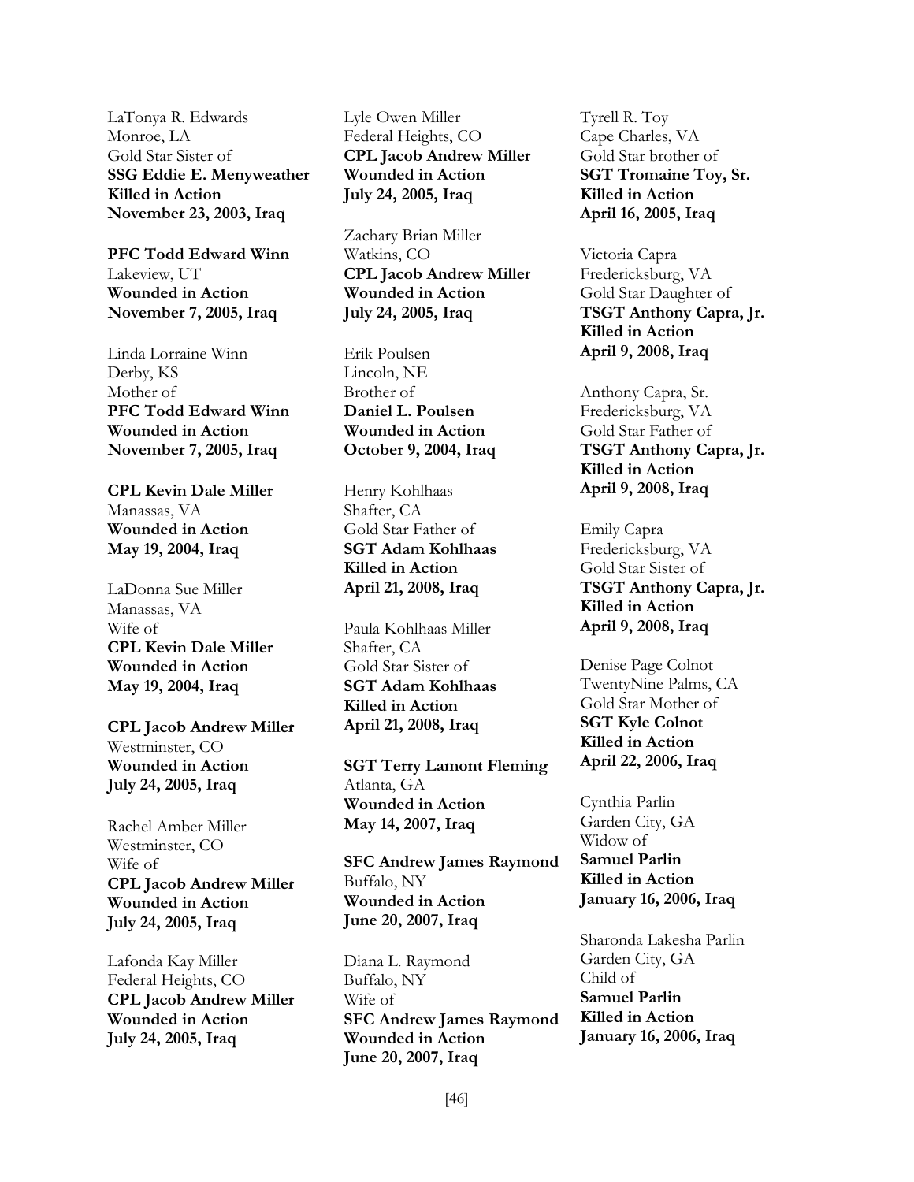LaTonya R. Edwards
Monroe, LA
Gold Star Sister of
**SSG Eddie E. Menyweather**
**Killed in Action**
**November 23, 2003, Iraq**

**PFC Todd Edward Winn**
Lakeview, UT
**Wounded in Action**
**November 7, 2005, Iraq**

Linda Lorraine Winn
Derby, KS
Mother of
**PFC Todd Edward Winn**
**Wounded in Action**
**November 7, 2005, Iraq**

**CPL Kevin Dale Miller**
Manassas, VA
**Wounded in Action**
**May 19, 2004, Iraq**

LaDonna Sue Miller
Manassas, VA
Wife of
**CPL Kevin Dale Miller**
**Wounded in Action**
**May 19, 2004, Iraq**

**CPL Jacob Andrew Miller**
Westminster, CO
**Wounded in Action**
**July 24, 2005, Iraq**

Rachel Amber Miller
Westminster, CO
Wife of
**CPL Jacob Andrew Miller**
**Wounded in Action**
**July 24, 2005, Iraq**

Lafonda Kay Miller
Federal Heights, CO
**CPL Jacob Andrew Miller**
**Wounded in Action**
**July 24, 2005, Iraq**

Lyle Owen Miller
Federal Heights, CO
**CPL Jacob Andrew Miller**
**Wounded in Action**
**July 24, 2005, Iraq**

Zachary Brian Miller
Watkins, CO
**CPL Jacob Andrew Miller**
**Wounded in Action**
**July 24, 2005, Iraq**

Erik Poulsen
Lincoln, NE
Brother of
**Daniel L. Poulsen**
**Wounded in Action**
**October 9, 2004, Iraq**

Henry Kohlhaas
Shafter, CA
Gold Star Father of
**SGT Adam Kohlhaas**
**Killed in Action**
**April 21, 2008, Iraq**

Paula Kohlhaas Miller
Shafter, CA
Gold Star Sister of
**SGT Adam Kohlhaas**
**Killed in Action**
**April 21, 2008, Iraq**

**SGT Terry Lamont Fleming**
Atlanta, GA
**Wounded in Action**
**May 14, 2007, Iraq**

**SFC Andrew James Raymond**
Buffalo, NY
**Wounded in Action**
**June 20, 2007, Iraq**

Diana L. Raymond
Buffalo, NY
Wife of
**SFC Andrew James Raymond**
**Wounded in Action**
**June 20, 2007, Iraq**

Tyrell R. Toy
Cape Charles, VA
Gold Star brother of
**SGT Tromaine Toy, Sr.**
**Killed in Action**
**April 16, 2005, Iraq**

Victoria Capra
Fredericksburg, VA
Gold Star Daughter of
**TSGT Anthony Capra, Jr.**
**Killed in Action**
**April 9, 2008, Iraq**

Anthony Capra, Sr.
Fredericksburg, VA
Gold Star Father of
**TSGT Anthony Capra, Jr.**
**Killed in Action**
**April 9, 2008, Iraq**

Emily Capra
Fredericksburg, VA
Gold Star Sister of
**TSGT Anthony Capra, Jr.**
**Killed in Action**
**April 9, 2008, Iraq**

Denise Page Colnot
TwentyNine Palms, CA
Gold Star Mother of
**SGT Kyle Colnot**
**Killed in Action**
**April 22, 2006, Iraq**

Cynthia Parlin
Garden City, GA
Widow of
**Samuel Parlin**
**Killed in Action**
**January 16, 2006, Iraq**

Sharonda Lakesha Parlin
Garden City, GA
Child of
**Samuel Parlin**
**Killed in Action**
**January 16, 2006, Iraq**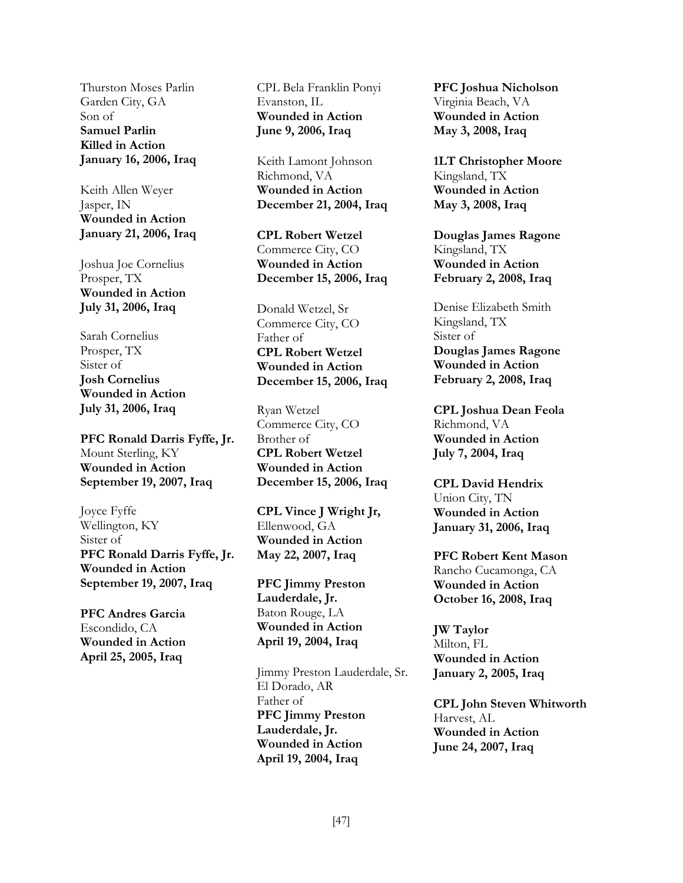Thurston Moses Parlin
Garden City, GA
Son of
**Samuel Parlin**
**Killed in Action**
**January 16, 2006, Iraq**

Keith Allen Weyer
Jasper, IN
**Wounded in Action**
**January 21, 2006, Iraq**

Joshua Joe Cornelius
Prosper, TX
**Wounded in Action**
**July 31, 2006, Iraq**

Sarah Cornelius
Prosper, TX
Sister of
**Josh Cornelius**
**Wounded in Action**
**July 31, 2006, Iraq**

**PFC Ronald Darris Fyffe, Jr.**
Mount Sterling, KY
**Wounded in Action**
**September 19, 2007, Iraq**

Joyce Fyffe
Wellington, KY
Sister of
**PFC Ronald Darris Fyffe, Jr.**
**Wounded in Action**
**September 19, 2007, Iraq**

**PFC Andres Garcia**
Escondido, CA
**Wounded in Action**
**April 25, 2005, Iraq**

CPL Bela Franklin Ponyi
Evanston, IL
**Wounded in Action**
**June 9, 2006, Iraq**

Keith Lamont Johnson
Richmond, VA
**Wounded in Action**
**December 21, 2004, Iraq**

**CPL Robert Wetzel**
Commerce City, CO
**Wounded in Action**
**December 15, 2006, Iraq**

Donald Wetzel, Sr
Commerce City, CO
Father of
**CPL Robert Wetzel**
**Wounded in Action**
**December 15, 2006, Iraq**

Ryan Wetzel
Commerce City, CO
Brother of
**CPL Robert Wetzel**
**Wounded in Action**
**December 15, 2006, Iraq**

**CPL Vince J Wright Jr,**
Ellenwood, GA
**Wounded in Action**
**May 22, 2007, Iraq**

**PFC Jimmy Preston Lauderdale, Jr.**
Baton Rouge, LA
**Wounded in Action**
**April 19, 2004, Iraq**

Jimmy Preston Lauderdale, Sr.
El Dorado, AR
Father of
**PFC Jimmy Preston Lauderdale, Jr.**
**Wounded in Action**
**April 19, 2004, Iraq**

**PFC Joshua Nicholson**
Virginia Beach, VA
**Wounded in Action**
**May 3, 2008, Iraq**

**1LT Christopher Moore**
Kingsland, TX
**Wounded in Action**
**May 3, 2008, Iraq**

**Douglas James Ragone**
Kingsland, TX
**Wounded in Action**
**February 2, 2008, Iraq**

Denise Elizabeth Smith
Kingsland, TX
Sister of
**Douglas James Ragone**
**Wounded in Action**
**February 2, 2008, Iraq**

**CPL Joshua Dean Feola**
Richmond, VA
**Wounded in Action**
**July 7, 2004, Iraq**

**CPL David Hendrix**
Union City, TN
**Wounded in Action**
**January 31, 2006, Iraq**

**PFC Robert Kent Mason**
Rancho Cucamonga, CA
**Wounded in Action**
**October 16, 2008, Iraq**

**JW Taylor**
Milton, FL
**Wounded in Action**
**January 2, 2005, Iraq**

**CPL John Steven Whitworth**
Harvest, AL
**Wounded in Action**
**June 24, 2007, Iraq**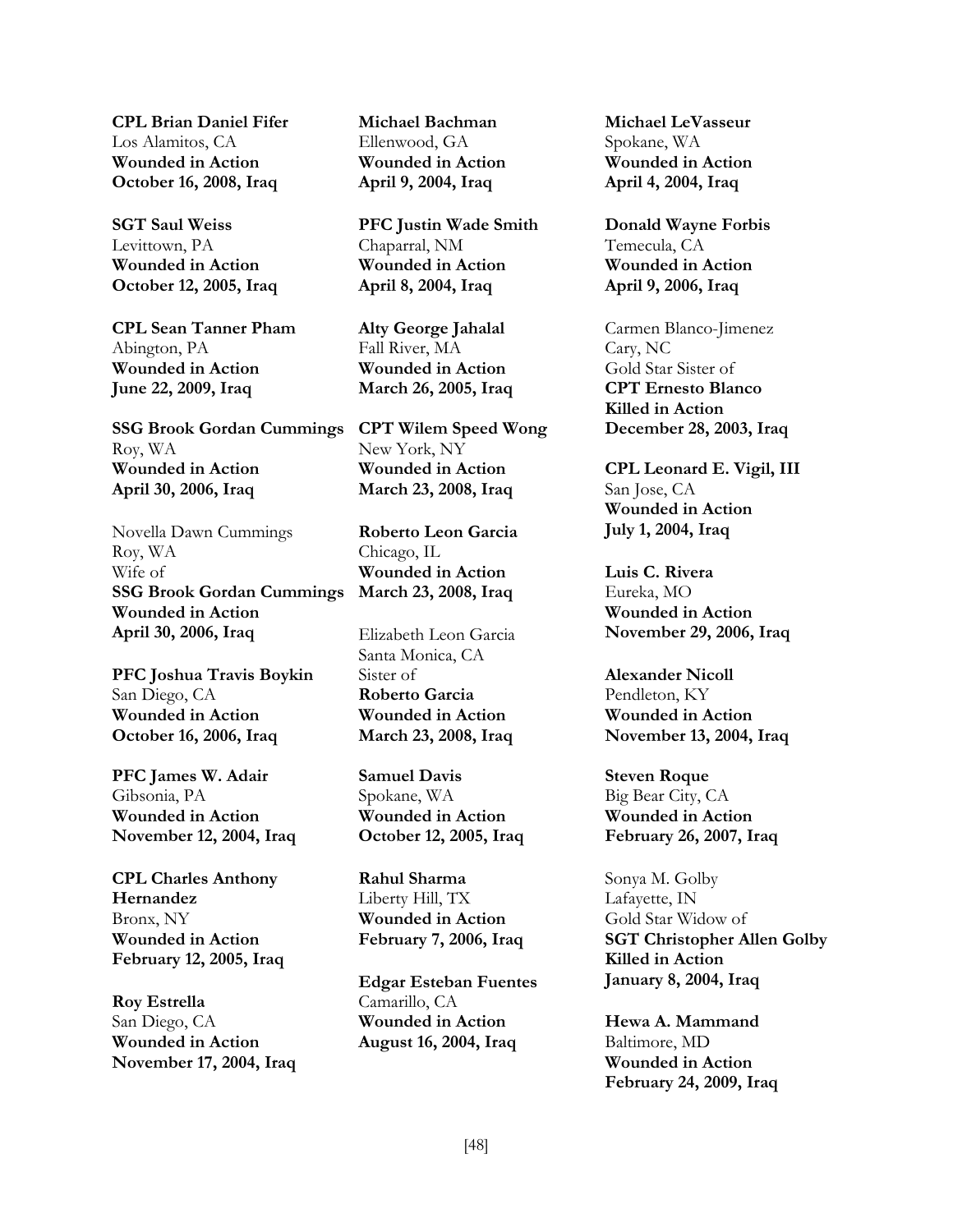**CPL Brian Daniel Fifer**
Los Alamitos, CA
**Wounded in Action**
**October 16, 2008, Iraq**

**SGT Saul Weiss**
Levittown, PA
**Wounded in Action**
**October 12, 2005, Iraq**

**CPL Sean Tanner Pham**
Abington, PA
**Wounded in Action**
**June 22, 2009, Iraq**

**SSG Brook Gordan Cummings**
Roy, WA
**Wounded in Action**
**April 30, 2006, Iraq**

Novella Dawn Cummings
Roy, WA
Wife of
**SSG Brook Gordan Cummings**
**Wounded in Action**
**April 30, 2006, Iraq**

**PFC Joshua Travis Boykin**
San Diego, CA
**Wounded in Action**
**October 16, 2006, Iraq**

**PFC James W. Adair**
Gibsonia, PA
**Wounded in Action**
**November 12, 2004, Iraq**

**CPL Charles Anthony Hernandez**
Bronx, NY
**Wounded in Action**
**February 12, 2005, Iraq**

**Roy Estrella**
San Diego, CA
**Wounded in Action**
**November 17, 2004, Iraq**

**Michael Bachman**
Ellenwood, GA
**Wounded in Action**
**April 9, 2004, Iraq**

**PFC Justin Wade Smith**
Chaparral, NM
**Wounded in Action**
**April 8, 2004, Iraq**

**Alty George Jahalal**
Fall River, MA
**Wounded in Action**
**March 26, 2005, Iraq**

**CPT Wilem Speed Wong**
New York, NY
**Wounded in Action**
**March 23, 2008, Iraq**

**Roberto Leon Garcia**
Chicago, IL
**Wounded in Action**
**March 23, 2008, Iraq**

Elizabeth Leon Garcia
Santa Monica, CA
Sister of
**Roberto Garcia**
**Wounded in Action**
**March 23, 2008, Iraq**

**Samuel Davis**
Spokane, WA
**Wounded in Action**
**October 12, 2005, Iraq**

**Rahul Sharma**
Liberty Hill, TX
**Wounded in Action**
**February 7, 2006, Iraq**

**Edgar Esteban Fuentes**
Camarillo, CA
**Wounded in Action**
**August 16, 2004, Iraq**

**Michael LeVasseur**
Spokane, WA
**Wounded in Action**
**April 4, 2004, Iraq**

**Donald Wayne Forbis**
Temecula, CA
**Wounded in Action**
**April 9, 2006, Iraq**

Carmen Blanco-Jimenez
Cary, NC
Gold Star Sister of
**CPT Ernesto Blanco**
**Killed in Action**
**December 28, 2003, Iraq**

**CPL Leonard E. Vigil, III**
San Jose, CA
**Wounded in Action**
**July 1, 2004, Iraq**

**Luis C. Rivera**
Eureka, MO
**Wounded in Action**
**November 29, 2006, Iraq**

**Alexander Nicoll**
Pendleton, KY
**Wounded in Action**
**November 13, 2004, Iraq**

**Steven Roque**
Big Bear City, CA
**Wounded in Action**
**February 26, 2007, Iraq**

Sonya M. Golby
Lafayette, IN
Gold Star Widow of
**SGT Christopher Allen Golby**
**Killed in Action**
**January 8, 2004, Iraq**

**Hewa A. Mammand**
Baltimore, MD
**Wounded in Action**
**February 24, 2009, Iraq**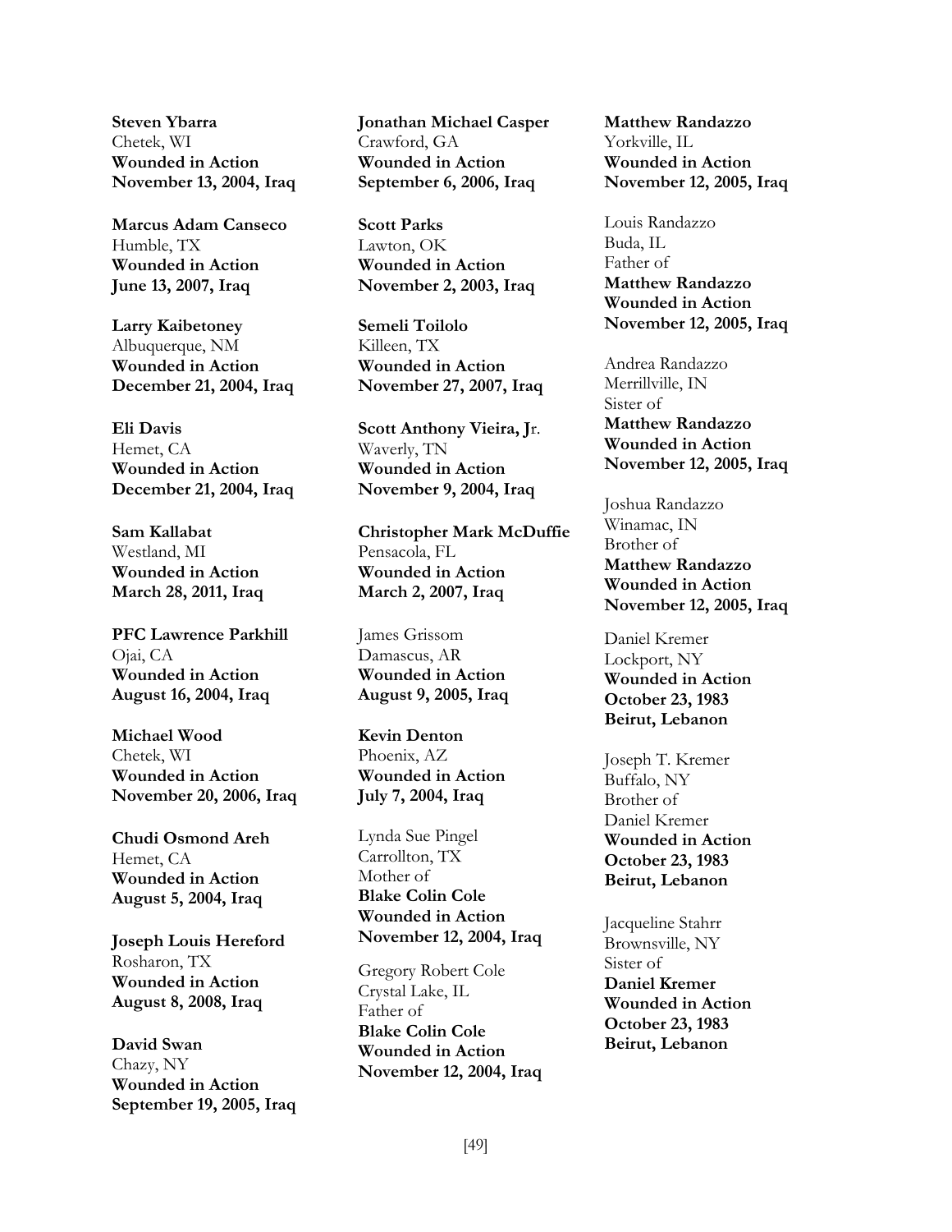**Steven Ybarra**
Chetek, WI
**Wounded in Action**
**November 13, 2004, Iraq**

**Marcus Adam Canseco**
Humble, TX
**Wounded in Action**
**June 13, 2007, Iraq**

**Larry Kaibetoney**
Albuquerque, NM
**Wounded in Action**
**December 21, 2004, Iraq**

**Eli Davis**
Hemet, CA
**Wounded in Action**
**December 21, 2004, Iraq**

**Sam Kallabat**
Westland, MI
**Wounded in Action**
**March 28, 2011, Iraq**

**PFC Lawrence Parkhill**
Ojai, CA
**Wounded in Action**
**August 16, 2004, Iraq**

**Michael Wood**
Chetek, WI
**Wounded in Action**
**November 20, 2006, Iraq**

**Chudi Osmond Areh**
Hemet, CA
**Wounded in Action**
**August 5, 2004, Iraq**

**Joseph Louis Hereford**
Rosharon, TX
**Wounded in Action**
**August 8, 2008, Iraq**

**David Swan**
Chazy, NY
**Wounded in Action**
**September 19, 2005, Iraq**

**Jonathan Michael Casper**
Crawford, GA
**Wounded in Action**
**September 6, 2006, Iraq**

**Scott Parks**
Lawton, OK
**Wounded in Action**
**November 2, 2003, Iraq**

**Semeli Toilolo**
Killeen, TX
**Wounded in Action**
**November 27, 2007, Iraq**

**Scott Anthony Vieira, J**r.
Waverly, TN
**Wounded in Action**
**November 9, 2004, Iraq**

**Christopher Mark McDuffie**
Pensacola, FL
**Wounded in Action**
**March 2, 2007, Iraq**

James Grissom
Damascus, AR
**Wounded in Action**
**August 9, 2005, Iraq**

**Kevin Denton**
Phoenix, AZ
**Wounded in Action**
**July 7, 2004, Iraq**

Lynda Sue Pingel
Carrollton, TX
Mother of
**Blake Colin Cole**
**Wounded in Action**
**November 12, 2004, Iraq**

Gregory Robert Cole
Crystal Lake, IL
Father of
**Blake Colin Cole**
**Wounded in Action**
**November 12, 2004, Iraq**

**Matthew Randazzo**
Yorkville, IL
**Wounded in Action**
**November 12, 2005, Iraq**

Louis Randazzo
Buda, IL
Father of
**Matthew Randazzo**
**Wounded in Action**
**November 12, 2005, Iraq**

Andrea Randazzo
Merrillville, IN
Sister of
**Matthew Randazzo**
**Wounded in Action**
**November 12, 2005, Iraq**

Joshua Randazzo
Winamac, IN
Brother of
**Matthew Randazzo**
**Wounded in Action**
**November 12, 2005, Iraq**

Daniel Kremer
Lockport, NY
**Wounded in Action**
**October 23, 1983**
**Beirut, Lebanon**

Joseph T. Kremer
Buffalo, NY
Brother of
Daniel Kremer
**Wounded in Action**
**October 23, 1983**
**Beirut, Lebanon**

Jacqueline Stahrr
Brownsville, NY
Sister of
**Daniel Kremer**
**Wounded in Action**
**October 23, 1983**
**Beirut, Lebanon**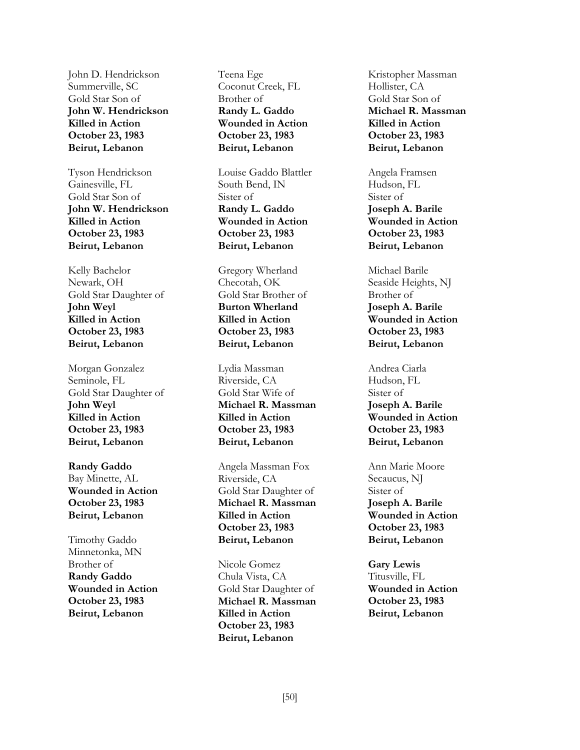John D. Hendrickson
Summerville, SC
Gold Star Son of
**John W. Hendrickson**
**Killed in Action**
**October 23, 1983**
**Beirut, Lebanon**

Tyson Hendrickson
Gainesville, FL
Gold Star Son of
**John W. Hendrickson**
**Killed in Action**
**October 23, 1983**
**Beirut, Lebanon**

Kelly Bachelor
Newark, OH
Gold Star Daughter of
**John Weyl**
**Killed in Action**
**October 23, 1983**
**Beirut, Lebanon**

Morgan Gonzalez
Seminole, FL
Gold Star Daughter of
**John Weyl**
**Killed in Action**
**October 23, 1983**
**Beirut, Lebanon**

**Randy Gaddo**
Bay Minette, AL
**Wounded in Action**
**October 23, 1983**
**Beirut, Lebanon**

Timothy Gaddo
Minnetonka, MN
Brother of
**Randy Gaddo**
**Wounded in Action**
**October 23, 1983**
**Beirut, Lebanon**

Teena Ege
Coconut Creek, FL
Brother of
**Randy L. Gaddo**
**Wounded in Action**
**October 23, 1983**
**Beirut, Lebanon**

Louise Gaddo Blattler
South Bend, IN
Sister of
**Randy L. Gaddo**
**Wounded in Action**
**October 23, 1983**
**Beirut, Lebanon**

Gregory Wherland
Checotah, OK
Gold Star Brother of
**Burton Wherland**
**Killed in Action**
**October 23, 1983**
**Beirut, Lebanon**

Lydia Massman
Riverside, CA
Gold Star Wife of
**Michael R. Massman**
**Killed in Action**
**October 23, 1983**
**Beirut, Lebanon**

Angela Massman Fox
Riverside, CA
Gold Star Daughter of
**Michael R. Massman**
**Killed in Action**
**October 23, 1983**
**Beirut, Lebanon**

Nicole Gomez
Chula Vista, CA
Gold Star Daughter of
**Michael R. Massman**
**Killed in Action**
**October 23, 1983**
**Beirut, Lebanon**

Kristopher Massman
Hollister, CA
Gold Star Son of
**Michael R. Massman**
**Killed in Action**
**October 23, 1983**
**Beirut, Lebanon**

Angela Framsen
Hudson, FL
Sister of
**Joseph A. Barile**
**Wounded in Action**
**October 23, 1983**
**Beirut, Lebanon**

Michael Barile
Seaside Heights, NJ
Brother of
**Joseph A. Barile**
**Wounded in Action**
**October 23, 1983**
**Beirut, Lebanon**

Andrea Ciarla
Hudson, FL
Sister of
**Joseph A. Barile**
**Wounded in Action**
**October 23, 1983**
**Beirut, Lebanon**

Ann Marie Moore
Secaucus, NJ
Sister of
**Joseph A. Barile**
**Wounded in Action**
**October 23, 1983**
**Beirut, Lebanon**

**Gary Lewis**
Titusville, FL
**Wounded in Action**
**October 23, 1983**
**Beirut, Lebanon**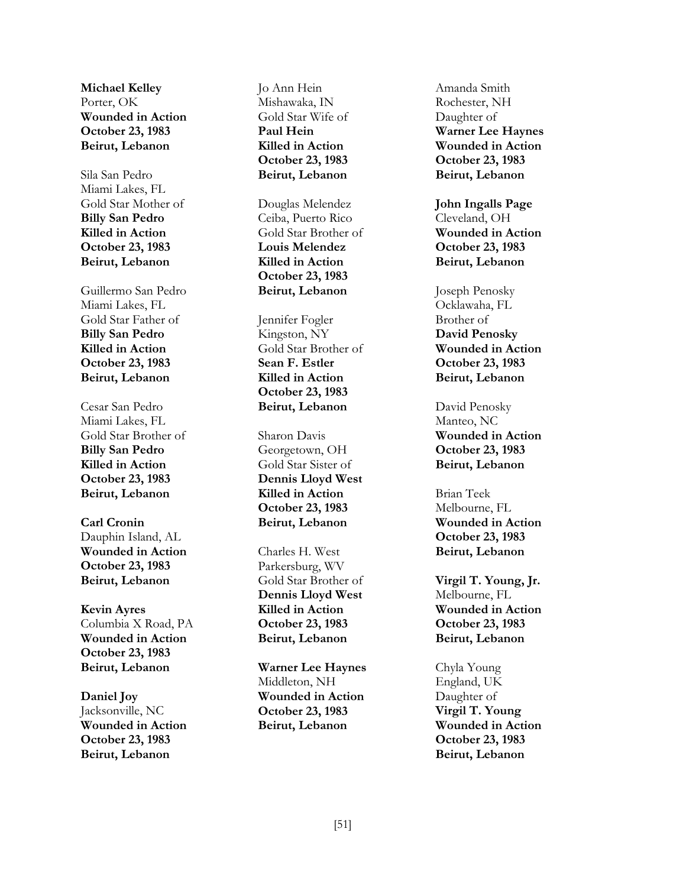**Michael Kelley**
Porter, OK
**Wounded in Action**
**October 23, 1983**
**Beirut, Lebanon**

Sila San Pedro
Miami Lakes, FL
Gold Star Mother of
**Billy San Pedro**
**Killed in Action**
**October 23, 1983**
**Beirut, Lebanon**

Guillermo San Pedro
Miami Lakes, FL
Gold Star Father of
**Billy San Pedro**
**Killed in Action**
**October 23, 1983**
**Beirut, Lebanon**

Cesar San Pedro
Miami Lakes, FL
Gold Star Brother of
**Billy San Pedro**
**Killed in Action**
**October 23, 1983**
**Beirut, Lebanon**

**Carl Cronin**
Dauphin Island, AL
**Wounded in Action**
**October 23, 1983**
**Beirut, Lebanon**

**Kevin Ayres**
Columbia X Road, PA
**Wounded in Action**
**October 23, 1983**
**Beirut, Lebanon**

**Daniel Joy**
Jacksonville, NC
**Wounded in Action**
**October 23, 1983**
**Beirut, Lebanon**

Jo Ann Hein
Mishawaka, IN
Gold Star Wife of
**Paul Hein**
**Killed in Action**
**October 23, 1983**
**Beirut, Lebanon**

Douglas Melendez
Ceiba, Puerto Rico
Gold Star Brother of
**Louis Melendez**
**Killed in Action**
**October 23, 1983**
**Beirut, Lebanon**

Jennifer Fogler
Kingston, NY
Gold Star Brother of
**Sean F. Estler**
**Killed in Action**
**October 23, 1983**
**Beirut, Lebanon**

Sharon Davis
Georgetown, OH
Gold Star Sister of
**Dennis Lloyd West**
**Killed in Action**
**October 23, 1983**
**Beirut, Lebanon**

Charles H. West
Parkersburg, WV
Gold Star Brother of
**Dennis Lloyd West**
**Killed in Action**
**October 23, 1983**
**Beirut, Lebanon**

**Warner Lee Haynes**
Middleton, NH
**Wounded in Action**
**October 23, 1983**
**Beirut, Lebanon**

Amanda Smith
Rochester, NH
Daughter of
**Warner Lee Haynes**
**Wounded in Action**
**October 23, 1983**
**Beirut, Lebanon**

**John Ingalls Page**
Cleveland, OH
**Wounded in Action**
**October 23, 1983**
**Beirut, Lebanon**

Joseph Penosky
Ocklawaha, FL
Brother of
**David Penosky**
**Wounded in Action**
**October 23, 1983**
**Beirut, Lebanon**

David Penosky
Manteo, NC
**Wounded in Action**
**October 23, 1983**
**Beirut, Lebanon**

Brian Teek
Melbourne, FL
**Wounded in Action**
**October 23, 1983**
**Beirut, Lebanon**

**Virgil T. Young, Jr.**
Melbourne, FL
**Wounded in Action**
**October 23, 1983**
**Beirut, Lebanon**

Chyla Young
England, UK
Daughter of
**Virgil T. Young**
**Wounded in Action**
**October 23, 1983**
**Beirut, Lebanon**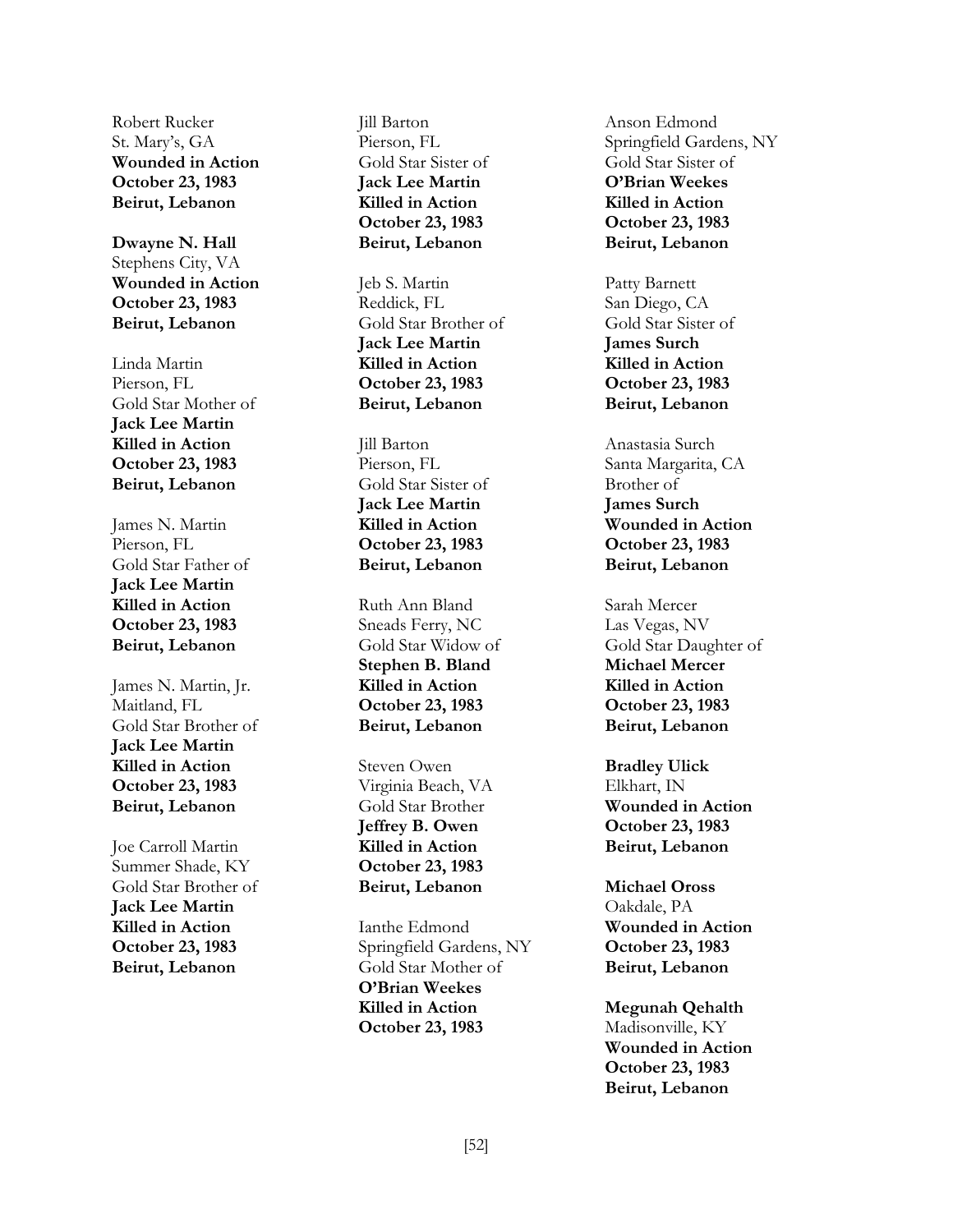Robert Rucker
St. Mary's, GA
**Wounded in Action**
**October 23, 1983**
**Beirut, Lebanon**

**Dwayne N. Hall**
Stephens City, VA
**Wounded in Action**
**October 23, 1983**
**Beirut, Lebanon**

Linda Martin
Pierson, FL
Gold Star Mother of
**Jack Lee Martin**
**Killed in Action**
**October 23, 1983**
**Beirut, Lebanon**

James N. Martin
Pierson, FL
Gold Star Father of
**Jack Lee Martin**
**Killed in Action**
**October 23, 1983**
**Beirut, Lebanon**

James N. Martin, Jr.
Maitland, FL
Gold Star Brother of
**Jack Lee Martin**
**Killed in Action**
**October 23, 1983**
**Beirut, Lebanon**

Joe Carroll Martin
Summer Shade, KY
Gold Star Brother of
**Jack Lee Martin**
**Killed in Action**
**October 23, 1983**
**Beirut, Lebanon**

Jill Barton
Pierson, FL
Gold Star Sister of
**Jack Lee Martin**
**Killed in Action**
**October 23, 1983**
**Beirut, Lebanon**

Jeb S. Martin
Reddick, FL
Gold Star Brother of
**Jack Lee Martin**
**Killed in Action**
**October 23, 1983**
**Beirut, Lebanon**

Jill Barton
Pierson, FL
Gold Star Sister of
**Jack Lee Martin**
**Killed in Action**
**October 23, 1983**
**Beirut, Lebanon**

Ruth Ann Bland
Sneads Ferry, NC
Gold Star Widow of
**Stephen B. Bland**
**Killed in Action**
**October 23, 1983**
**Beirut, Lebanon**

Steven Owen
Virginia Beach, VA
Gold Star Brother
**Jeffrey B. Owen**
**Killed in Action**
**October 23, 1983**
**Beirut, Lebanon**

Ianthe Edmond
Springfield Gardens, NY
Gold Star Mother of
**O'Brian Weekes**
**Killed in Action**
**October 23, 1983**

Anson Edmond
Springfield Gardens, NY
Gold Star Sister of
**O'Brian Weekes**
**Killed in Action**
**October 23, 1983**
**Beirut, Lebanon**

Patty Barnett
San Diego, CA
Gold Star Sister of
**James Surch**
**Killed in Action**
**October 23, 1983**
**Beirut, Lebanon**

Anastasia Surch
Santa Margarita, CA
Brother of
**James Surch**
**Wounded in Action**
**October 23, 1983**
**Beirut, Lebanon**

Sarah Mercer
Las Vegas, NV
Gold Star Daughter of
**Michael Mercer**
**Killed in Action**
**October 23, 1983**
**Beirut, Lebanon**

**Bradley Ulick**
Elkhart, IN
**Wounded in Action**
**October 23, 1983**
**Beirut, Lebanon**

**Michael Oross**
Oakdale, PA
**Wounded in Action**
**October 23, 1983**
**Beirut, Lebanon**

**Megunah Qehalth**
Madisonville, KY
**Wounded in Action**
**October 23, 1983**
**Beirut, Lebanon**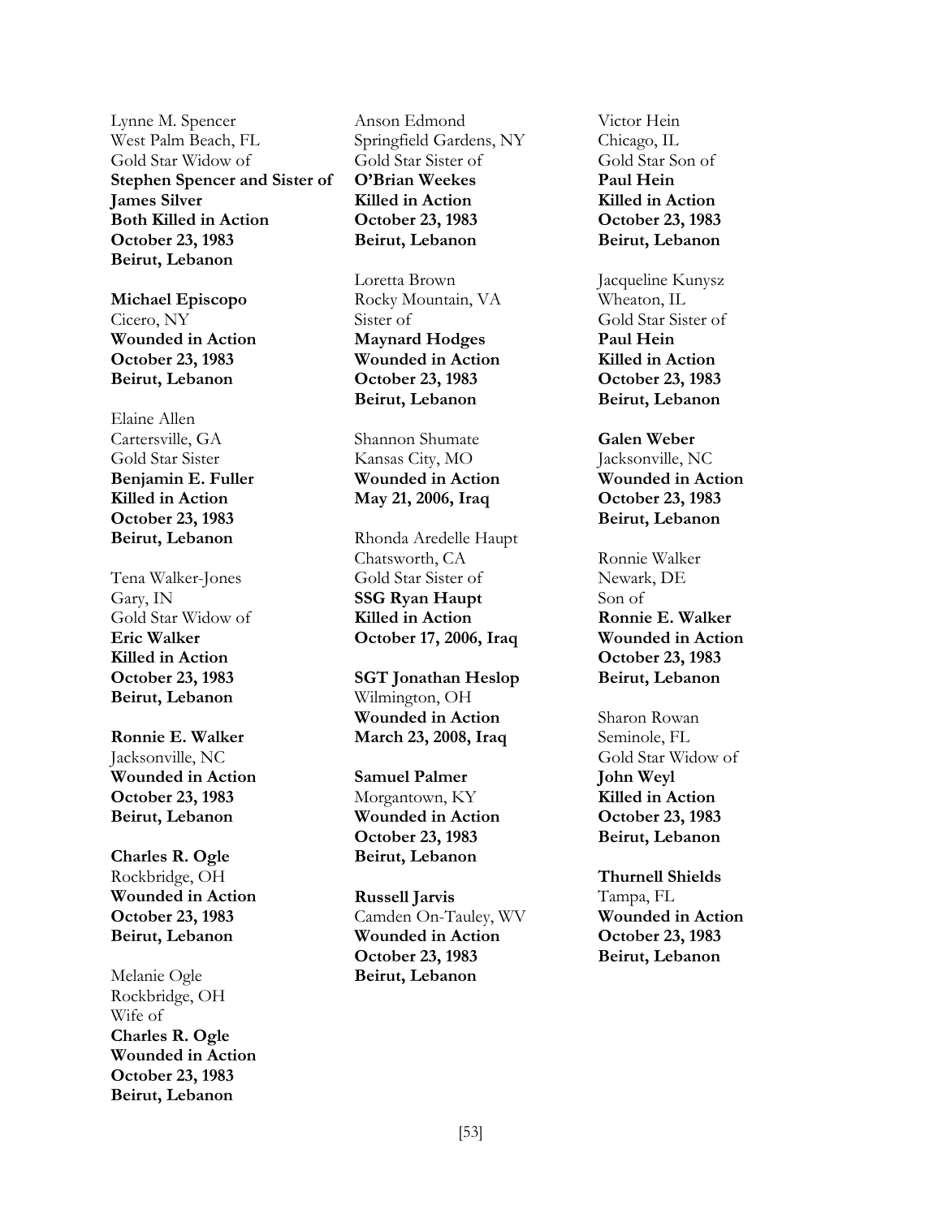Lynne M. Spencer  
West Palm Beach, FL  
Gold Star Widow of  
**Stephen Spencer and Sister of James Silver**  
**Both Killed in Action**  
**October 23, 1983**  
**Beirut, Lebanon**

**Michael Episcopo**  
Cicero, NY  
**Wounded in Action**  
**October 23, 1983**  
**Beirut, Lebanon**

Elaine Allen  
Cartersville, GA  
Gold Star Sister  
**Benjamin E. Fuller**  
**Killed in Action**  
**October 23, 1983**  
**Beirut, Lebanon**

Tena Walker-Jones  
Gary, IN  
Gold Star Widow of  
**Eric Walker**  
**Killed in Action**  
**October 23, 1983**  
**Beirut, Lebanon**

**Ronnie E. Walker**  
Jacksonville, NC  
**Wounded in Action**  
**October 23, 1983**  
**Beirut, Lebanon**

**Charles R. Ogle**  
Rockbridge, OH  
**Wounded in Action**  
**October 23, 1983**  
**Beirut, Lebanon**

Melanie Ogle  
Rockbridge, OH  
Wife of  
**Charles R. Ogle**  
**Wounded in Action**  
**October 23, 1983**  
**Beirut, Lebanon**

Anson Edmond  
Springfield Gardens, NY  
Gold Star Sister of  
**O'Brian Weekes**  
**Killed in Action**  
**October 23, 1983**  
**Beirut, Lebanon**

Loretta Brown  
Rocky Mountain, VA  
Sister of  
**Maynard Hodges**  
**Wounded in Action**  
**October 23, 1983**  
**Beirut, Lebanon**

Shannon Shumate  
Kansas City, MO  
**Wounded in Action**  
**May 21, 2006, Iraq**

Rhonda Aredelle Haupt  
Chatsworth, CA  
Gold Star Sister of  
**SSG Ryan Haupt**  
**Killed in Action**  
**October 17, 2006, Iraq**

**SGT Jonathan Heslop**  
Wilmington, OH  
**Wounded in Action**  
**March 23, 2008, Iraq**

**Samuel Palmer**  
Morgantown, KY  
**Wounded in Action**  
**October 23, 1983**  
**Beirut, Lebanon**

**Russell Jarvis**  
Camden On-Tauley, WV  
**Wounded in Action**  
**October 23, 1983**  
**Beirut, Lebanon**

Victor Hein  
Chicago, IL  
Gold Star Son of  
**Paul Hein**  
**Killed in Action**  
**October 23, 1983**  
**Beirut, Lebanon**

Jacqueline Kunysz  
Wheaton, IL  
Gold Star Sister of  
**Paul Hein**  
**Killed in Action**  
**October 23, 1983**  
**Beirut, Lebanon**

**Galen Weber**  
Jacksonville, NC  
**Wounded in Action**  
**October 23, 1983**  
**Beirut, Lebanon**

Ronnie Walker  
Newark, DE  
Son of  
**Ronnie E. Walker**  
**Wounded in Action**  
**October 23, 1983**  
**Beirut, Lebanon**

Sharon Rowan  
Seminole, FL  
Gold Star Widow of  
**John Weyl**  
**Killed in Action**  
**October 23, 1983**  
**Beirut, Lebanon**

**Thurnell Shields**  
Tampa, FL  
**Wounded in Action**  
**October 23, 1983**  
**Beirut, Lebanon**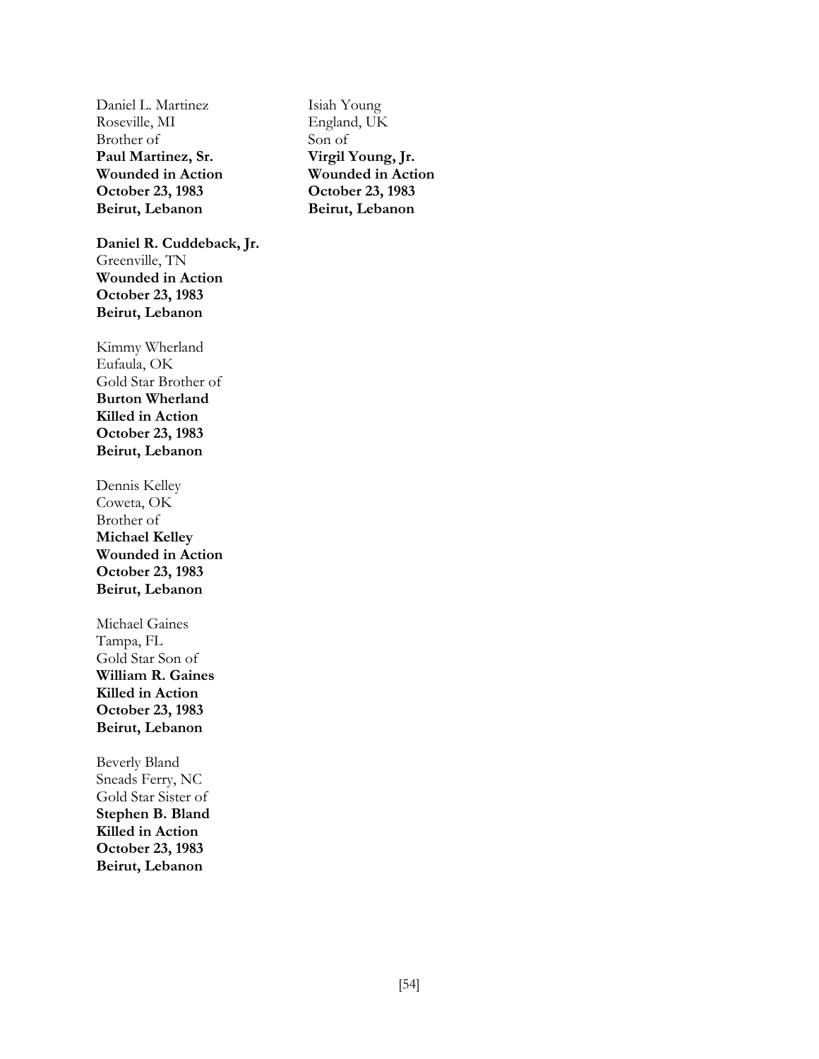Daniel L. Martinez
Roseville, MI
Brother of
**Paul Martinez, Sr.**
**Wounded in Action**
**October 23, 1983**
**Beirut, Lebanon**

**Daniel R. Cuddeback, Jr.**
Greenville, TN
**Wounded in Action**
**October 23, 1983**
**Beirut, Lebanon**

Kimmy Wherland
Eufaula, OK
Gold Star Brother of
**Burton Wherland**
**Killed in Action**
**October 23, 1983**
**Beirut, Lebanon**

Dennis Kelley
Coweta, OK
Brother of
**Michael Kelley**
**Wounded in Action**
**October 23, 1983**
**Beirut, Lebanon**

Michael Gaines
Tampa, FL
Gold Star Son of
**William R. Gaines**
**Killed in Action**
**October 23, 1983**
**Beirut, Lebanon**

Beverly Bland
Sneads Ferry, NC
Gold Star Sister of
**Stephen B. Bland**
**Killed in Action**
**October 23, 1983**
**Beirut, Lebanon**

Isiah Young
England, UK
Son of
**Virgil Young, Jr.**
**Wounded in Action**
**October 23, 1983**
**Beirut, Lebanon**